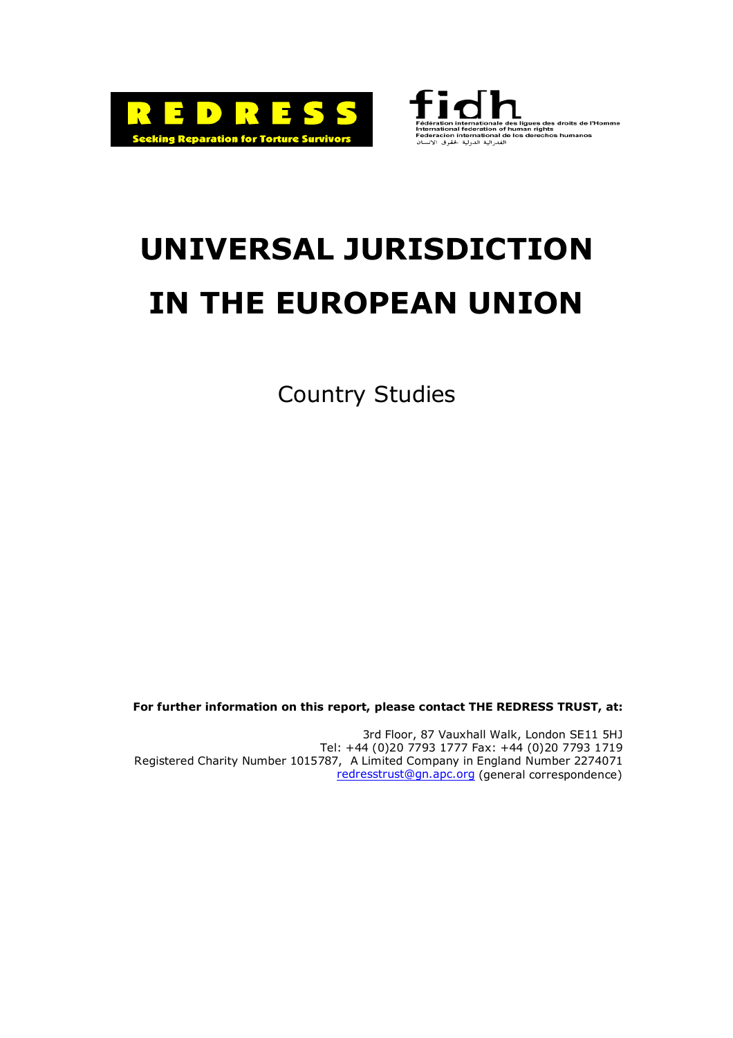REDRESS

Seeking Reparation for Torture Survivors

fidh

Fédération internationale des ligues des droits de l'Homme
International federation of human rights
Federacion international de los derechos humanos
الفدرالية الدولية لحقوق الانسان

# UNIVERSAL JURISDICTION IN THE EUROPEAN UNION

Country Studies

**For further information on this report, please contact THE REDRESS TRUST, at:**

3rd Floor, 87 Vauxhall Walk, London SE11 5HJ
Tel: +44 (0)20 7793 1777 Fax: +44 (0)20 7793 1719
Registered Charity Number 1015787, A Limited Company in England Number 2274071
redresstrust@gn.apc.org (general correspondence)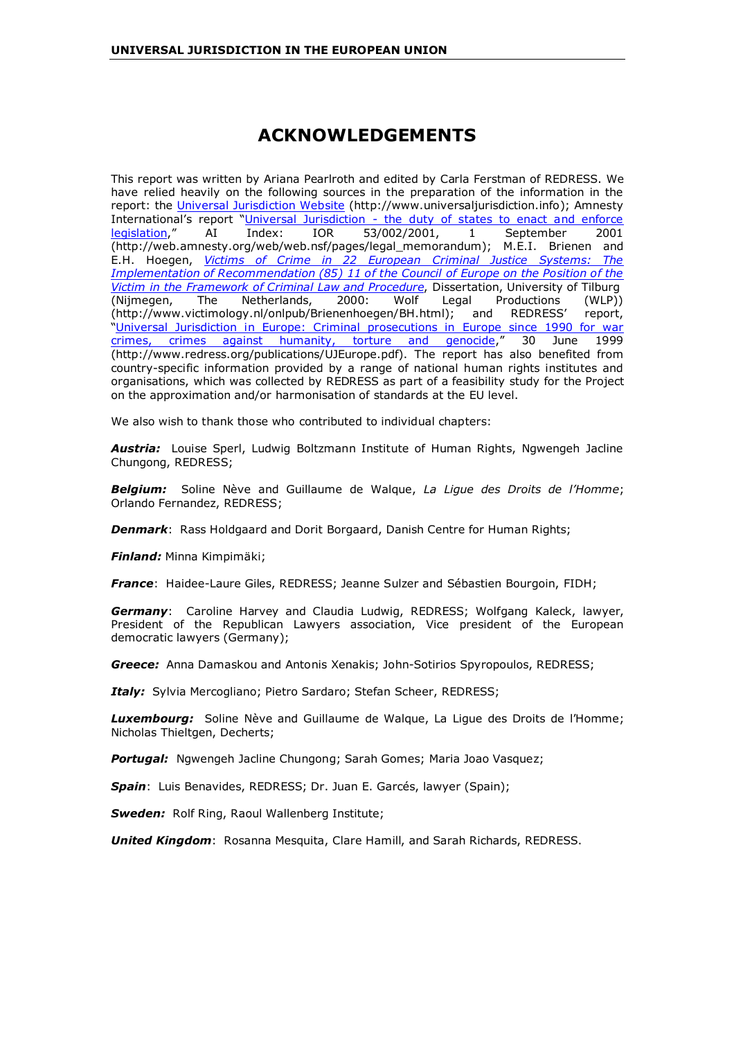# ACKNOWLEDGEMENTS

This report was written by Ariana Pearlroth and edited by Carla Ferstman of REDRESS. We have relied heavily on the following sources in the preparation of the information in the report: the Universal Jurisdiction Website (http://www.universaljurisdiction.info); Amnesty International's report "Universal Jurisdiction - the duty of states to enact and enforce legislation," AI Index: IOR 53/002/2001, 1 September 2001 (http://web.amnesty.org/web/web.nsf/pages/legal_memorandum); M.E.I. Brienen and E.H. Hoegen, *Victims of Crime in 22 European Criminal Justice Systems: The Implementation of Recommendation (85) 11 of the Council of Europe on the Position of the Victim in the Framework of Criminal Law and Procedure*, Dissertation, University of Tilburg (Nijmegen, The Netherlands, 2000: Wolf Legal Productions (WLP)) (http://www.victimology.nl/onlpub/Brienenhoegen/BH.html); and REDRESS' report, "Universal Jurisdiction in Europe: Criminal prosecutions in Europe since 1990 for war crimes, crimes against humanity, torture and genocide," 30 June 1999 (http://www.redress.org/publications/UJEurope.pdf). The report has also benefited from country-specific information provided by a range of national human rights institutes and organisations, which was collected by REDRESS as part of a feasibility study for the Project on the approximation and/or harmonisation of standards at the EU level.

We also wish to thank those who contributed to individual chapters:

***Austria:*** Louise Sperl, Ludwig Boltzmann Institute of Human Rights, Ngwengeh Jacline Chungong, REDRESS;

***Belgium:*** Soline Nève and Guillaume de Walque, *La Ligue des Droits de l'Homme*; Orlando Fernandez, REDRESS;

***Denmark***: Rass Holdgaard and Dorit Borgaard, Danish Centre for Human Rights;

***Finland:*** Minna Kimpimäki;

***France***: Haidee-Laure Giles, REDRESS; Jeanne Sulzer and Sébastien Bourgoin, FIDH;

***Germany***: Caroline Harvey and Claudia Ludwig, REDRESS; Wolfgang Kaleck, lawyer, President of the Republican Lawyers association, Vice president of the European democratic lawyers (Germany);

***Greece:*** Anna Damaskou and Antonis Xenakis; John-Sotirios Spyropoulos, REDRESS;

***Italy:*** Sylvia Mercogliano; Pietro Sardaro; Stefan Scheer, REDRESS;

***Luxembourg:*** Soline Nève and Guillaume de Walque, La Ligue des Droits de l'Homme; Nicholas Thieltgen, Decherts;

***Portugal:*** Ngwengeh Jacline Chungong; Sarah Gomes; Maria Joao Vasquez;

***Spain***: Luis Benavides, REDRESS; Dr. Juan E. Garcés, lawyer (Spain);

***Sweden:*** Rolf Ring, Raoul Wallenberg Institute;

***United Kingdom***: Rosanna Mesquita, Clare Hamill, and Sarah Richards, REDRESS.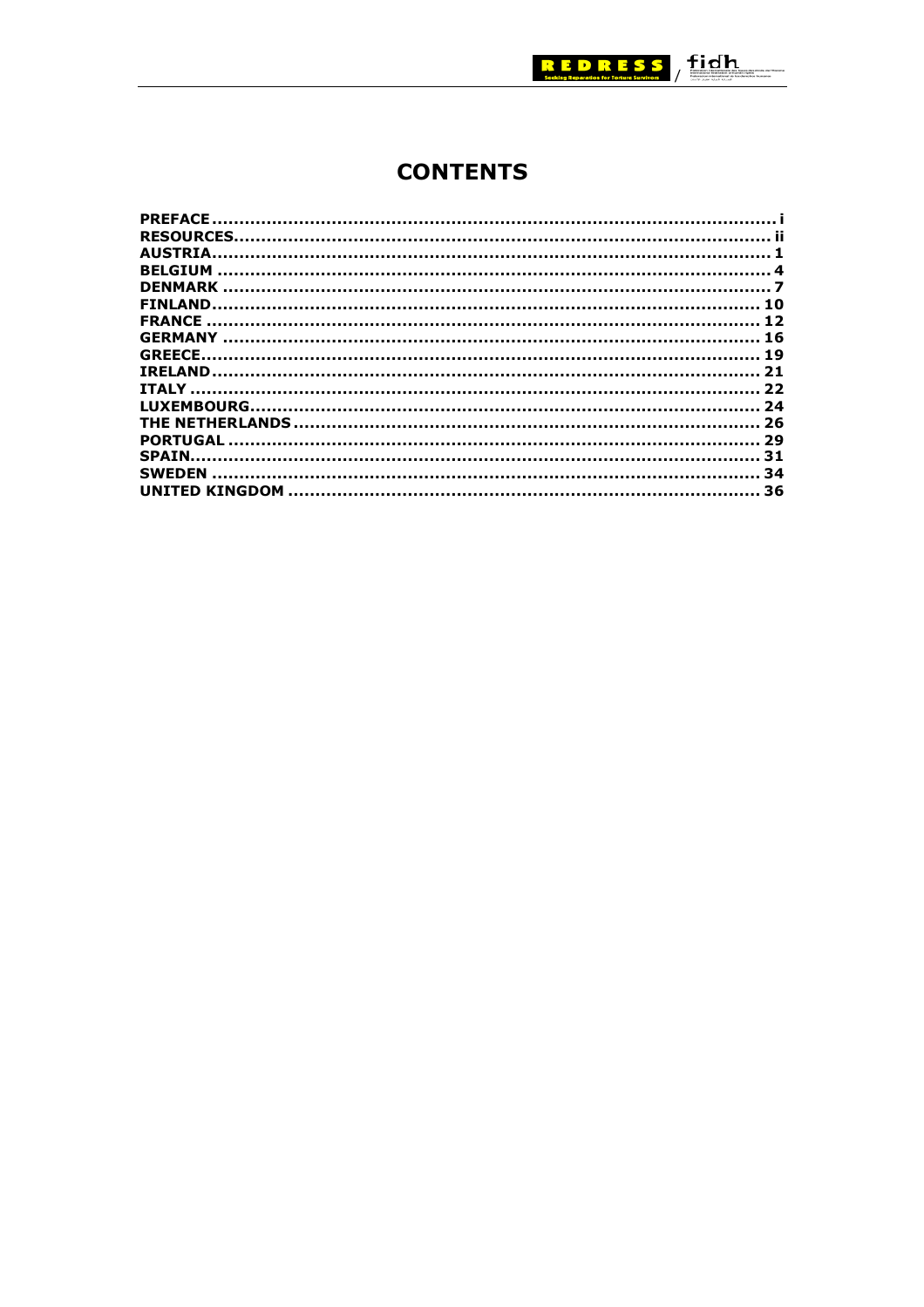# CONTENTS

| | |
|---|---|
| **PREFACE** | **i** |
| **RESOURCES** | **ii** |
| **AUSTRIA** | **1** |
| **BELGIUM** | **4** |
| **DENMARK** | **7** |
| **FINLAND** | **10** |
| **FRANCE** | **12** |
| **GERMANY** | **16** |
| **GREECE** | **19** |
| **IRELAND** | **21** |
| **ITALY** | **22** |
| **LUXEMBOURG** | **24** |
| **THE NETHERLANDS** | **26** |
| **PORTUGAL** | **29** |
| **SPAIN** | **31** |
| **SWEDEN** | **34** |
| **UNITED KINGDOM** | **36** |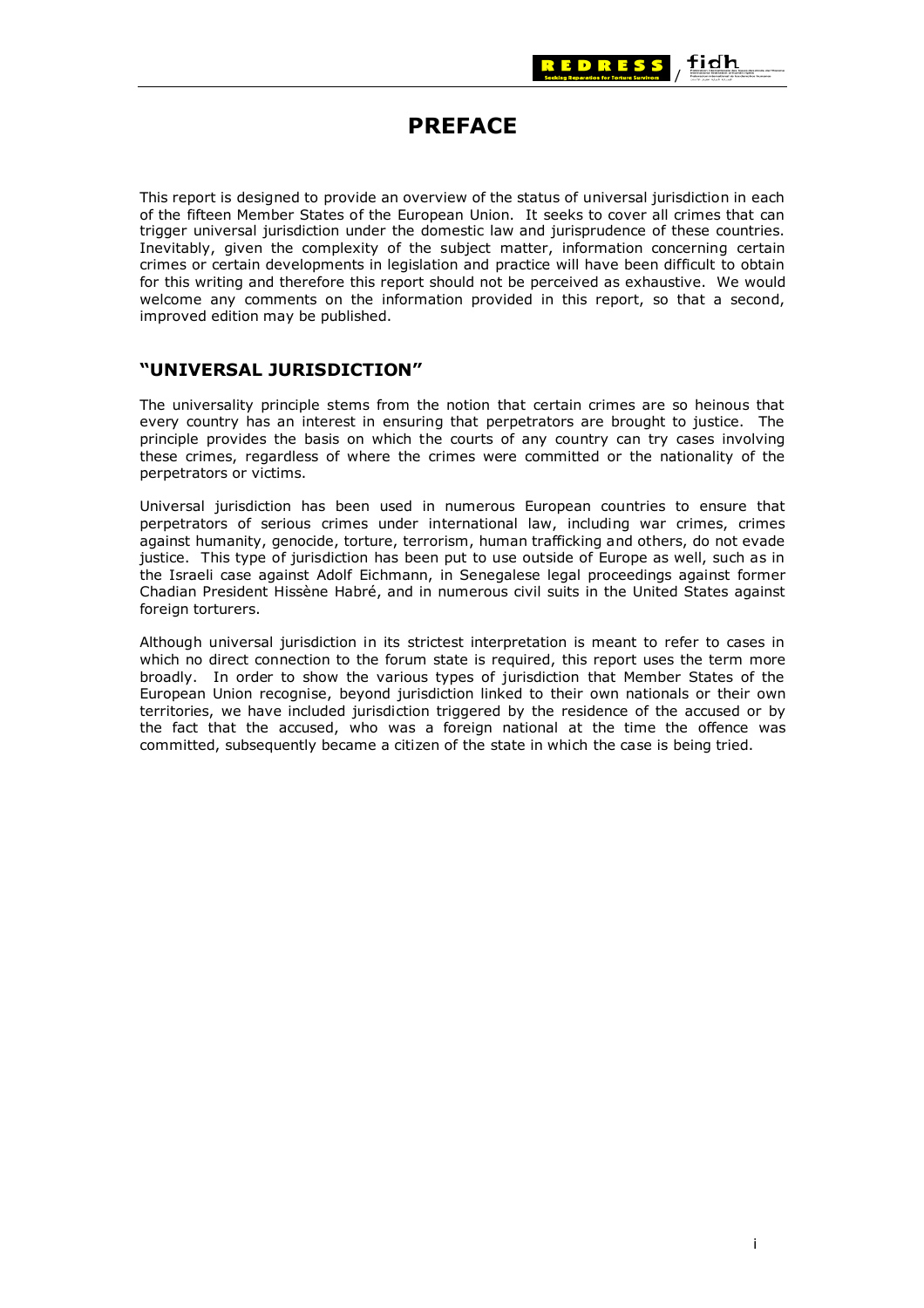# PREFACE

This report is designed to provide an overview of the status of universal jurisdiction in each of the fifteen Member States of the European Union. It seeks to cover all crimes that can trigger universal jurisdiction under the domestic law and jurisprudence of these countries. Inevitably, given the complexity of the subject matter, information concerning certain crimes or certain developments in legislation and practice will have been difficult to obtain for this writing and therefore this report should not be perceived as exhaustive. We would welcome any comments on the information provided in this report, so that a second, improved edition may be published.

## "UNIVERSAL JURISDICTION"

The universality principle stems from the notion that certain crimes are so heinous that every country has an interest in ensuring that perpetrators are brought to justice. The principle provides the basis on which the courts of any country can try cases involving these crimes, regardless of where the crimes were committed or the nationality of the perpetrators or victims.

Universal jurisdiction has been used in numerous European countries to ensure that perpetrators of serious crimes under international law, including war crimes, crimes against humanity, genocide, torture, terrorism, human trafficking and others, do not evade justice. This type of jurisdiction has been put to use outside of Europe as well, such as in the Israeli case against Adolf Eichmann, in Senegalese legal proceedings against former Chadian President Hissène Habré, and in numerous civil suits in the United States against foreign torturers.

Although universal jurisdiction in its strictest interpretation is meant to refer to cases in which no direct connection to the forum state is required, this report uses the term more broadly. In order to show the various types of jurisdiction that Member States of the European Union recognise, beyond jurisdiction linked to their own nationals or their own territories, we have included jurisdiction triggered by the residence of the accused or by the fact that the accused, who was a foreign national at the time the offence was committed, subsequently became a citizen of the state in which the case is being tried.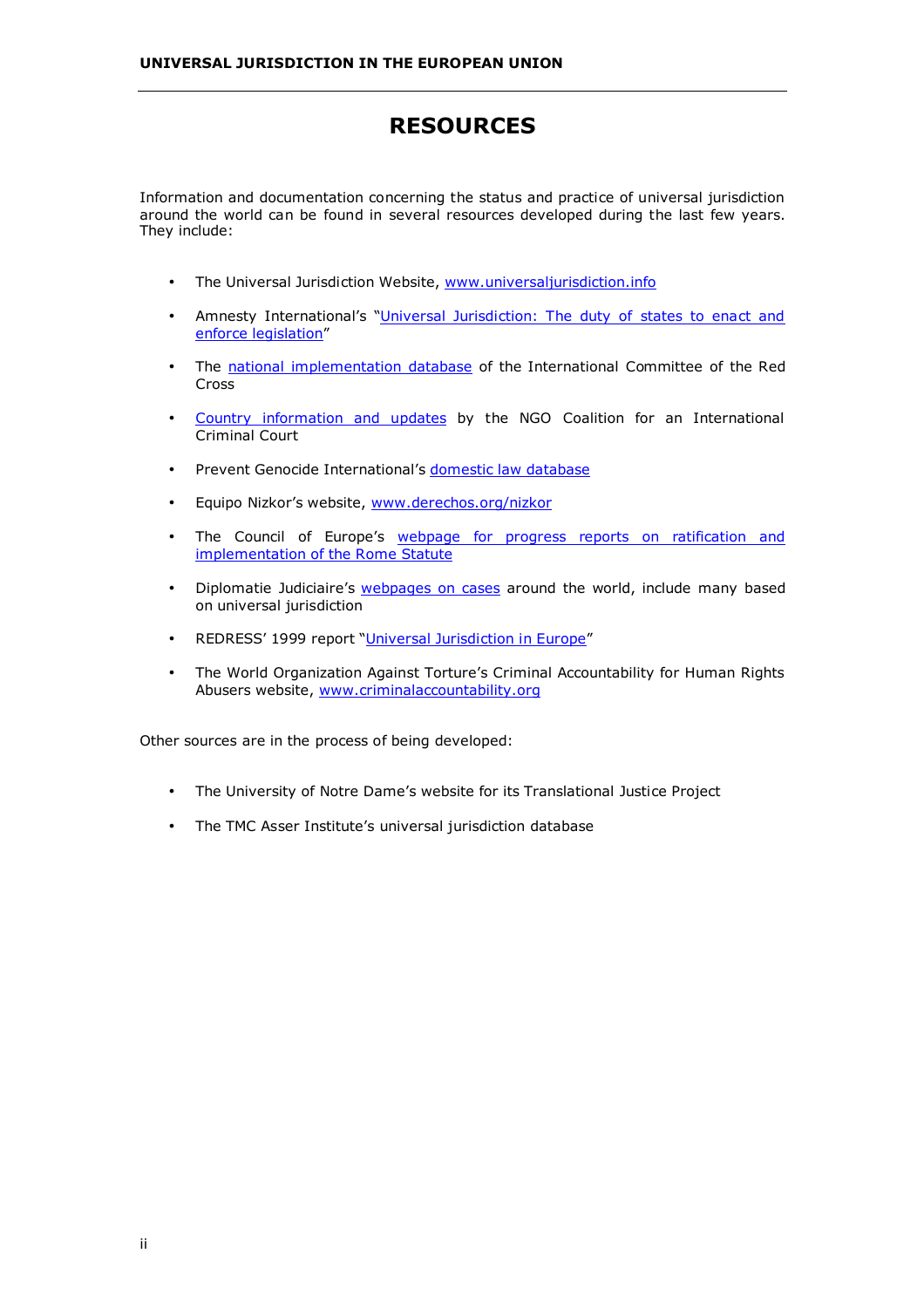# RESOURCES

Information and documentation concerning the status and practice of universal jurisdiction around the world can be found in several resources developed during the last few years. They include:

- The Universal Jurisdiction Website, www.universaljurisdiction.info
- Amnesty International's "Universal Jurisdiction: The duty of states to enact and enforce legislation"
- The national implementation database of the International Committee of the Red Cross
- Country information and updates by the NGO Coalition for an International Criminal Court
- Prevent Genocide International's domestic law database
- Equipo Nizkor's website, www.derechos.org/nizkor
- The Council of Europe's webpage for progress reports on ratification and implementation of the Rome Statute
- Diplomatie Judiciaire's webpages on cases around the world, include many based on universal jurisdiction
- REDRESS' 1999 report "Universal Jurisdiction in Europe"
- The World Organization Against Torture's Criminal Accountability for Human Rights Abusers website, www.criminalaccountability.org

Other sources are in the process of being developed:

- The University of Notre Dame's website for its Translational Justice Project
- The TMC Asser Institute's universal jurisdiction database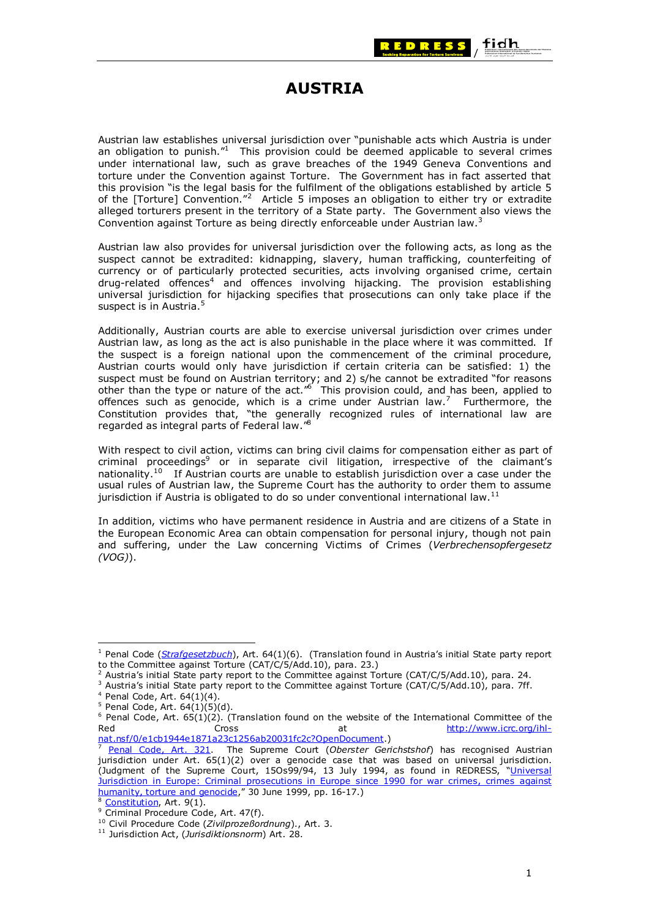# AUSTRIA

Austrian law establishes universal jurisdiction over "punishable acts which Austria is under an obligation to punish."[1] This provision could be deemed applicable to several crimes under international law, such as grave breaches of the 1949 Geneva Conventions and torture under the Convention against Torture. The Government has in fact asserted that this provision "is the legal basis for the fulfilment of the obligations established by article 5 of the [Torture] Convention."[2] Article 5 imposes an obligation to either try or extradite alleged torturers present in the territory of a State party. The Government also views the Convention against Torture as being directly enforceable under Austrian law.[3]

Austrian law also provides for universal jurisdiction over the following acts, as long as the suspect cannot be extradited: kidnapping, slavery, human trafficking, counterfeiting of currency or of particularly protected securities, acts involving organised crime, certain drug-related offences[4] and offences involving hijacking. The provision establishing universal jurisdiction for hijacking specifies that prosecutions can only take place if the suspect is in Austria.[5]

Additionally, Austrian courts are able to exercise universal jurisdiction over crimes under Austrian law, as long as the act is also punishable in the place where it was committed. If the suspect is a foreign national upon the commencement of the criminal procedure, Austrian courts would only have jurisdiction if certain criteria can be satisfied: 1) the suspect must be found on Austrian territory; and 2) s/he cannot be extradited "for reasons other than the type or nature of the act."[6] This provision could, and has been, applied to offences such as genocide, which is a crime under Austrian law.[7] Furthermore, the Constitution provides that, "the generally recognized rules of international law are regarded as integral parts of Federal law."[8]

With respect to civil action, victims can bring civil claims for compensation either as part of criminal proceedings[9] or in separate civil litigation, irrespective of the claimant's nationality.[10] If Austrian courts are unable to establish jurisdiction over a case under the usual rules of Austrian law, the Supreme Court has the authority to order them to assume jurisdiction if Austria is obligated to do so under conventional international law.[11]

In addition, victims who have permanent residence in Austria and are citizens of a State in the European Economic Area can obtain compensation for personal injury, though not pain and suffering, under the Law concerning Victims of Crimes (*Verbrechensopfergesetz (VOG)*).

---

[1] Penal Code (*Strafgesetzbuch*), Art. 64(1)(6). (Translation found in Austria's initial State party report to the Committee against Torture (CAT/C/5/Add.10), para. 23.)

[2] Austria's initial State party report to the Committee against Torture (CAT/C/5/Add.10), para. 24.

[3] Austria's initial State party report to the Committee against Torture (CAT/C/5/Add.10), para. 7ff.

[4] Penal Code, Art. 64(1)(4).

[5] Penal Code, Art. 64(1)(5)(d).

[6] Penal Code, Art. 65(1)(2). (Translation found on the website of the International Committee of the Red Cross at http://www.icrc.org/ihl-nat.nsf/0/e1cb1944e1871a23c1256ab20031fc2c?OpenDocument.)

[7] Penal Code, Art. 321. The Supreme Court (*Oberster Gerichtshof*) has recognised Austrian jurisdiction under Art. 65(1)(2) over a genocide case that was based on universal jurisdiction. (Judgment of the Supreme Court, 15Os99/94, 13 July 1994, as found in REDRESS, "Universal Jurisdiction in Europe: Criminal prosecutions in Europe since 1990 for war crimes, crimes against humanity, torture and genocide," 30 June 1999, pp. 16-17.)

[8] Constitution, Art. 9(1).

[9] Criminal Procedure Code, Art. 47(f).

[10] Civil Procedure Code (*Zivilprozeßordnung*)., Art. 3.

[11] Jurisdiction Act, (*Jurisdiktionsnorm*) Art. 28.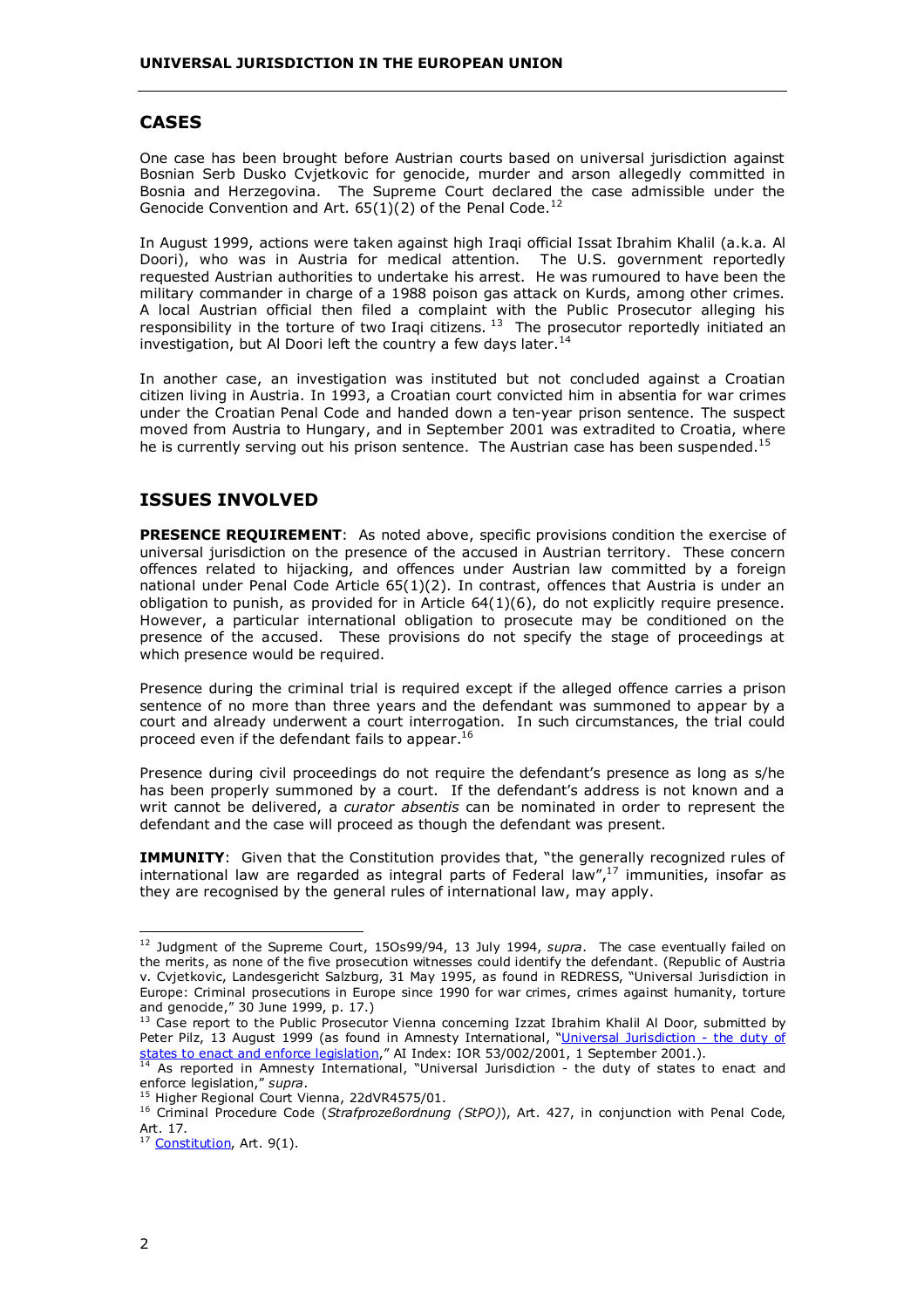## CASES

One case has been brought before Austrian courts based on universal jurisdiction against Bosnian Serb Dusko Cvjetkovic for genocide, murder and arson allegedly committed in Bosnia and Herzegovina. The Supreme Court declared the case admissible under the Genocide Convention and Art. 65(1)(2) of the Penal Code.[12]

In August 1999, actions were taken against high Iraqi official Issat Ibrahim Khalil (a.k.a. Al Doori), who was in Austria for medical attention. The U.S. government reportedly requested Austrian authorities to undertake his arrest. He was rumoured to have been the military commander in charge of a 1988 poison gas attack on Kurds, among other crimes. A local Austrian official then filed a complaint with the Public Prosecutor alleging his responsibility in the torture of two Iraqi citizens.[13] The prosecutor reportedly initiated an investigation, but Al Doori left the country a few days later.[14]

In another case, an investigation was instituted but not concluded against a Croatian citizen living in Austria. In 1993, a Croatian court convicted him in absentia for war crimes under the Croatian Penal Code and handed down a ten-year prison sentence. The suspect moved from Austria to Hungary, and in September 2001 was extradited to Croatia, where he is currently serving out his prison sentence. The Austrian case has been suspended.[15]

## ISSUES INVOLVED

**PRESENCE REQUIREMENT**: As noted above, specific provisions condition the exercise of universal jurisdiction on the presence of the accused in Austrian territory. These concern offences related to hijacking, and offences under Austrian law committed by a foreign national under Penal Code Article 65(1)(2). In contrast, offences that Austria is under an obligation to punish, as provided for in Article 64(1)(6), do not explicitly require presence. However, a particular international obligation to prosecute may be conditioned on the presence of the accused. These provisions do not specify the stage of proceedings at which presence would be required.

Presence during the criminal trial is required except if the alleged offence carries a prison sentence of no more than three years and the defendant was summoned to appear by a court and already underwent a court interrogation. In such circumstances, the trial could proceed even if the defendant fails to appear.[16]

Presence during civil proceedings do not require the defendant's presence as long as s/he has been properly summoned by a court. If the defendant's address is not known and a writ cannot be delivered, a *curator absentis* can be nominated in order to represent the defendant and the case will proceed as though the defendant was present.

**IMMUNITY**: Given that the Constitution provides that, "the generally recognized rules of international law are regarded as integral parts of Federal law",[17] immunities, insofar as they are recognised by the general rules of international law, may apply.

---

[12] Judgment of the Supreme Court, 15Os99/94, 13 July 1994, *supra*. The case eventually failed on the merits, as none of the five prosecution witnesses could identify the defendant. (Republic of Austria v. Cvjetkovic, Landesgericht Salzburg, 31 May 1995, as found in REDRESS, "Universal Jurisdiction in Europe: Criminal prosecutions in Europe since 1990 for war crimes, crimes against humanity, torture and genocide," 30 June 1999, p. 17.)

[13] Case report to the Public Prosecutor Vienna concerning Izzat Ibrahim Khalil Al Door, submitted by Peter Pilz, 13 August 1999 (as found in Amnesty International, "Universal Jurisdiction - the duty of states to enact and enforce legislation," AI Index: IOR 53/002/2001, 1 September 2001.).

[14] As reported in Amnesty International, "Universal Jurisdiction - the duty of states to enact and enforce legislation," *supra*.

[15] Higher Regional Court Vienna, 22dVR4575/01.

[16] Criminal Procedure Code (*Strafprozeßordnung (StPO)*), Art. 427, in conjunction with Penal Code, Art. 17.

[17] Constitution, Art. 9(1).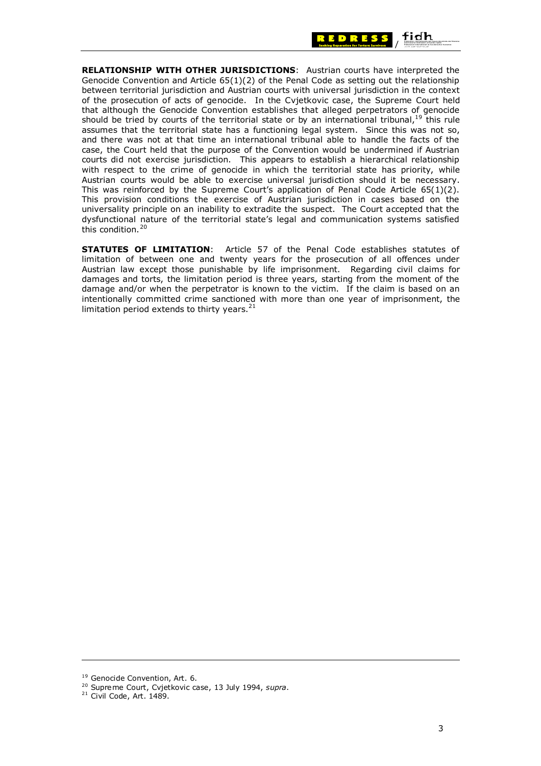**RELATIONSHIP WITH OTHER JURISDICTIONS**: Austrian courts have interpreted the Genocide Convention and Article 65(1)(2) of the Penal Code as setting out the relationship between territorial jurisdiction and Austrian courts with universal jurisdiction in the context of the prosecution of acts of genocide. In the Cvjetkovic case, the Supreme Court held that although the Genocide Convention establishes that alleged perpetrators of genocide should be tried by courts of the territorial state or by an international tribunal,[19] this rule assumes that the territorial state has a functioning legal system. Since this was not so, and there was not at that time an international tribunal able to handle the facts of the case, the Court held that the purpose of the Convention would be undermined if Austrian courts did not exercise jurisdiction. This appears to establish a hierarchical relationship with respect to the crime of genocide in which the territorial state has priority, while Austrian courts would be able to exercise universal jurisdiction should it be necessary. This was reinforced by the Supreme Court's application of Penal Code Article 65(1)(2). This provision conditions the exercise of Austrian jurisdiction in cases based on the universality principle on an inability to extradite the suspect. The Court accepted that the dysfunctional nature of the territorial state's legal and communication systems satisfied this condition.[20]

**STATUTES OF LIMITATION**: Article 57 of the Penal Code establishes statutes of limitation of between one and twenty years for the prosecution of all offences under Austrian law except those punishable by life imprisonment. Regarding civil claims for damages and torts, the limitation period is three years, starting from the moment of the damage and/or when the perpetrator is known to the victim. If the claim is based on an intentionally committed crime sanctioned with more than one year of imprisonment, the limitation period extends to thirty years.[21]

---

[19] Genocide Convention, Art. 6.

[20] Supreme Court, Cvjetkovic case, 13 July 1994, *supra*.

[21] Civil Code, Art. 1489.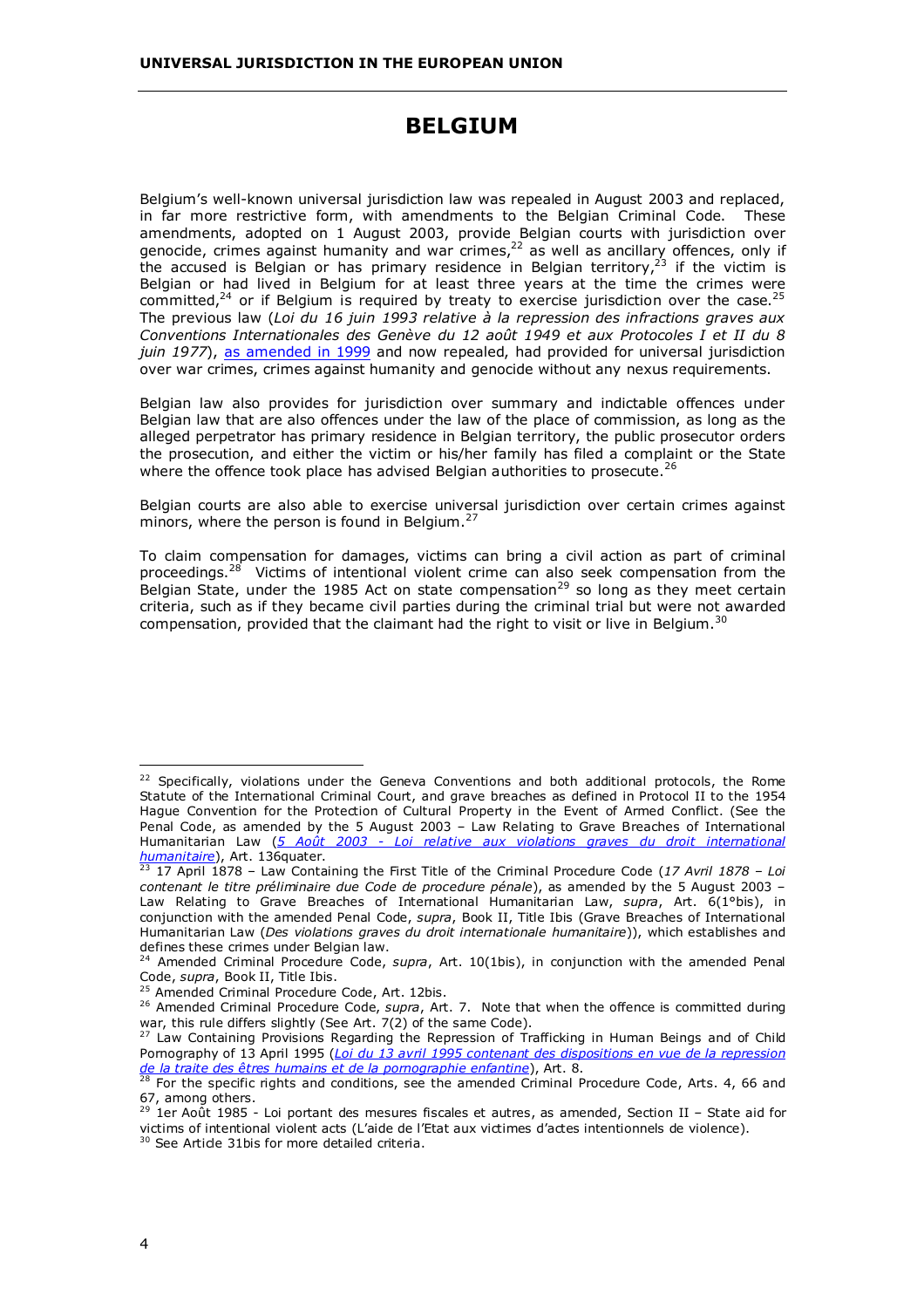# BELGIUM

Belgium's well-known universal jurisdiction law was repealed in August 2003 and replaced, in far more restrictive form, with amendments to the Belgian Criminal Code. These amendments, adopted on 1 August 2003, provide Belgian courts with jurisdiction over genocide, crimes against humanity and war crimes,[22] as well as ancillary offences, only if the accused is Belgian or has primary residence in Belgian territory,[23] if the victim is Belgian or had lived in Belgium for at least three years at the time the crimes were committed,[24] or if Belgium is required by treaty to exercise jurisdiction over the case.[25] The previous law (*Loi du 16 juin 1993 relative à la repression des infractions graves aux Conventions Internationales des Genève du 12 août 1949 et aux Protocoles I et II du 8 juin 1977*), as amended in 1999 and now repealed, had provided for universal jurisdiction over war crimes, crimes against humanity and genocide without any nexus requirements.

Belgian law also provides for jurisdiction over summary and indictable offences under Belgian law that are also offences under the law of the place of commission, as long as the alleged perpetrator has primary residence in Belgian territory, the public prosecutor orders the prosecution, and either the victim or his/her family has filed a complaint or the State where the offence took place has advised Belgian authorities to prosecute.[26]

Belgian courts are also able to exercise universal jurisdiction over certain crimes against minors, where the person is found in Belgium.[27]

To claim compensation for damages, victims can bring a civil action as part of criminal proceedings.[28] Victims of intentional violent crime can also seek compensation from the Belgian State, under the 1985 Act on state compensation[29] so long as they meet certain criteria, such as if they became civil parties during the criminal trial but were not awarded compensation, provided that the claimant had the right to visit or live in Belgium.[30]

---

[22] Specifically, violations under the Geneva Conventions and both additional protocols, the Rome Statute of the International Criminal Court, and grave breaches as defined in Protocol II to the 1954 Hague Convention for the Protection of Cultural Property in the Event of Armed Conflict. (See the Penal Code, as amended by the 5 August 2003 – Law Relating to Grave Breaches of International Humanitarian Law (*5 Août 2003 - Loi relative aux violations graves du droit international humanitaire*), Art. 136quater.

[23] 17 April 1878 – Law Containing the First Title of the Criminal Procedure Code (*17 Avril 1878 – Loi contenant le titre préliminaire due Code de procedure pénale*), as amended by the 5 August 2003 – Law Relating to Grave Breaches of International Humanitarian Law, *supra*, Art. 6(1°bis), in conjunction with the amended Penal Code, *supra*, Book II, Title Ibis (Grave Breaches of International Humanitarian Law (*Des violations graves du droit internationale humanitaire*)), which establishes and defines these crimes under Belgian law.

[24] Amended Criminal Procedure Code, *supra*, Art. 10(1bis), in conjunction with the amended Penal Code, *supra*, Book II, Title Ibis.

[25] Amended Criminal Procedure Code, Art. 12bis.

[26] Amended Criminal Procedure Code, *supra*, Art. 7. Note that when the offence is committed during war, this rule differs slightly (See Art. 7(2) of the same Code).

[27] Law Containing Provisions Regarding the Repression of Trafficking in Human Beings and of Child Pornography of 13 April 1995 (*Loi du 13 avril 1995 contenant des dispositions en vue de la repression de la traite des êtres humains et de la pornographie enfantine*), Art. 8.

[28] For the specific rights and conditions, see the amended Criminal Procedure Code, Arts. 4, 66 and 67, among others.

[29] 1er Août 1985 - Loi portant des mesures fiscales et autres, as amended, Section II – State aid for victims of intentional violent acts (L'aide de l'Etat aux victimes d'actes intentionnels de violence).

[30] See Article 31bis for more detailed criteria.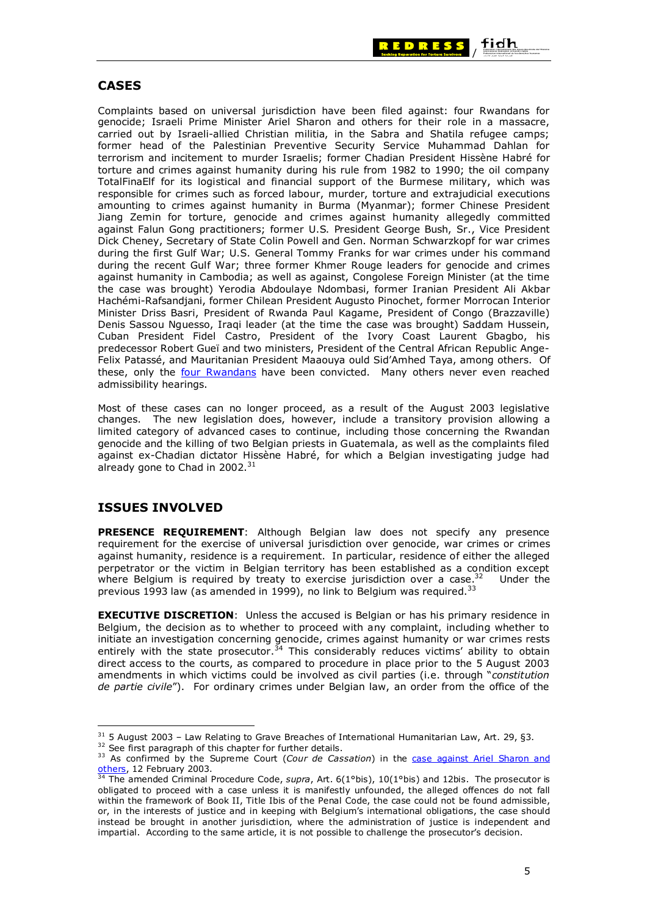## CASES

Complaints based on universal jurisdiction have been filed against: four Rwandans for genocide; Israeli Prime Minister Ariel Sharon and others for their role in a massacre, carried out by Israeli-allied Christian militia, in the Sabra and Shatila refugee camps; former head of the Palestinian Preventive Security Service Muhammad Dahlan for terrorism and incitement to murder Israelis; former Chadian President Hissène Habré for torture and crimes against humanity during his rule from 1982 to 1990; the oil company TotalFinaElf for its logistical and financial support of the Burmese military, which was responsible for crimes such as forced labour, murder, torture and extrajudicial executions amounting to crimes against humanity in Burma (Myanmar); former Chinese President Jiang Zemin for torture, genocide and crimes against humanity allegedly committed against Falun Gong practitioners; former U.S. President George Bush, Sr., Vice President Dick Cheney, Secretary of State Colin Powell and Gen. Norman Schwarzkopf for war crimes during the first Gulf War; U.S. General Tommy Franks for war crimes under his command during the recent Gulf War; three former Khmer Rouge leaders for genocide and crimes against humanity in Cambodia; as well as against, Congolese Foreign Minister (at the time the case was brought) Yerodia Abdoulaye Ndombasi, former Iranian President Ali Akbar Hachémi-Rafsandjani, former Chilean President Augusto Pinochet, former Morrocan Interior Minister Driss Basri, President of Rwanda Paul Kagame, President of Congo (Brazzaville) Denis Sassou Nguesso, Iraqi leader (at the time the case was brought) Saddam Hussein, Cuban President Fidel Castro, President of the Ivory Coast Laurent Gbagbo, his predecessor Robert Gueï and two ministers, President of the Central African Republic Ange-Felix Patassé, and Mauritanian President Maaouya ould Sid'Ahmed Taya, among others. Of these, only the four Rwandans have been convicted. Many others never even reached admissibility hearings.

Most of these cases can no longer proceed, as a result of the August 2003 legislative changes. The new legislation does, however, include a transitory provision allowing a limited category of advanced cases to continue, including those concerning the Rwandan genocide and the killing of two Belgian priests in Guatemala, as well as the complaints filed against ex-Chadian dictator Hissène Habré, for which a Belgian investigating judge had already gone to Chad in 2002.[31]

## ISSUES INVOLVED

**PRESENCE REQUIREMENT**: Although Belgian law does not specify any presence requirement for the exercise of universal jurisdiction over genocide, war crimes or crimes against humanity, residence is a requirement. In particular, residence of either the alleged perpetrator or the victim in Belgian territory has been established as a condition except where Belgium is required by treaty to exercise jurisdiction over a case.[32] Under the previous 1993 law (as amended in 1999), no link to Belgium was required.[33]

**EXECUTIVE DISCRETION**: Unless the accused is Belgian or has his primary residence in Belgium, the decision as to whether to proceed with any complaint, including whether to initiate an investigation concerning genocide, crimes against humanity or war crimes rests entirely with the state prosecutor.[34] This considerably reduces victims' ability to obtain direct access to the courts, as compared to procedure in place prior to the 5 August 2003 amendments in which victims could be involved as civil parties (i.e. through "*constitution de partie civile*"). For ordinary crimes under Belgian law, an order from the office of the

---

[31] 5 August 2003 – Law Relating to Grave Breaches of International Humanitarian Law, Art. 29, §3.

[32] See first paragraph of this chapter for further details.

[33] As confirmed by the Supreme Court (*Cour de Cassation*) in the case against Ariel Sharon and others, 12 February 2003.

[34] The amended Criminal Procedure Code, *supra*, Art. 6(1°bis), 10(1°bis) and 12bis. The prosecutor is obligated to proceed with a case unless it is manifestly unfounded, the alleged offences do not fall within the framework of Book II, Title Ibis of the Penal Code, the case could not be found admissible, or, in the interests of justice and in keeping with Belgium's international obligations, the case should instead be brought in another jurisdiction, where the administration of justice is independent and impartial. According to the same article, it is not possible to challenge the prosecutor's decision.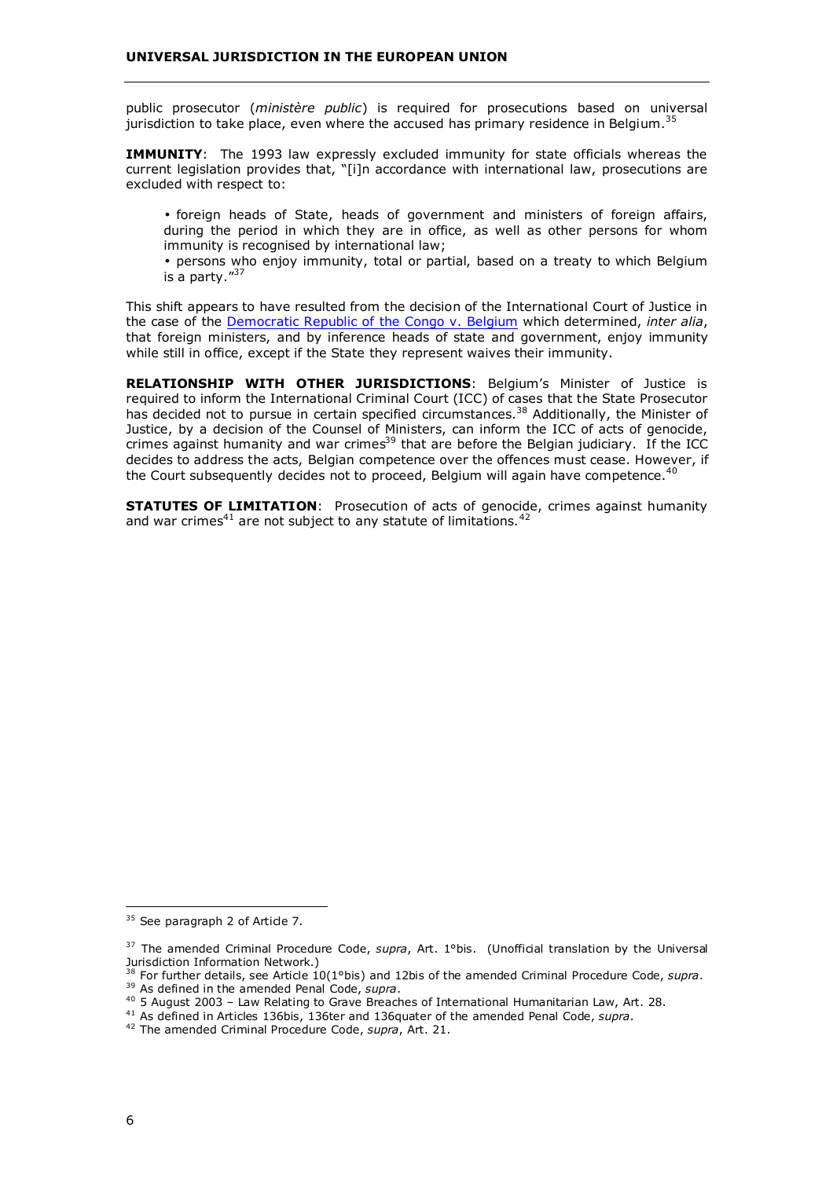public prosecutor (*ministère public*) is required for prosecutions based on universal jurisdiction to take place, even where the accused has primary residence in Belgium.[35]

**IMMUNITY**: The 1993 law expressly excluded immunity for state officials whereas the current legislation provides that, "[i]n accordance with international law, prosecutions are excluded with respect to:

- foreign heads of State, heads of government and ministers of foreign affairs, during the period in which they are in office, as well as other persons for whom immunity is recognised by international law;
- persons who enjoy immunity, total or partial, based on a treaty to which Belgium is a party."[37]

This shift appears to have resulted from the decision of the International Court of Justice in the case of the Democratic Republic of the Congo v. Belgium which determined, *inter alia*, that foreign ministers, and by inference heads of state and government, enjoy immunity while still in office, except if the State they represent waives their immunity.

**RELATIONSHIP WITH OTHER JURISDICTIONS**: Belgium's Minister of Justice is required to inform the International Criminal Court (ICC) of cases that the State Prosecutor has decided not to pursue in certain specified circumstances.[38] Additionally, the Minister of Justice, by a decision of the Counsel of Ministers, can inform the ICC of acts of genocide, crimes against humanity and war crimes[39] that are before the Belgian judiciary. If the ICC decides to address the acts, Belgian competence over the offences must cease. However, if the Court subsequently decides not to proceed, Belgium will again have competence.[40]

**STATUTES OF LIMITATION**: Prosecution of acts of genocide, crimes against humanity and war crimes[41] are not subject to any statute of limitations.[42]

---

[35] See paragraph 2 of Article 7.

[37] The amended Criminal Procedure Code, *supra*, Art. 1°bis. (Unofficial translation by the Universal Jurisdiction Information Network.)

[38] For further details, see Article 10(1°bis) and 12bis of the amended Criminal Procedure Code, *supra*.

[39] As defined in the amended Penal Code, *supra*.

[40] 5 August 2003 – Law Relating to Grave Breaches of International Humanitarian Law, Art. 28.

[41] As defined in Articles 136bis, 136ter and 136quater of the amended Penal Code, *supra*.

[42] The amended Criminal Procedure Code, *supra*, Art. 21.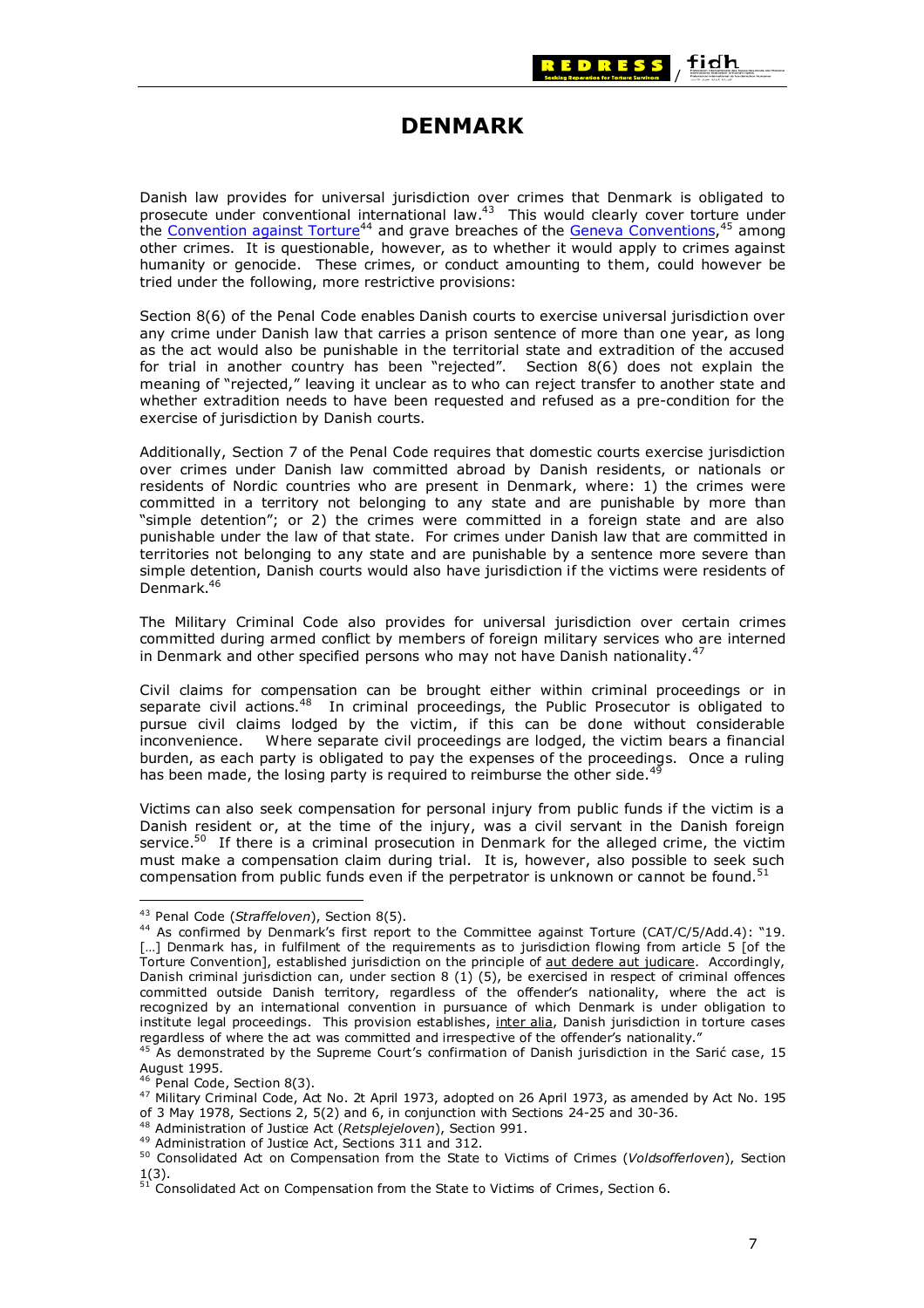# DENMARK

Danish law provides for universal jurisdiction over crimes that Denmark is obligated to prosecute under conventional international law.[43] This would clearly cover torture under the Convention against Torture[44] and grave breaches of the Geneva Conventions,[45] among other crimes. It is questionable, however, as to whether it would apply to crimes against humanity or genocide. These crimes, or conduct amounting to them, could however be tried under the following, more restrictive provisions:

Section 8(6) of the Penal Code enables Danish courts to exercise universal jurisdiction over any crime under Danish law that carries a prison sentence of more than one year, as long as the act would also be punishable in the territorial state and extradition of the accused for trial in another country has been "rejected". Section 8(6) does not explain the meaning of "rejected," leaving it unclear as to who can reject transfer to another state and whether extradition needs to have been requested and refused as a pre-condition for the exercise of jurisdiction by Danish courts.

Additionally, Section 7 of the Penal Code requires that domestic courts exercise jurisdiction over crimes under Danish law committed abroad by Danish residents, or nationals or residents of Nordic countries who are present in Denmark, where: 1) the crimes were committed in a territory not belonging to any state and are punishable by more than "simple detention"; or 2) the crimes were committed in a foreign state and are also punishable under the law of that state. For crimes under Danish law that are committed in territories not belonging to any state and are punishable by a sentence more severe than simple detention, Danish courts would also have jurisdiction if the victims were residents of Denmark.[46]

The Military Criminal Code also provides for universal jurisdiction over certain crimes committed during armed conflict by members of foreign military services who are interned in Denmark and other specified persons who may not have Danish nationality.[47]

Civil claims for compensation can be brought either within criminal proceedings or in separate civil actions.[48] In criminal proceedings, the Public Prosecutor is obligated to pursue civil claims lodged by the victim, if this can be done without considerable inconvenience. Where separate civil proceedings are lodged, the victim bears a financial burden, as each party is obligated to pay the expenses of the proceedings. Once a ruling has been made, the losing party is required to reimburse the other side.[49]

Victims can also seek compensation for personal injury from public funds if the victim is a Danish resident or, at the time of the injury, was a civil servant in the Danish foreign service.[50] If there is a criminal prosecution in Denmark for the alleged crime, the victim must make a compensation claim during trial. It is, however, also possible to seek such compensation from public funds even if the perpetrator is unknown or cannot be found.[51]

---

[43] Penal Code (*Straffeloven*), Section 8(5).

[44] As confirmed by Denmark's first report to the Committee against Torture (CAT/C/5/Add.4): "19. […] Denmark has, in fulfilment of the requirements as to jurisdiction flowing from article 5 [of the Torture Convention], established jurisdiction on the principle of aut dedere aut judicare. Accordingly, Danish criminal jurisdiction can, under section 8 (1) (5), be exercised in respect of criminal offences committed outside Danish territory, regardless of the offender's nationality, where the act is recognized by an international convention in pursuance of which Denmark is under obligation to institute legal proceedings. This provision establishes, inter alia, Danish jurisdiction in torture cases regardless of where the act was committed and irrespective of the offender's nationality."

[45] As demonstrated by the Supreme Court's confirmation of Danish jurisdiction in the Sarić case, 15 August 1995.

[46] Penal Code, Section 8(3).

[47] Military Criminal Code, Act No. 2t April 1973, adopted on 26 April 1973, as amended by Act No. 195 of 3 May 1978, Sections 2, 5(2) and 6, in conjunction with Sections 24-25 and 30-36.

[48] Administration of Justice Act (*Retsplejeloven*), Section 991.

[49] Administration of Justice Act, Sections 311 and 312.

[50] Consolidated Act on Compensation from the State to Victims of Crimes (*Voldsofferloven*), Section 1(3).

[51] Consolidated Act on Compensation from the State to Victims of Crimes, Section 6.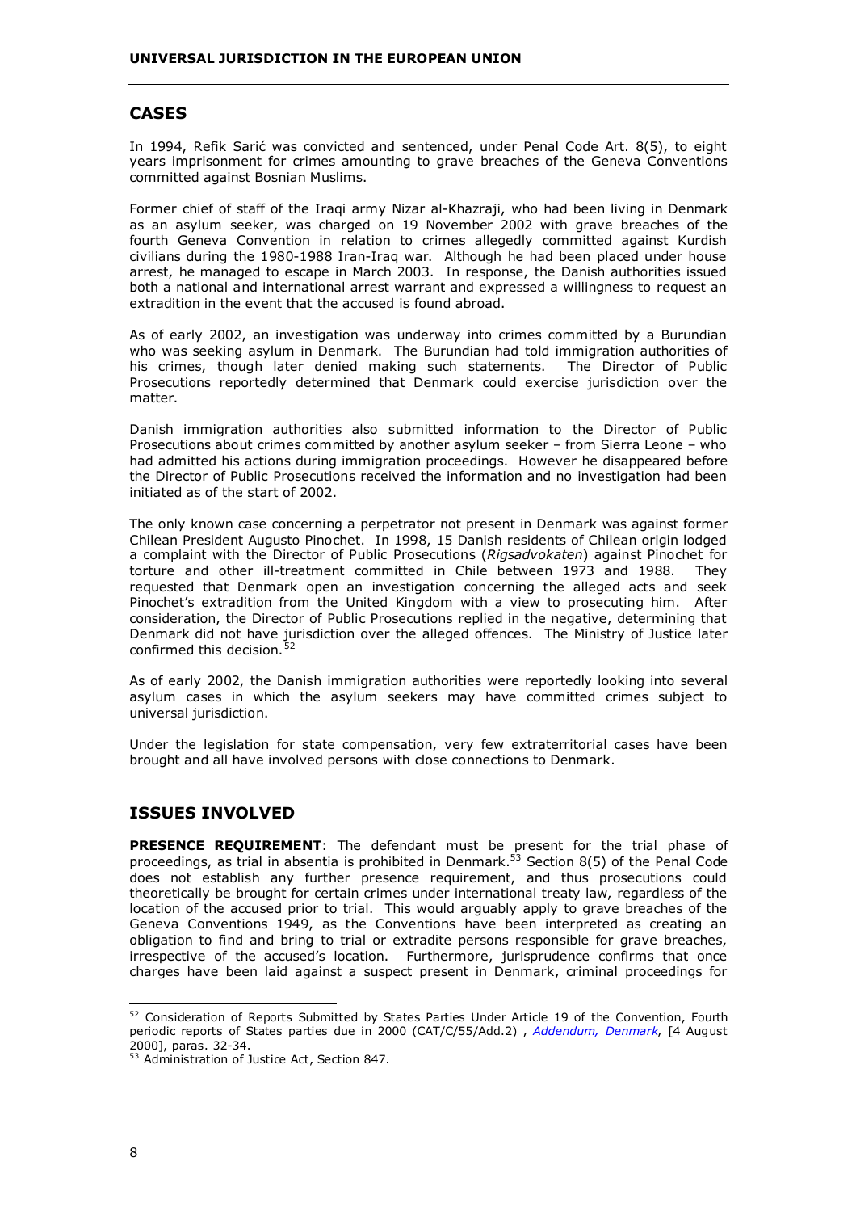## CASES

In 1994, Refik Sarić was convicted and sentenced, under Penal Code Art. 8(5), to eight years imprisonment for crimes amounting to grave breaches of the Geneva Conventions committed against Bosnian Muslims.

Former chief of staff of the Iraqi army Nizar al-Khazraji, who had been living in Denmark as an asylum seeker, was charged on 19 November 2002 with grave breaches of the fourth Geneva Convention in relation to crimes allegedly committed against Kurdish civilians during the 1980-1988 Iran-Iraq war. Although he had been placed under house arrest, he managed to escape in March 2003. In response, the Danish authorities issued both a national and international arrest warrant and expressed a willingness to request an extradition in the event that the accused is found abroad.

As of early 2002, an investigation was underway into crimes committed by a Burundian who was seeking asylum in Denmark. The Burundian had told immigration authorities of his crimes, though later denied making such statements. The Director of Public Prosecutions reportedly determined that Denmark could exercise jurisdiction over the matter.

Danish immigration authorities also submitted information to the Director of Public Prosecutions about crimes committed by another asylum seeker – from Sierra Leone – who had admitted his actions during immigration proceedings. However he disappeared before the Director of Public Prosecutions received the information and no investigation had been initiated as of the start of 2002.

The only known case concerning a perpetrator not present in Denmark was against former Chilean President Augusto Pinochet. In 1998, 15 Danish residents of Chilean origin lodged a complaint with the Director of Public Prosecutions (*Rigsadvokaten*) against Pinochet for torture and other ill-treatment committed in Chile between 1973 and 1988. They requested that Denmark open an investigation concerning the alleged acts and seek Pinochet's extradition from the United Kingdom with a view to prosecuting him. After consideration, the Director of Public Prosecutions replied in the negative, determining that Denmark did not have jurisdiction over the alleged offences. The Ministry of Justice later confirmed this decision.[52]

As of early 2002, the Danish immigration authorities were reportedly looking into several asylum cases in which the asylum seekers may have committed crimes subject to universal jurisdiction.

Under the legislation for state compensation, very few extraterritorial cases have been brought and all have involved persons with close connections to Denmark.

## ISSUES INVOLVED

**PRESENCE REQUIREMENT**: The defendant must be present for the trial phase of proceedings, as trial in absentia is prohibited in Denmark.[53] Section 8(5) of the Penal Code does not establish any further presence requirement, and thus prosecutions could theoretically be brought for certain crimes under international treaty law, regardless of the location of the accused prior to trial. This would arguably apply to grave breaches of the Geneva Conventions 1949, as the Conventions have been interpreted as creating an obligation to find and bring to trial or extradite persons responsible for grave breaches, irrespective of the accused's location. Furthermore, jurisprudence confirms that once charges have been laid against a suspect present in Denmark, criminal proceedings for

---

[52] Consideration of Reports Submitted by States Parties Under Article 19 of the Convention, Fourth periodic reports of States parties due in 2000 (CAT/C/55/Add.2) , *Addendum, Denmark*, [4 August 2000], paras. 32-34.

[53] Administration of Justice Act, Section 847.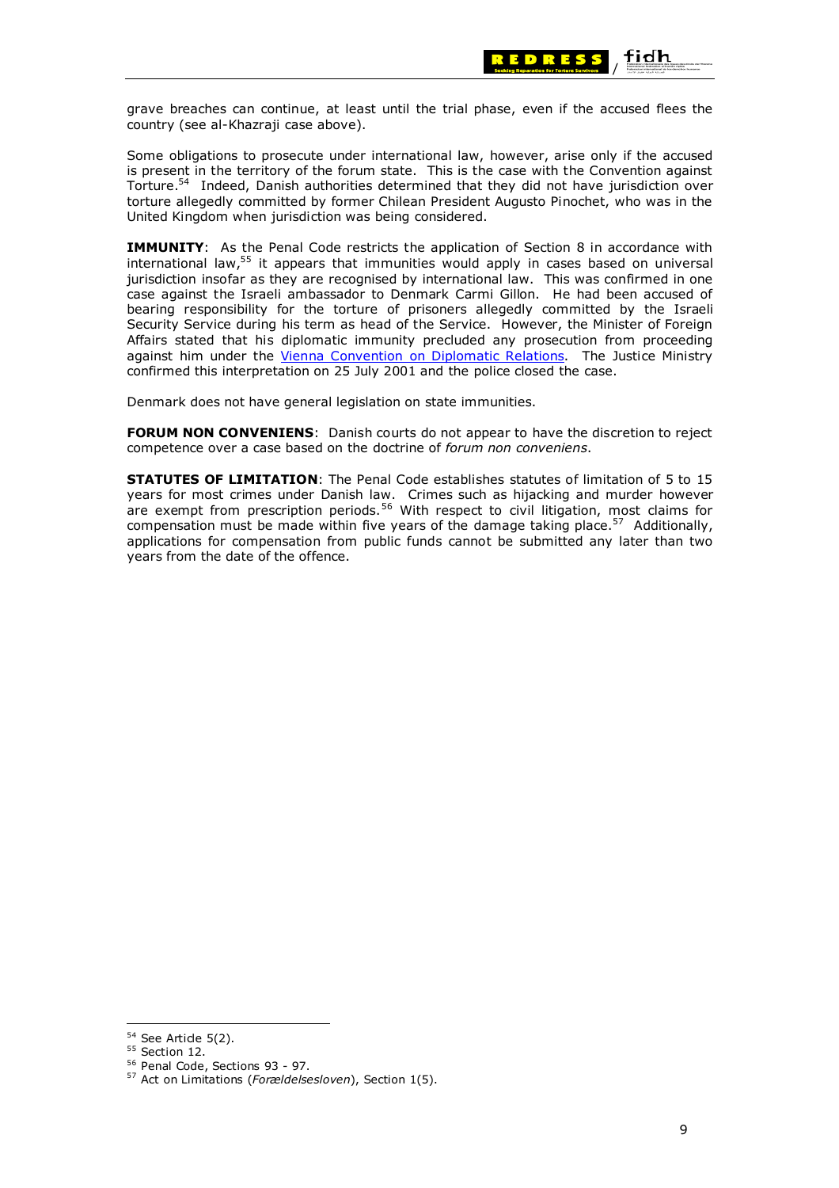grave breaches can continue, at least until the trial phase, even if the accused flees the country (see al-Khazraji case above).

Some obligations to prosecute under international law, however, arise only if the accused is present in the territory of the forum state. This is the case with the Convention against Torture.[54] Indeed, Danish authorities determined that they did not have jurisdiction over torture allegedly committed by former Chilean President Augusto Pinochet, who was in the United Kingdom when jurisdiction was being considered.

**IMMUNITY**: As the Penal Code restricts the application of Section 8 in accordance with international law,[55] it appears that immunities would apply in cases based on universal jurisdiction insofar as they are recognised by international law. This was confirmed in one case against the Israeli ambassador to Denmark Carmi Gillon. He had been accused of bearing responsibility for the torture of prisoners allegedly committed by the Israeli Security Service during his term as head of the Service. However, the Minister of Foreign Affairs stated that his diplomatic immunity precluded any prosecution from proceeding against him under the Vienna Convention on Diplomatic Relations. The Justice Ministry confirmed this interpretation on 25 July 2001 and the police closed the case.

Denmark does not have general legislation on state immunities.

**FORUM NON CONVENIENS**: Danish courts do not appear to have the discretion to reject competence over a case based on the doctrine of *forum non conveniens*.

**STATUTES OF LIMITATION**: The Penal Code establishes statutes of limitation of 5 to 15 years for most crimes under Danish law. Crimes such as hijacking and murder however are exempt from prescription periods.[56] With respect to civil litigation, most claims for compensation must be made within five years of the damage taking place.[57] Additionally, applications for compensation from public funds cannot be submitted any later than two years from the date of the offence.

---

[54] See Article 5(2).

[55] Section 12.

[56] Penal Code, Sections 93 - 97.

[57] Act on Limitations (*Forældelsesloven*), Section 1(5).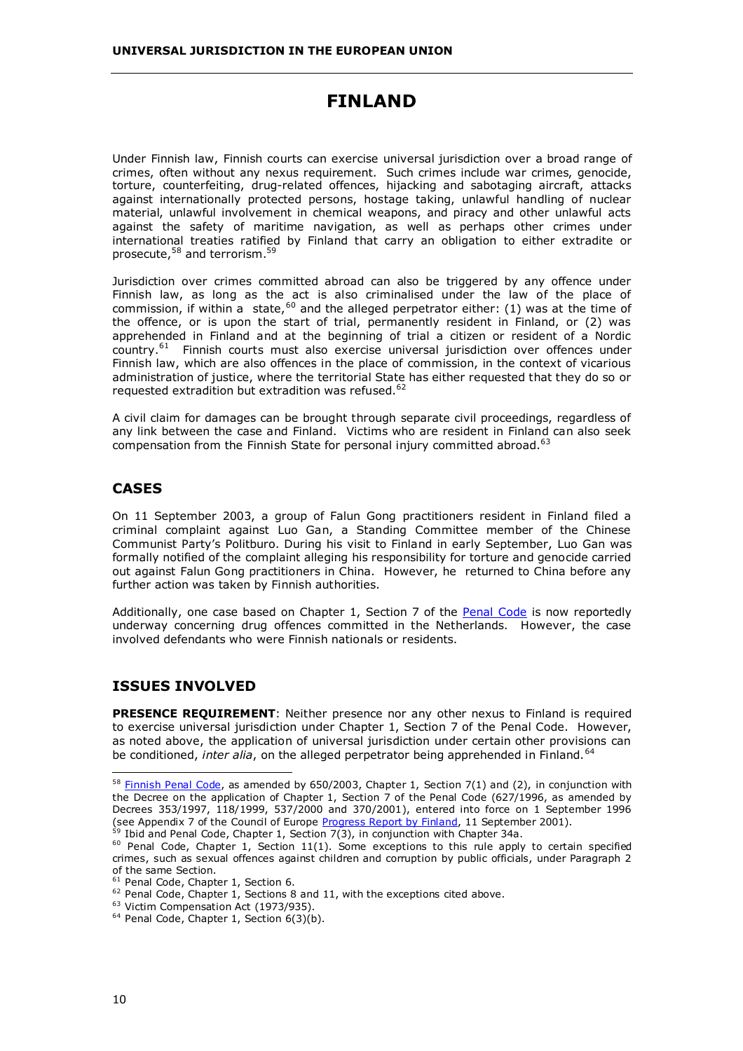# FINLAND

Under Finnish law, Finnish courts can exercise universal jurisdiction over a broad range of crimes, often without any nexus requirement. Such crimes include war crimes, genocide, torture, counterfeiting, drug-related offences, hijacking and sabotaging aircraft, attacks against internationally protected persons, hostage taking, unlawful handling of nuclear material, unlawful involvement in chemical weapons, and piracy and other unlawful acts against the safety of maritime navigation, as well as perhaps other crimes under international treaties ratified by Finland that carry an obligation to either extradite or prosecute,[58] and terrorism.[59]

Jurisdiction over crimes committed abroad can also be triggered by any offence under Finnish law, as long as the act is also criminalised under the law of the place of commission, if within a state,[60] and the alleged perpetrator either: (1) was at the time of the offence, or is upon the start of trial, permanently resident in Finland, or (2) was apprehended in Finland and at the beginning of trial a citizen or resident of a Nordic country.[61] Finnish courts must also exercise universal jurisdiction over offences under Finnish law, which are also offences in the place of commission, in the context of vicarious administration of justice, where the territorial State has either requested that they do so or requested extradition but extradition was refused.[62]

A civil claim for damages can be brought through separate civil proceedings, regardless of any link between the case and Finland. Victims who are resident in Finland can also seek compensation from the Finnish State for personal injury committed abroad.[63]

## CASES

On 11 September 2003, a group of Falun Gong practitioners resident in Finland filed a criminal complaint against Luo Gan, a Standing Committee member of the Chinese Communist Party's Politburo. During his visit to Finland in early September, Luo Gan was formally notified of the complaint alleging his responsibility for torture and genocide carried out against Falun Gong practitioners in China. However, he returned to China before any further action was taken by Finnish authorities.

Additionally, one case based on Chapter 1, Section 7 of the Penal Code is now reportedly underway concerning drug offences committed in the Netherlands. However, the case involved defendants who were Finnish nationals or residents.

## ISSUES INVOLVED

**PRESENCE REQUIREMENT**: Neither presence nor any other nexus to Finland is required to exercise universal jurisdiction under Chapter 1, Section 7 of the Penal Code. However, as noted above, the application of universal jurisdiction under certain other provisions can be conditioned, *inter alia*, on the alleged perpetrator being apprehended in Finland.[64]

---

[58] Finnish Penal Code, as amended by 650/2003, Chapter 1, Section 7(1) and (2), in conjunction with the Decree on the application of Chapter 1, Section 7 of the Penal Code (627/1996, as amended by Decrees 353/1997, 118/1999, 537/2000 and 370/2001), entered into force on 1 September 1996 (see Appendix 7 of the Council of Europe Progress Report by Finland, 11 September 2001).

[59] Ibid and Penal Code, Chapter 1, Section 7(3), in conjunction with Chapter 34a.

[60] Penal Code, Chapter 1, Section 11(1). Some exceptions to this rule apply to certain specified crimes, such as sexual offences against children and corruption by public officials, under Paragraph 2 of the same Section.

[61] Penal Code, Chapter 1, Section 6.

[62] Penal Code, Chapter 1, Sections 8 and 11, with the exceptions cited above.

[63] Victim Compensation Act (1973/935).

[64] Penal Code, Chapter 1, Section 6(3)(b).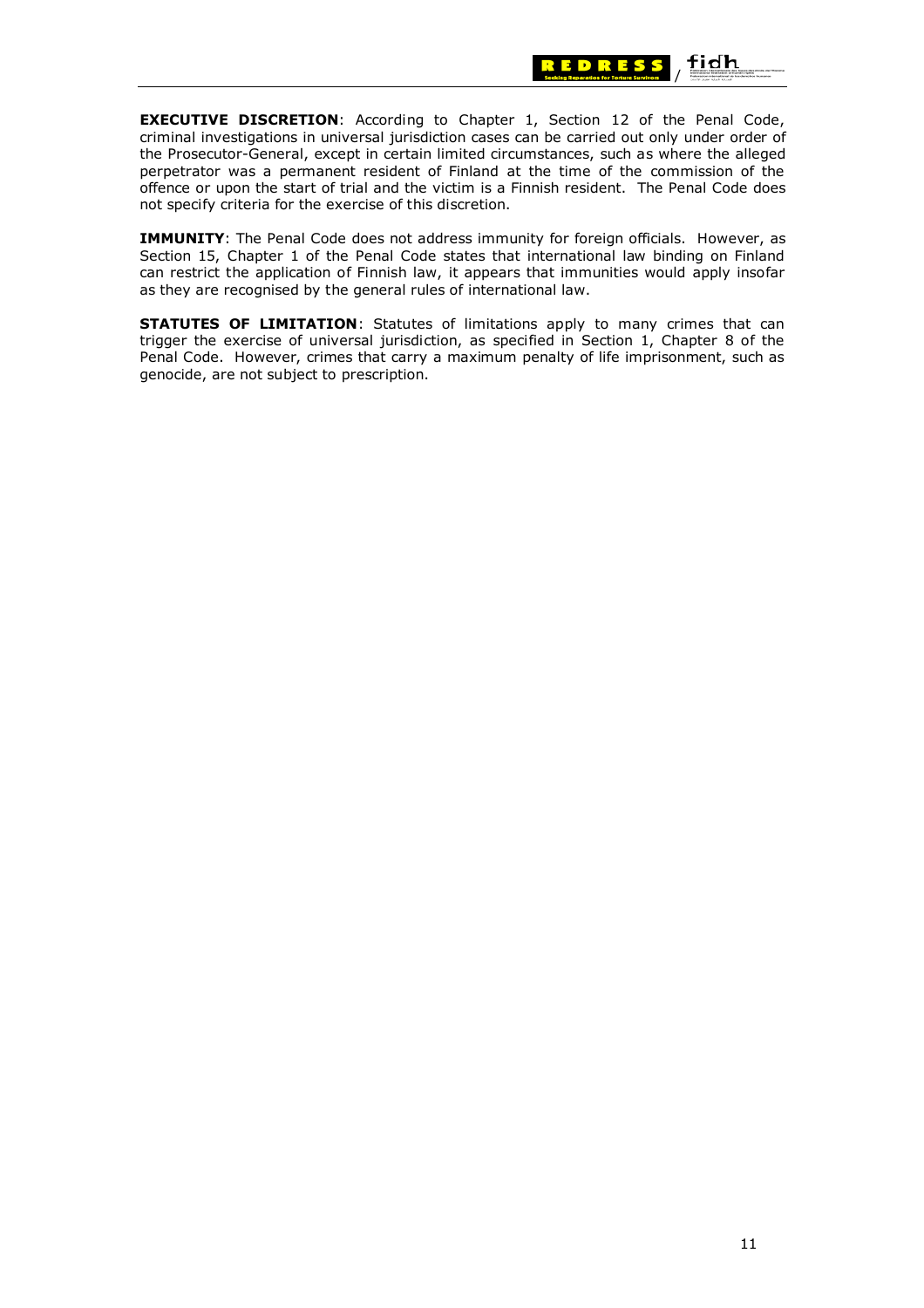**EXECUTIVE DISCRETION**: According to Chapter 1, Section 12 of the Penal Code, criminal investigations in universal jurisdiction cases can be carried out only under order of the Prosecutor-General, except in certain limited circumstances, such as where the alleged perpetrator was a permanent resident of Finland at the time of the commission of the offence or upon the start of trial and the victim is a Finnish resident. The Penal Code does not specify criteria for the exercise of this discretion.

**IMMUNITY**: The Penal Code does not address immunity for foreign officials. However, as Section 15, Chapter 1 of the Penal Code states that international law binding on Finland can restrict the application of Finnish law, it appears that immunities would apply insofar as they are recognised by the general rules of international law.

**STATUTES OF LIMITATION**: Statutes of limitations apply to many crimes that can trigger the exercise of universal jurisdiction, as specified in Section 1, Chapter 8 of the Penal Code. However, crimes that carry a maximum penalty of life imprisonment, such as genocide, are not subject to prescription.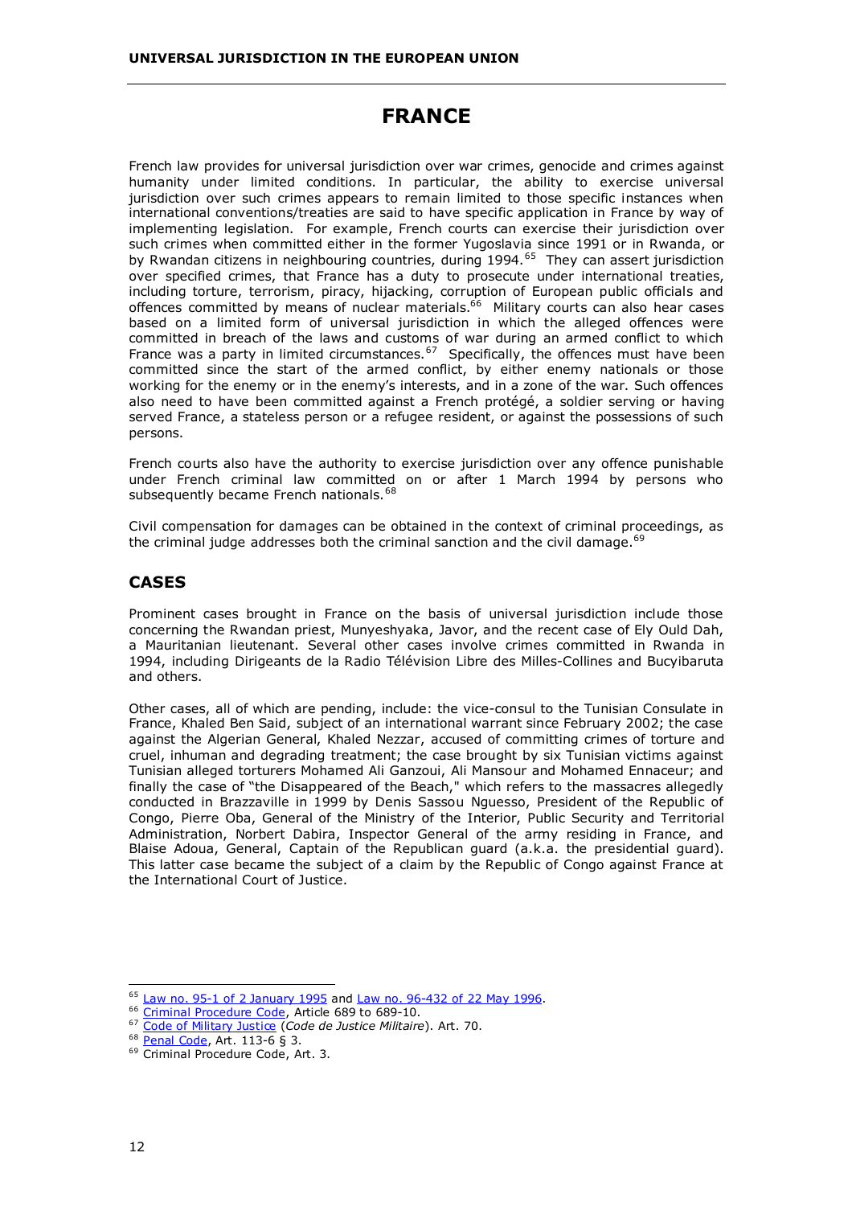# FRANCE

French law provides for universal jurisdiction over war crimes, genocide and crimes against humanity under limited conditions. In particular, the ability to exercise universal jurisdiction over such crimes appears to remain limited to those specific instances when international conventions/treaties are said to have specific application in France by way of implementing legislation. For example, French courts can exercise their jurisdiction over such crimes when committed either in the former Yugoslavia since 1991 or in Rwanda, or by Rwandan citizens in neighbouring countries, during 1994.[65] They can assert jurisdiction over specified crimes, that France has a duty to prosecute under international treaties, including torture, terrorism, piracy, hijacking, corruption of European public officials and offences committed by means of nuclear materials.[66] Military courts can also hear cases based on a limited form of universal jurisdiction in which the alleged offences were committed in breach of the laws and customs of war during an armed conflict to which France was a party in limited circumstances.[67] Specifically, the offences must have been committed since the start of the armed conflict, by either enemy nationals or those working for the enemy or in the enemy's interests, and in a zone of the war. Such offences also need to have been committed against a French protégé, a soldier serving or having served France, a stateless person or a refugee resident, or against the possessions of such persons.

French courts also have the authority to exercise jurisdiction over any offence punishable under French criminal law committed on or after 1 March 1994 by persons who subsequently became French nationals.[68]

Civil compensation for damages can be obtained in the context of criminal proceedings, as the criminal judge addresses both the criminal sanction and the civil damage.[69]

## CASES

Prominent cases brought in France on the basis of universal jurisdiction include those concerning the Rwandan priest, Munyeshyaka, Javor, and the recent case of Ely Ould Dah, a Mauritanian lieutenant. Several other cases involve crimes committed in Rwanda in 1994, including Dirigeants de la Radio Télévision Libre des Milles-Collines and Bucyibaruta and others.

Other cases, all of which are pending, include: the vice-consul to the Tunisian Consulate in France, Khaled Ben Said, subject of an international warrant since February 2002; the case against the Algerian General, Khaled Nezzar, accused of committing crimes of torture and cruel, inhuman and degrading treatment; the case brought by six Tunisian victims against Tunisian alleged torturers Mohamed Ali Ganzoui, Ali Mansour and Mohamed Ennaceur; and finally the case of "the Disappeared of the Beach," which refers to the massacres allegedly conducted in Brazzaville in 1999 by Denis Sassou Nguesso, President of the Republic of Congo, Pierre Oba, General of the Ministry of the Interior, Public Security and Territorial Administration, Norbert Dabira, Inspector General of the army residing in France, and Blaise Adoua, General, Captain of the Republican guard (a.k.a. the presidential guard). This latter case became the subject of a claim by the Republic of Congo against France at the International Court of Justice.

---

[65] Law no. 95-1 of 2 January 1995 and Law no. 96-432 of 22 May 1996.

[66] Criminal Procedure Code, Article 689 to 689-10.

[67] Code of Military Justice (*Code de Justice Militaire*). Art. 70.

[68] Penal Code, Art. 113-6 § 3.

[69] Criminal Procedure Code, Art. 3.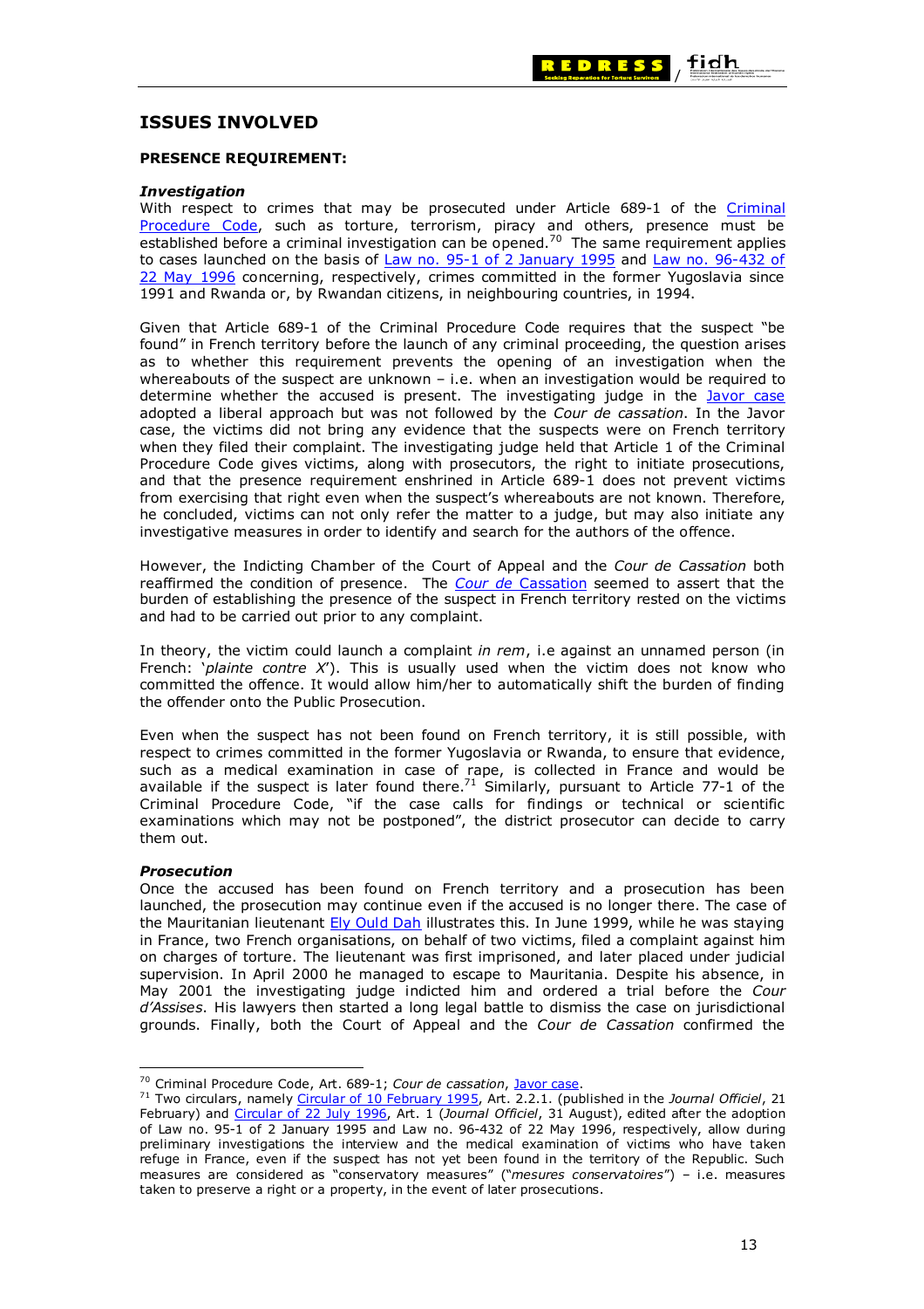## ISSUES INVOLVED

**PRESENCE REQUIREMENT:**

***Investigation***

With respect to crimes that may be prosecuted under Article 689-1 of the Criminal Procedure Code, such as torture, terrorism, piracy and others, presence must be established before a criminal investigation can be opened.[70] The same requirement applies to cases launched on the basis of Law no. 95-1 of 2 January 1995 and Law no. 96-432 of 22 May 1996 concerning, respectively, crimes committed in the former Yugoslavia since 1991 and Rwanda or, by Rwandan citizens, in neighbouring countries, in 1994.

Given that Article 689-1 of the Criminal Procedure Code requires that the suspect "be found" in French territory before the launch of any criminal proceeding, the question arises as to whether this requirement prevents the opening of an investigation when the whereabouts of the suspect are unknown – i.e. when an investigation would be required to determine whether the accused is present. The investigating judge in the Javor case adopted a liberal approach but was not followed by the *Cour de cassation*. In the Javor case, the victims did not bring any evidence that the suspects were on French territory when they filed their complaint. The investigating judge held that Article 1 of the Criminal Procedure Code gives victims, along with prosecutors, the right to initiate prosecutions, and that the presence requirement enshrined in Article 689-1 does not prevent victims from exercising that right even when the suspect's whereabouts are not known. Therefore, he concluded, victims can not only refer the matter to a judge, but may also initiate any investigative measures in order to identify and search for the authors of the offence.

However, the Indicting Chamber of the Court of Appeal and the *Cour de Cassation* both reaffirmed the condition of presence. The *Cour de* Cassation seemed to assert that the burden of establishing the presence of the suspect in French territory rested on the victims and had to be carried out prior to any complaint.

In theory, the victim could launch a complaint *in rem*, i.e against an unnamed person (in French: '*plainte contre X*'). This is usually used when the victim does not know who committed the offence. It would allow him/her to automatically shift the burden of finding the offender onto the Public Prosecution.

Even when the suspect has not been found on French territory, it is still possible, with respect to crimes committed in the former Yugoslavia or Rwanda, to ensure that evidence, such as a medical examination in case of rape, is collected in France and would be available if the suspect is later found there.[71] Similarly, pursuant to Article 77-1 of the Criminal Procedure Code, "if the case calls for findings or technical or scientific examinations which may not be postponed", the district prosecutor can decide to carry them out.

***Prosecution***

Once the accused has been found on French territory and a prosecution has been launched, the prosecution may continue even if the accused is no longer there. The case of the Mauritanian lieutenant Ely Ould Dah illustrates this. In June 1999, while he was staying in France, two French organisations, on behalf of two victims, filed a complaint against him on charges of torture. The lieutenant was first imprisoned, and later placed under judicial supervision. In April 2000 he managed to escape to Mauritania. Despite his absence, in May 2001 the investigating judge indicted him and ordered a trial before the *Cour d'Assises*. His lawyers then started a long legal battle to dismiss the case on jurisdictional grounds. Finally, both the Court of Appeal and the *Cour de Cassation* confirmed the

---

[70] Criminal Procedure Code, Art. 689-1; *Cour de cassation*, Javor case.

[71] Two circulars, namely Circular of 10 February 1995, Art. 2.2.1. (published in the *Journal Officiel*, 21 February) and Circular of 22 July 1996, Art. 1 (*Journal Officiel*, 31 August), edited after the adoption of Law no. 95-1 of 2 January 1995 and Law no. 96-432 of 22 May 1996, respectively, allow during preliminary investigations the interview and the medical examination of victims who have taken refuge in France, even if the suspect has not yet been found in the territory of the Republic. Such measures are considered as "conservatory measures" ("*mesures conservatoires*") – i.e. measures taken to preserve a right or a property, in the event of later prosecutions.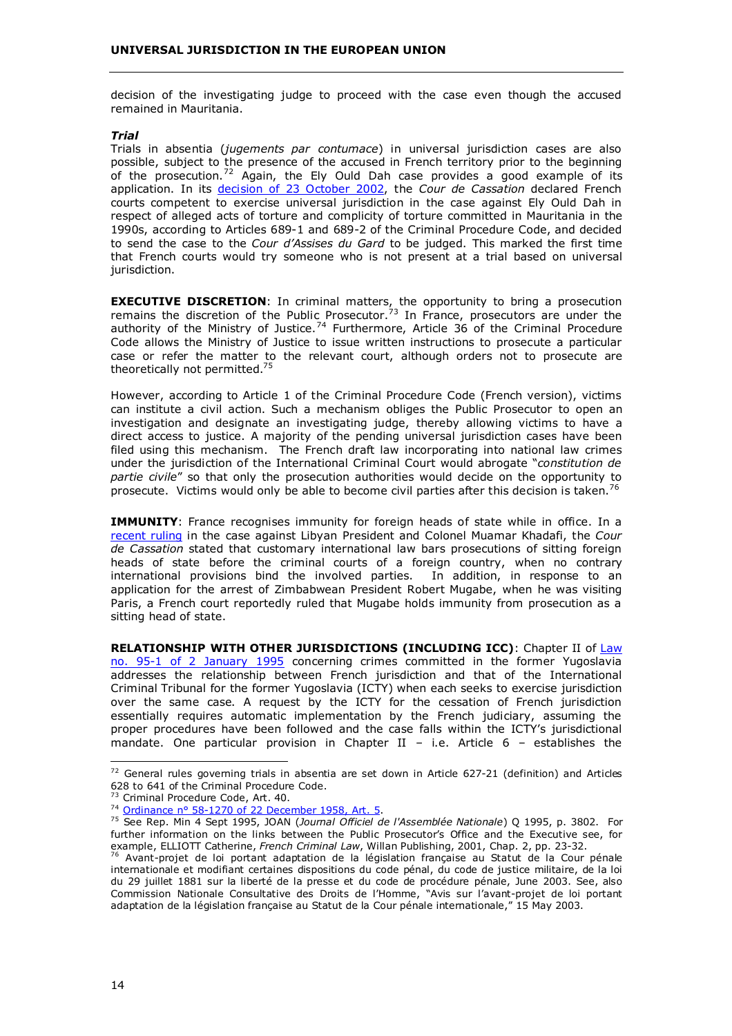decision of the investigating judge to proceed with the case even though the accused remained in Mauritania.

***Trial***

Trials in absentia (*jugements par contumace*) in universal jurisdiction cases are also possible, subject to the presence of the accused in French territory prior to the beginning of the prosecution.[72] Again, the Ely Ould Dah case provides a good example of its application. In its decision of 23 October 2002, the *Cour de Cassation* declared French courts competent to exercise universal jurisdiction in the case against Ely Ould Dah in respect of alleged acts of torture and complicity of torture committed in Mauritania in the 1990s, according to Articles 689-1 and 689-2 of the Criminal Procedure Code, and decided to send the case to the *Cour d'Assises du Gard* to be judged. This marked the first time that French courts would try someone who is not present at a trial based on universal jurisdiction.

**EXECUTIVE DISCRETION**: In criminal matters, the opportunity to bring a prosecution remains the discretion of the Public Prosecutor.[73] In France, prosecutors are under the authority of the Ministry of Justice.[74] Furthermore, Article 36 of the Criminal Procedure Code allows the Ministry of Justice to issue written instructions to prosecute a particular case or refer the matter to the relevant court, although orders not to prosecute are theoretically not permitted.[75]

However, according to Article 1 of the Criminal Procedure Code (French version), victims can institute a civil action. Such a mechanism obliges the Public Prosecutor to open an investigation and designate an investigating judge, thereby allowing victims to have a direct access to justice. A majority of the pending universal jurisdiction cases have been filed using this mechanism. The French draft law incorporating into national law crimes under the jurisdiction of the International Criminal Court would abrogate "*constitution de partie civile*" so that only the prosecution authorities would decide on the opportunity to prosecute. Victims would only be able to become civil parties after this decision is taken.[76]

**IMMUNITY**: France recognises immunity for foreign heads of state while in office. In a recent ruling in the case against Libyan President and Colonel Muamar Khadafi, the *Cour de Cassation* stated that customary international law bars prosecutions of sitting foreign heads of state before the criminal courts of a foreign country, when no contrary international provisions bind the involved parties. In addition, in response to an application for the arrest of Zimbabwean President Robert Mugabe, when he was visiting Paris, a French court reportedly ruled that Mugabe holds immunity from prosecution as a sitting head of state.

**RELATIONSHIP WITH OTHER JURISDICTIONS (INCLUDING ICC)**: Chapter II of Law no. 95-1 of 2 January 1995 concerning crimes committed in the former Yugoslavia addresses the relationship between French jurisdiction and that of the International Criminal Tribunal for the former Yugoslavia (ICTY) when each seeks to exercise jurisdiction over the same case. A request by the ICTY for the cessation of French jurisdiction essentially requires automatic implementation by the French judiciary, assuming the proper procedures have been followed and the case falls within the ICTY's jurisdictional mandate. One particular provision in Chapter II – i.e. Article 6 – establishes the

---

[72] General rules governing trials in absentia are set down in Article 627-21 (definition) and Articles 628 to 641 of the Criminal Procedure Code.

[73] Criminal Procedure Code, Art. 40.

[74] Ordinance n° 58-1270 of 22 December 1958, Art. 5.

[75] See Rep. Min 4 Sept 1995, JOAN (*Journal Officiel de l'Assemblée Nationale*) Q 1995, p. 3802. For further information on the links between the Public Prosecutor's Office and the Executive see, for example, ELLIOTT Catherine, *French Criminal Law*, Willan Publishing, 2001, Chap. 2, pp. 23-32.

[76] Avant-projet de loi portant adaptation de la législation française au Statut de la Cour pénale internationale et modifiant certaines dispositions du code pénal, du code de justice militaire, de la loi du 29 juillet 1881 sur la liberté de la presse et du code de procédure pénale, June 2003. See, also Commission Nationale Consultative des Droits de l'Homme, "Avis sur l'avant-projet de loi portant adaptation de la législation française au Statut de la Cour pénale internationale," 15 May 2003.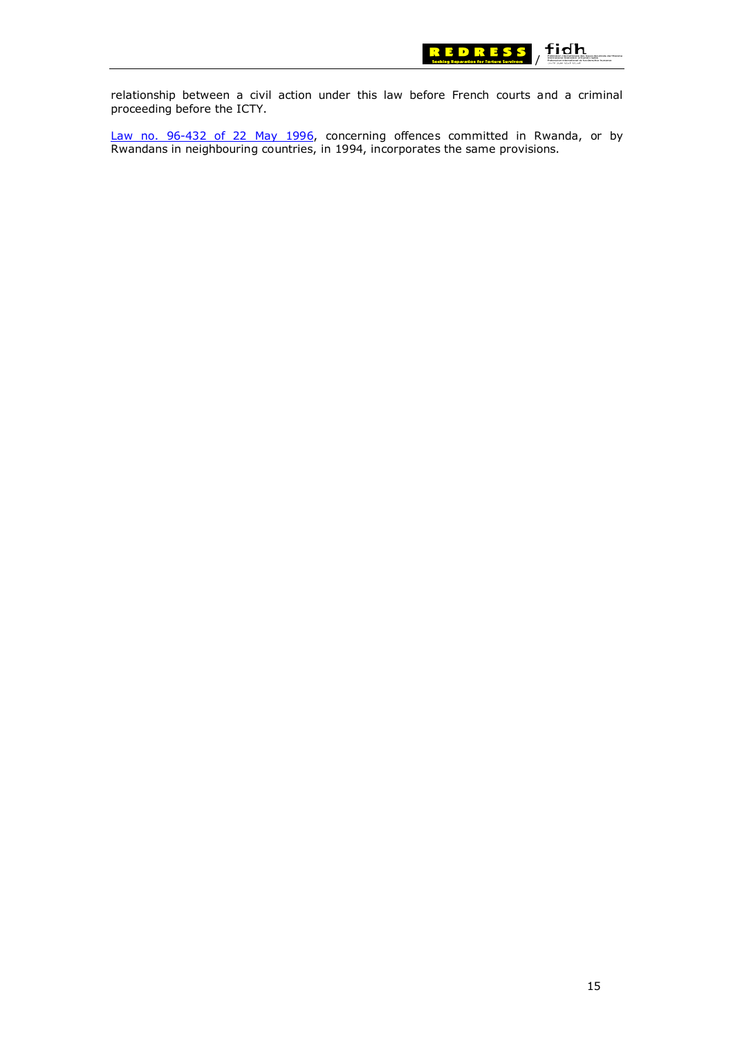relationship between a civil action under this law before French courts and a criminal proceeding before the ICTY.

[Law no. 96-432 of 22 May 1996](), concerning offences committed in Rwanda, or by Rwandans in neighbouring countries, in 1994, incorporates the same provisions.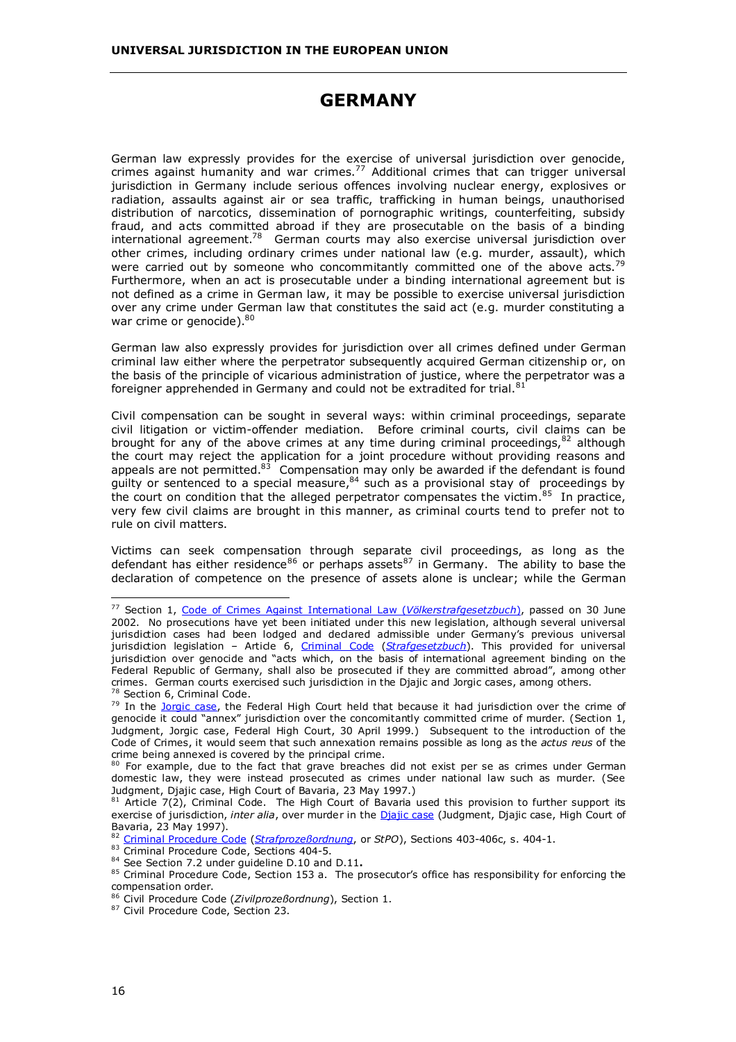# GERMANY

German law expressly provides for the exercise of universal jurisdiction over genocide, crimes against humanity and war crimes.[77] Additional crimes that can trigger universal jurisdiction in Germany include serious offences involving nuclear energy, explosives or radiation, assaults against air or sea traffic, trafficking in human beings, unauthorised distribution of narcotics, dissemination of pornographic writings, counterfeiting, subsidy fraud, and acts committed abroad if they are prosecutable on the basis of a binding international agreement.[78] German courts may also exercise universal jurisdiction over other crimes, including ordinary crimes under national law (e.g. murder, assault), which were carried out by someone who concommitantly committed one of the above acts.[79] Furthermore, when an act is prosecutable under a binding international agreement but is not defined as a crime in German law, it may be possible to exercise universal jurisdiction over any crime under German law that constitutes the said act (e.g. murder constituting a war crime or genocide).[80]

German law also expressly provides for jurisdiction over all crimes defined under German criminal law either where the perpetrator subsequently acquired German citizenship or, on the basis of the principle of vicarious administration of justice, where the perpetrator was a foreigner apprehended in Germany and could not be extradited for trial.[81]

Civil compensation can be sought in several ways: within criminal proceedings, separate civil litigation or victim-offender mediation. Before criminal courts, civil claims can be brought for any of the above crimes at any time during criminal proceedings,[82] although the court may reject the application for a joint procedure without providing reasons and appeals are not permitted.[83] Compensation may only be awarded if the defendant is found guilty or sentenced to a special measure,[84] such as a provisional stay of proceedings by the court on condition that the alleged perpetrator compensates the victim.[85] In practice, very few civil claims are brought in this manner, as criminal courts tend to prefer not to rule on civil matters.

Victims can seek compensation through separate civil proceedings, as long as the defendant has either residence[86] or perhaps assets[87] in Germany. The ability to base the declaration of competence on the presence of assets alone is unclear; while the German

---

[77] Section 1, Code of Crimes Against International Law (*Völkerstrafgesetzbuch*), passed on 30 June 2002. No prosecutions have yet been initiated under this new legislation, although several universal jurisdiction cases had been lodged and declared admissible under Germany's previous universal jurisdiction legislation – Article 6, Criminal Code (*Strafgesetzbuch*). This provided for universal jurisdiction over genocide and "acts which, on the basis of international agreement binding on the Federal Republic of Germany, shall also be prosecuted if they are committed abroad", among other crimes. German courts exercised such jurisdiction in the Djajic and Jorgic cases, among others.

[78] Section 6, Criminal Code.

[79] In the Jorgic case, the Federal High Court held that because it had jurisdiction over the crime of genocide it could "annex" jurisdiction over the concomitantly committed crime of murder. (Section 1, Judgment, Jorgic case, Federal High Court, 30 April 1999.) Subsequent to the introduction of the Code of Crimes, it would seem that such annexation remains possible as long as the *actus reus* of the crime being annexed is covered by the principal crime.

[80] For example, due to the fact that grave breaches did not exist per se as crimes under German domestic law, they were instead prosecuted as crimes under national law such as murder. (See Judgment, Djajic case, High Court of Bavaria, 23 May 1997.)

[81] Article 7(2), Criminal Code. The High Court of Bavaria used this provision to further support its exercise of jurisdiction, *inter alia*, over murder in the Djajic case (Judgment, Djajic case, High Court of Bavaria, 23 May 1997).

[82] Criminal Procedure Code (*Strafprozeßordnung*, or *StPO*), Sections 403-406c, s. 404-1.

[83] Criminal Procedure Code, Sections 404-5.

[84] See Section 7.2 under guideline D.10 and D.11**.**

[85] Criminal Procedure Code, Section 153 a. The prosecutor's office has responsibility for enforcing the compensation order.

[86] Civil Procedure Code (*Zivilprozeßordnung*), Section 1.

[87] Civil Procedure Code, Section 23.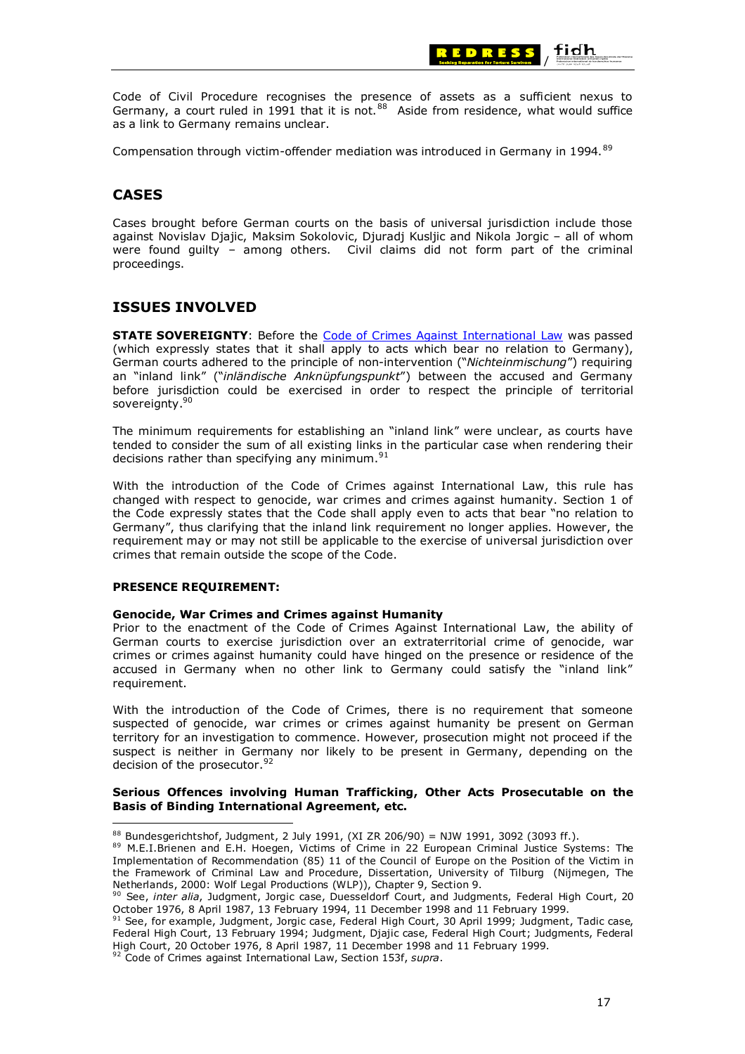Code of Civil Procedure recognises the presence of assets as a sufficient nexus to Germany, a court ruled in 1991 that it is not.[88] Aside from residence, what would suffice as a link to Germany remains unclear.

Compensation through victim-offender mediation was introduced in Germany in 1994.[89]

## CASES

Cases brought before German courts on the basis of universal jurisdiction include those against Novislav Djajic, Maksim Sokolovic, Djuradj Kusljic and Nikola Jorgic – all of whom were found guilty – among others. Civil claims did not form part of the criminal proceedings.

## ISSUES INVOLVED

**STATE SOVEREIGNTY**: Before the Code of Crimes Against International Law was passed (which expressly states that it shall apply to acts which bear no relation to Germany), German courts adhered to the principle of non-intervention ("*Nichteinmischung*") requiring an "inland link" ("*inländische Anknüpfungspunkt*") between the accused and Germany before jurisdiction could be exercised in order to respect the principle of territorial sovereignty.[90]

The minimum requirements for establishing an "inland link" were unclear, as courts have tended to consider the sum of all existing links in the particular case when rendering their decisions rather than specifying any minimum.[91]

With the introduction of the Code of Crimes against International Law, this rule has changed with respect to genocide, war crimes and crimes against humanity. Section 1 of the Code expressly states that the Code shall apply even to acts that bear "no relation to Germany", thus clarifying that the inland link requirement no longer applies. However, the requirement may or may not still be applicable to the exercise of universal jurisdiction over crimes that remain outside the scope of the Code.

**PRESENCE REQUIREMENT:**

**Genocide, War Crimes and Crimes against Humanity**

Prior to the enactment of the Code of Crimes Against International Law, the ability of German courts to exercise jurisdiction over an extraterritorial crime of genocide, war crimes or crimes against humanity could have hinged on the presence or residence of the accused in Germany when no other link to Germany could satisfy the "inland link" requirement.

With the introduction of the Code of Crimes, there is no requirement that someone suspected of genocide, war crimes or crimes against humanity be present on German territory for an investigation to commence. However, prosecution might not proceed if the suspect is neither in Germany nor likely to be present in Germany, depending on the decision of the prosecutor.[92]

**Serious Offences involving Human Trafficking, Other Acts Prosecutable on the Basis of Binding International Agreement, etc.**

---

[88] Bundesgerichtshof, Judgment, 2 July 1991, (XI ZR 206/90) = NJW 1991, 3092 (3093 ff.).

[89] M.E.I.Brienen and E.H. Hoegen, Victims of Crime in 22 European Criminal Justice Systems: The Implementation of Recommendation (85) 11 of the Council of Europe on the Position of the Victim in the Framework of Criminal Law and Procedure, Dissertation, University of Tilburg (Nijmegen, The Netherlands, 2000: Wolf Legal Productions (WLP)), Chapter 9, Section 9.

[90] See, *inter alia*, Judgment, Jorgic case, Duesseldorf Court, and Judgments, Federal High Court, 20 October 1976, 8 April 1987, 13 February 1994, 11 December 1998 and 11 February 1999.

[91] See, for example, Judgment, Jorgic case, Federal High Court, 30 April 1999; Judgment, Tadic case, Federal High Court, 13 February 1994; Judgment, Djajic case, Federal High Court; Judgments, Federal High Court, 20 October 1976, 8 April 1987, 11 December 1998 and 11 February 1999.

[92] Code of Crimes against International Law, Section 153f, *supra*.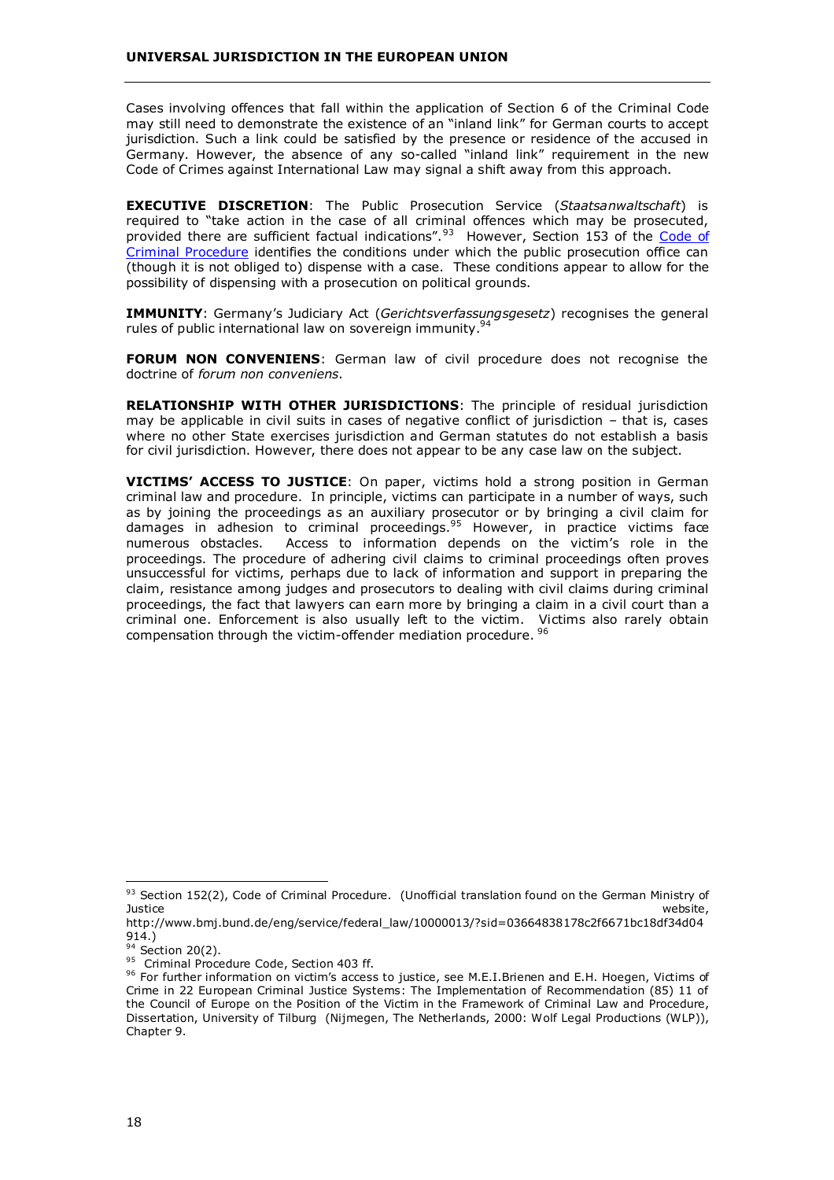Cases involving offences that fall within the application of Section 6 of the Criminal Code may still need to demonstrate the existence of an "inland link" for German courts to accept jurisdiction. Such a link could be satisfied by the presence or residence of the accused in Germany. However, the absence of any so-called "inland link" requirement in the new Code of Crimes against International Law may signal a shift away from this approach.

**EXECUTIVE DISCRETION**: The Public Prosecution Service (*Staatsanwaltschaft*) is required to "take action in the case of all criminal offences which may be prosecuted, provided there are sufficient factual indications".[93] However, Section 153 of the Code of Criminal Procedure identifies the conditions under which the public prosecution office can (though it is not obliged to) dispense with a case. These conditions appear to allow for the possibility of dispensing with a prosecution on political grounds.

**IMMUNITY**: Germany's Judiciary Act (*Gerichtsverfassungsgesetz*) recognises the general rules of public international law on sovereign immunity.[94]

**FORUM NON CONVENIENS**: German law of civil procedure does not recognise the doctrine of *forum non conveniens*.

**RELATIONSHIP WITH OTHER JURISDICTIONS**: The principle of residual jurisdiction may be applicable in civil suits in cases of negative conflict of jurisdiction – that is, cases where no other State exercises jurisdiction and German statutes do not establish a basis for civil jurisdiction. However, there does not appear to be any case law on the subject.

**VICTIMS' ACCESS TO JUSTICE**: On paper, victims hold a strong position in German criminal law and procedure. In principle, victims can participate in a number of ways, such as by joining the proceedings as an auxiliary prosecutor or by bringing a civil claim for damages in adhesion to criminal proceedings.[95] However, in practice victims face numerous obstacles. Access to information depends on the victim's role in the proceedings. The procedure of adhering civil claims to criminal proceedings often proves unsuccessful for victims, perhaps due to lack of information and support in preparing the claim, resistance among judges and prosecutors to dealing with civil claims during criminal proceedings, the fact that lawyers can earn more by bringing a claim in a civil court than a criminal one. Enforcement is also usually left to the victim. Victims also rarely obtain compensation through the victim-offender mediation procedure.[96]

---

[93] Section 152(2), Code of Criminal Procedure. (Unofficial translation found on the German Ministry of Justice website, http://www.bmj.bund.de/eng/service/federal_law/10000013/?sid=03664838178c2f6671bc18df34d04914.)

[94] Section 20(2).

[95] Criminal Procedure Code, Section 403 ff.

[96] For further information on victim's access to justice, see M.E.I.Brienen and E.H. Hoegen, Victims of Crime in 22 European Criminal Justice Systems: The Implementation of Recommendation (85) 11 of the Council of Europe on the Position of the Victim in the Framework of Criminal Law and Procedure, Dissertation, University of Tilburg (Nijmegen, The Netherlands, 2000: Wolf Legal Productions (WLP)), Chapter 9.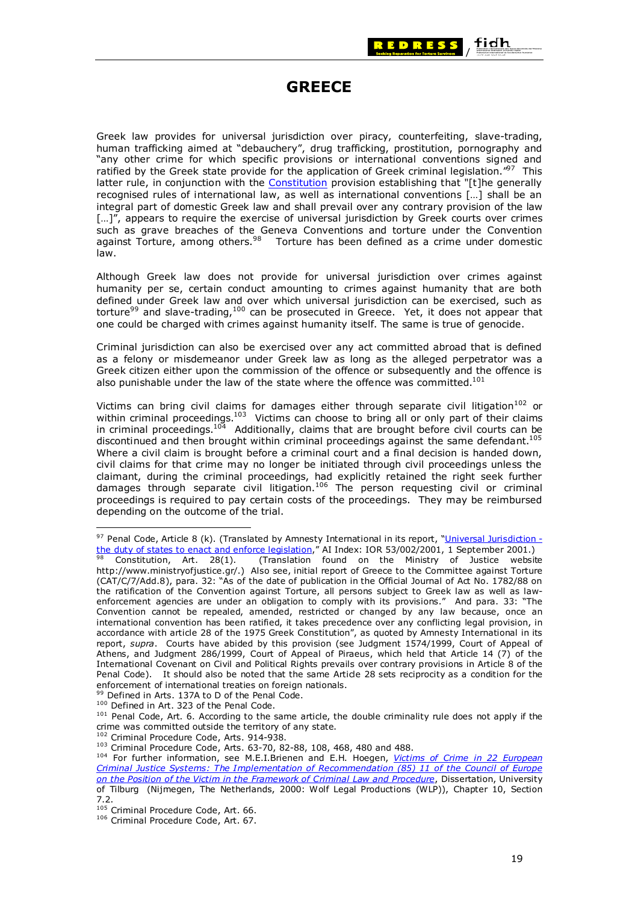# GREECE

Greek law provides for universal jurisdiction over piracy, counterfeiting, slave-trading, human trafficking aimed at "debauchery", drug trafficking, prostitution, pornography and "any other crime for which specific provisions or international conventions signed and ratified by the Greek state provide for the application of Greek criminal legislation."[97] This latter rule, in conjunction with the Constitution provision establishing that "[t]he generally recognised rules of international law, as well as international conventions […] shall be an integral part of domestic Greek law and shall prevail over any contrary provision of the law […]", appears to require the exercise of universal jurisdiction by Greek courts over crimes such as grave breaches of the Geneva Conventions and torture under the Convention against Torture, among others.[98] Torture has been defined as a crime under domestic law.

Although Greek law does not provide for universal jurisdiction over crimes against humanity per se, certain conduct amounting to crimes against humanity that are both defined under Greek law and over which universal jurisdiction can be exercised, such as torture[99] and slave-trading,[100] can be prosecuted in Greece. Yet, it does not appear that one could be charged with crimes against humanity itself. The same is true of genocide.

Criminal jurisdiction can also be exercised over any act committed abroad that is defined as a felony or misdemeanor under Greek law as long as the alleged perpetrator was a Greek citizen either upon the commission of the offence or subsequently and the offence is also punishable under the law of the state where the offence was committed.[101]

Victims can bring civil claims for damages either through separate civil litigation[102] or within criminal proceedings.[103] Victims can choose to bring all or only part of their claims in criminal proceedings.[104] Additionally, claims that are brought before civil courts can be discontinued and then brought within criminal proceedings against the same defendant.[105] Where a civil claim is brought before a criminal court and a final decision is handed down, civil claims for that crime may no longer be initiated through civil proceedings unless the claimant, during the criminal proceedings, had explicitly retained the right seek further damages through separate civil litigation.[106] The person requesting civil or criminal proceedings is required to pay certain costs of the proceedings. They may be reimbursed depending on the outcome of the trial.

---

[97] Penal Code, Article 8 (k). (Translated by Amnesty International in its report, "Universal Jurisdiction - the duty of states to enact and enforce legislation," AI Index: IOR 53/002/2001, 1 September 2001.)

[98] Constitution, Art. 28(1). (Translation found on the Ministry of Justice website http://www.ministryofjustice.gr/.) Also see, initial report of Greece to the Committee against Torture (CAT/C/7/Add.8), para. 32: "As of the date of publication in the Official Journal of Act No. 1782/88 on the ratification of the Convention against Torture, all persons subject to Greek law as well as law-enforcement agencies are under an obligation to comply with its provisions." And para. 33: "The Convention cannot be repealed, amended, restricted or changed by any law because, once an international convention has been ratified, it takes precedence over any conflicting legal provision, in accordance with article 28 of the 1975 Greek Constitution", as quoted by Amnesty International in its report, *supra*. Courts have abided by this provision (see Judgment 1574/1999, Court of Appeal of Athens, and Judgment 286/1999, Court of Appeal of Piraeus, which held that Article 14 (7) of the International Covenant on Civil and Political Rights prevails over contrary provisions in Article 8 of the Penal Code). It should also be noted that the same Article 28 sets reciprocity as a condition for the enforcement of international treaties on foreign nationals.

[99] Defined in Arts. 137A to D of the Penal Code.

[100] Defined in Art. 323 of the Penal Code.

[101] Penal Code, Art. 6. According to the same article, the double criminality rule does not apply if the crime was committed outside the territory of any state.

[102] Criminal Procedure Code, Arts. 914-938.

[103] Criminal Procedure Code, Arts. 63-70, 82-88, 108, 468, 480 and 488.

[104] For further information, see M.E.I.Brienen and E.H. Hoegen, *Victims of Crime in 22 European Criminal Justice Systems: The Implementation of Recommendation (85) 11 of the Council of Europe on the Position of the Victim in the Framework of Criminal Law and Procedure*, Dissertation, University of Tilburg (Nijmegen, The Netherlands, 2000: Wolf Legal Productions (WLP)), Chapter 10, Section 7.2.

[105] Criminal Procedure Code, Art. 66.

[106] Criminal Procedure Code, Art. 67.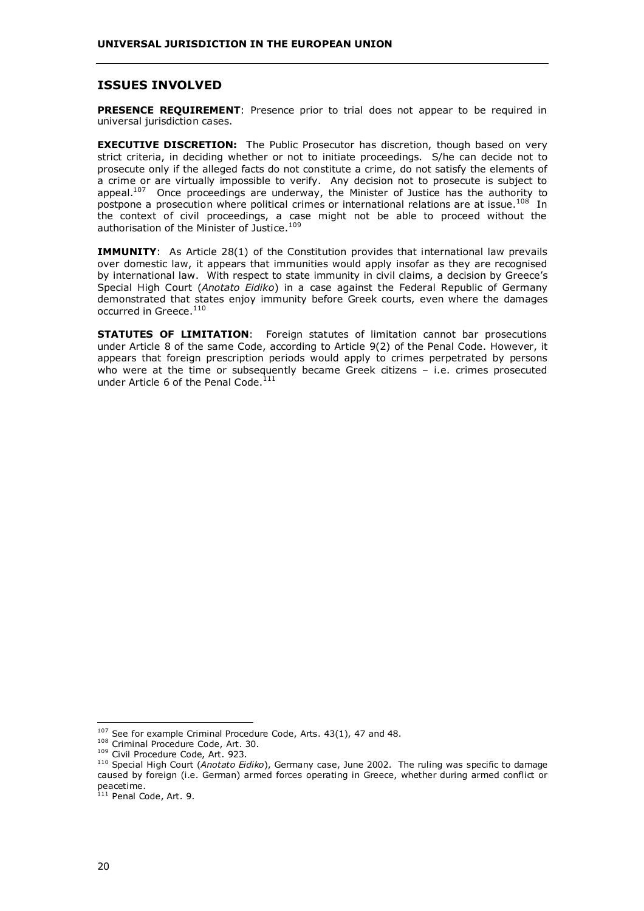## ISSUES INVOLVED

**PRESENCE REQUIREMENT**: Presence prior to trial does not appear to be required in universal jurisdiction cases.

**EXECUTIVE DISCRETION:** The Public Prosecutor has discretion, though based on very strict criteria, in deciding whether or not to initiate proceedings. S/he can decide not to prosecute only if the alleged facts do not constitute a crime, do not satisfy the elements of a crime or are virtually impossible to verify. Any decision not to prosecute is subject to appeal.[107] Once proceedings are underway, the Minister of Justice has the authority to postpone a prosecution where political crimes or international relations are at issue.[108] In the context of civil proceedings, a case might not be able to proceed without the authorisation of the Minister of Justice.[109]

**IMMUNITY**: As Article 28(1) of the Constitution provides that international law prevails over domestic law, it appears that immunities would apply insofar as they are recognised by international law. With respect to state immunity in civil claims, a decision by Greece's Special High Court (*Anotato Eidiko*) in a case against the Federal Republic of Germany demonstrated that states enjoy immunity before Greek courts, even where the damages occurred in Greece.[110]

**STATUTES OF LIMITATION**: Foreign statutes of limitation cannot bar prosecutions under Article 8 of the same Code, according to Article 9(2) of the Penal Code. However, it appears that foreign prescription periods would apply to crimes perpetrated by persons who were at the time or subsequently became Greek citizens – i.e. crimes prosecuted under Article 6 of the Penal Code.[111]

---

[107] See for example Criminal Procedure Code, Arts. 43(1), 47 and 48.

[108] Criminal Procedure Code, Art. 30.

[109] Civil Procedure Code, Art. 923.

[110] Special High Court (*Anotato Eidiko*), Germany case, June 2002. The ruling was specific to damage caused by foreign (i.e. German) armed forces operating in Greece, whether during armed conflict or peacetime.

[111] Penal Code, Art. 9.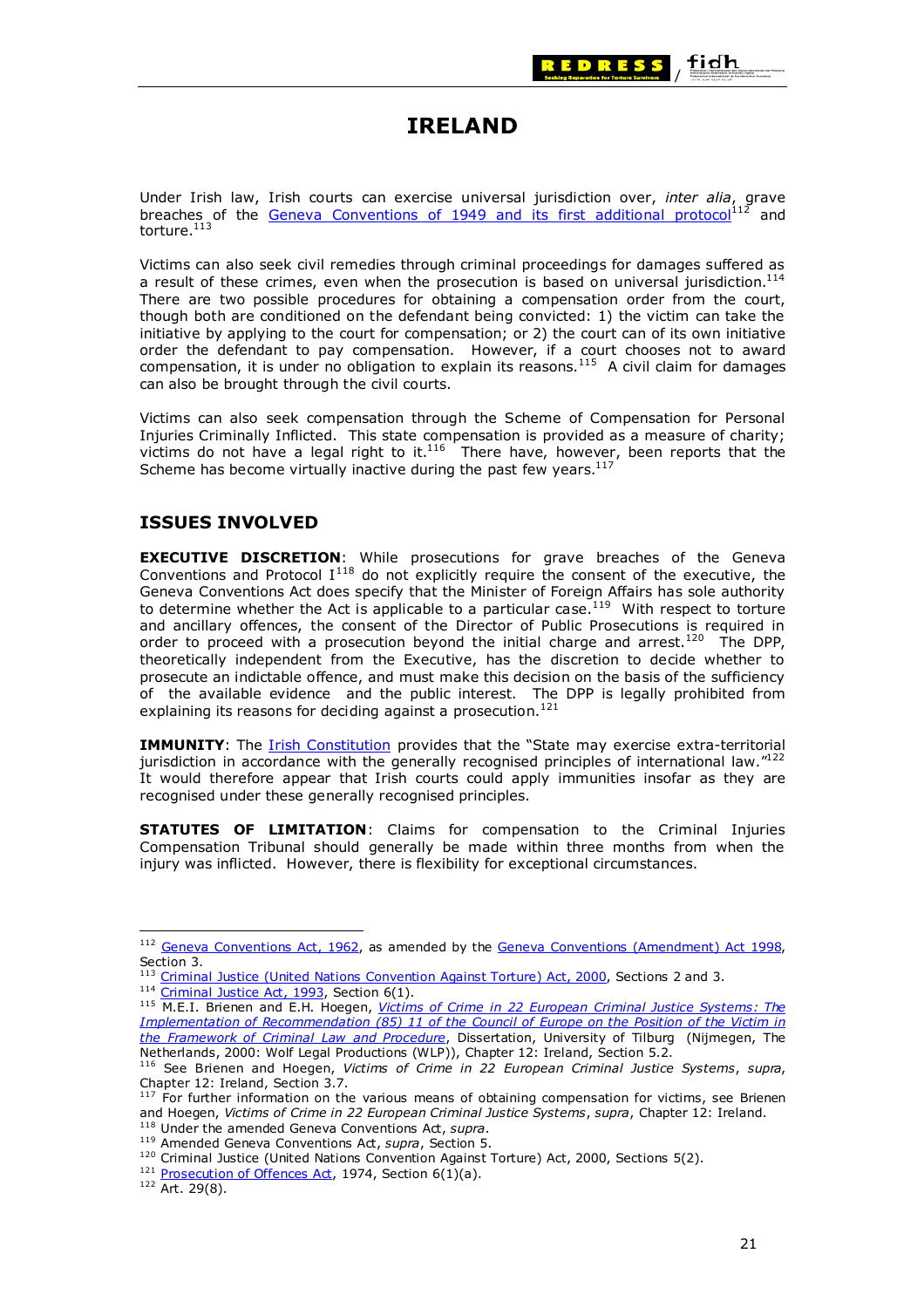# IRELAND

Under Irish law, Irish courts can exercise universal jurisdiction over, *inter alia*, grave breaches of the Geneva Conventions of 1949 and its first additional protocol[112] and torture.[113]

Victims can also seek civil remedies through criminal proceedings for damages suffered as a result of these crimes, even when the prosecution is based on universal jurisdiction.[114] There are two possible procedures for obtaining a compensation order from the court, though both are conditioned on the defendant being convicted: 1) the victim can take the initiative by applying to the court for compensation; or 2) the court can of its own initiative order the defendant to pay compensation. However, if a court chooses not to award compensation, it is under no obligation to explain its reasons.[115] A civil claim for damages can also be brought through the civil courts.

Victims can also seek compensation through the Scheme of Compensation for Personal Injuries Criminally Inflicted. This state compensation is provided as a measure of charity; victims do not have a legal right to it.[116] There have, however, been reports that the Scheme has become virtually inactive during the past few years.[117]

## ISSUES INVOLVED

**EXECUTIVE DISCRETION**: While prosecutions for grave breaches of the Geneva Conventions and Protocol I[118] do not explicitly require the consent of the executive, the Geneva Conventions Act does specify that the Minister of Foreign Affairs has sole authority to determine whether the Act is applicable to a particular case.[119] With respect to torture and ancillary offences, the consent of the Director of Public Prosecutions is required in order to proceed with a prosecution beyond the initial charge and arrest.[120] The DPP, theoretically independent from the Executive, has the discretion to decide whether to prosecute an indictable offence, and must make this decision on the basis of the sufficiency of the available evidence and the public interest. The DPP is legally prohibited from explaining its reasons for deciding against a prosecution.[121]

**IMMUNITY**: The Irish Constitution provides that the "State may exercise extra-territorial jurisdiction in accordance with the generally recognised principles of international law."[122] It would therefore appear that Irish courts could apply immunities insofar as they are recognised under these generally recognised principles.

**STATUTES OF LIMITATION**: Claims for compensation to the Criminal Injuries Compensation Tribunal should generally be made within three months from when the injury was inflicted. However, there is flexibility for exceptional circumstances.

---

[112] Geneva Conventions Act, 1962, as amended by the Geneva Conventions (Amendment) Act 1998, Section 3.

[113] Criminal Justice (United Nations Convention Against Torture) Act, 2000, Sections 2 and 3.

[114] Criminal Justice Act, 1993, Section 6(1).

[115] M.E.I. Brienen and E.H. Hoegen, *Victims of Crime in 22 European Criminal Justice Systems: The Implementation of Recommendation (85) 11 of the Council of Europe on the Position of the Victim in the Framework of Criminal Law and Procedure*, Dissertation, University of Tilburg (Nijmegen, The Netherlands, 2000: Wolf Legal Productions (WLP)), Chapter 12: Ireland, Section 5.2.

[116] See Brienen and Hoegen, *Victims of Crime in 22 European Criminal Justice Systems*, *supra*, Chapter 12: Ireland, Section 3.7.

[117] For further information on the various means of obtaining compensation for victims, see Brienen and Hoegen, *Victims of Crime in 22 European Criminal Justice Systems*, *supra*, Chapter 12: Ireland.

[118] Under the amended Geneva Conventions Act, *supra*.

[119] Amended Geneva Conventions Act, *supra*, Section 5.

[120] Criminal Justice (United Nations Convention Against Torture) Act, 2000, Sections 5(2).

[121] Prosecution of Offences Act, 1974, Section 6(1)(a).

[122] Art. 29(8).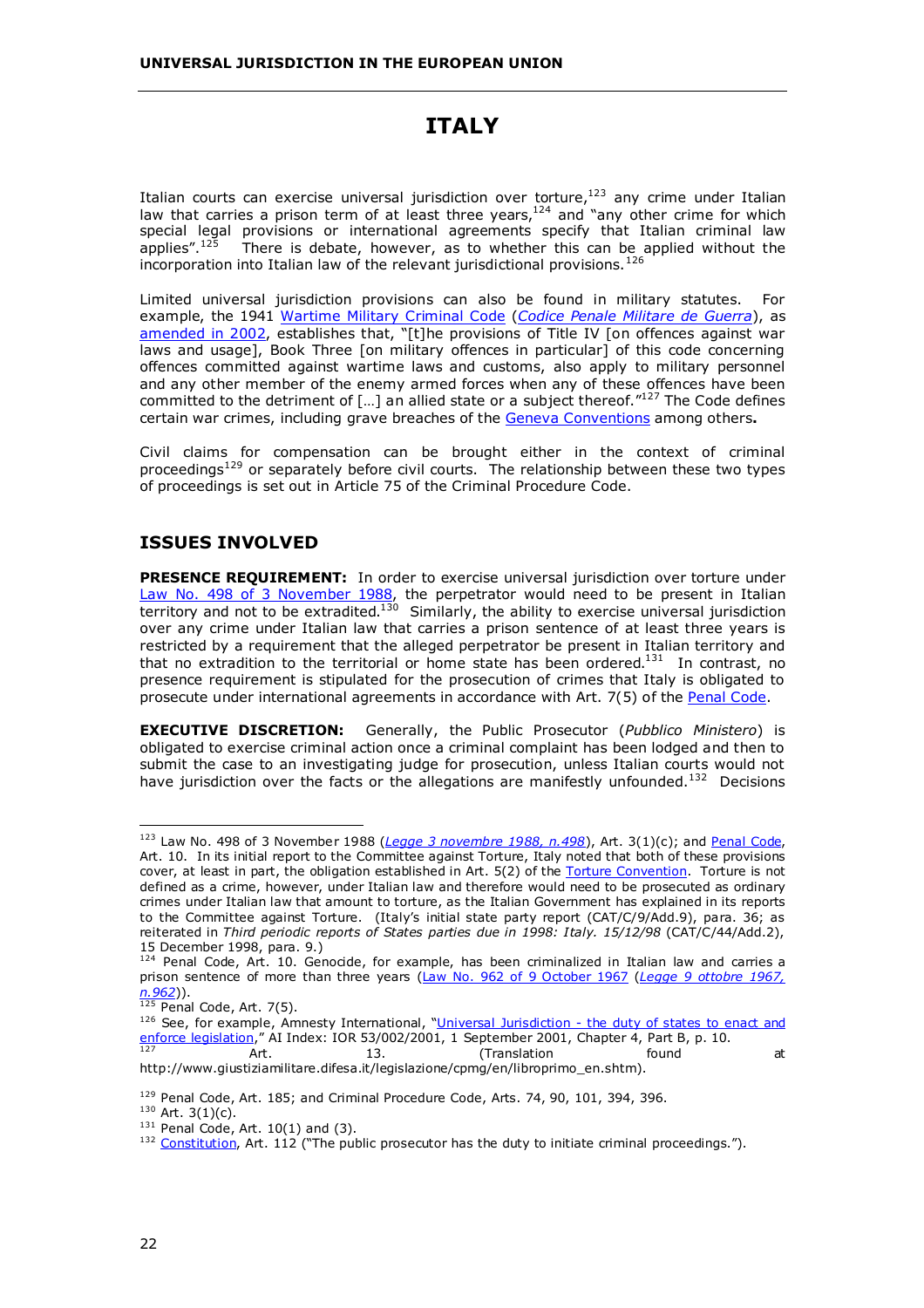# ITALY

Italian courts can exercise universal jurisdiction over torture,[123] any crime under Italian law that carries a prison term of at least three years,[124] and "any other crime for which special legal provisions or international agreements specify that Italian criminal law applies".[125] There is debate, however, as to whether this can be applied without the incorporation into Italian law of the relevant jurisdictional provisions.[126]

Limited universal jurisdiction provisions can also be found in military statutes. For example, the 1941 Wartime Military Criminal Code (*Codice Penale Militare de Guerra*), as amended in 2002, establishes that, "[t]he provisions of Title IV [on offences against war laws and usage], Book Three [on military offences in particular] of this code concerning offences committed against wartime laws and customs, also apply to military personnel and any other member of the enemy armed forces when any of these offences have been committed to the detriment of […] an allied state or a subject thereof."[127] The Code defines certain war crimes, including grave breaches of the Geneva Conventions among others.

Civil claims for compensation can be brought either in the context of criminal proceedings[129] or separately before civil courts. The relationship between these two types of proceedings is set out in Article 75 of the Criminal Procedure Code.

## ISSUES INVOLVED

**PRESENCE REQUIREMENT:** In order to exercise universal jurisdiction over torture under Law No. 498 of 3 November 1988, the perpetrator would need to be present in Italian territory and not to be extradited.[130] Similarly, the ability to exercise universal jurisdiction over any crime under Italian law that carries a prison sentence of at least three years is restricted by a requirement that the alleged perpetrator be present in Italian territory and that no extradition to the territorial or home state has been ordered.[131] In contrast, no presence requirement is stipulated for the prosecution of crimes that Italy is obligated to prosecute under international agreements in accordance with Art. 7(5) of the Penal Code.

**EXECUTIVE DISCRETION:** Generally, the Public Prosecutor (*Pubblico Ministero*) is obligated to exercise criminal action once a criminal complaint has been lodged and then to submit the case to an investigating judge for prosecution, unless Italian courts would not have jurisdiction over the facts or the allegations are manifestly unfounded.[132] Decisions

---

[123] Law No. 498 of 3 November 1988 (*Legge 3 novembre 1988, n.498*), Art. 3(1)(c); and Penal Code, Art. 10. In its initial report to the Committee against Torture, Italy noted that both of these provisions cover, at least in part, the obligation established in Art. 5(2) of the Torture Convention. Torture is not defined as a crime, however, under Italian law and therefore would need to be prosecuted as ordinary crimes under Italian law that amount to torture, as the Italian Government has explained in its reports to the Committee against Torture. (Italy's initial state party report (CAT/C/9/Add.9), para. 36; as reiterated in *Third periodic reports of States parties due in 1998: Italy. 15/12/98* (CAT/C/44/Add.2), 15 December 1998, para. 9.)

[124] Penal Code, Art. 10. Genocide, for example, has been criminalized in Italian law and carries a prison sentence of more than three years (Law No. 962 of 9 October 1967 (*Legge 9 ottobre 1967, n.962*)).

[125] Penal Code, Art. 7(5).

[126] See, for example, Amnesty International, "Universal Jurisdiction - the duty of states to enact and enforce legislation," AI Index: IOR 53/002/2001, 1 September 2001, Chapter 4, Part B, p. 10.

[127] Art. 13. (Translation found at http://www.giustiziamilitare.difesa.it/legislazione/cpmg/en/libroprimo_en.shtm).

[129] Penal Code, Art. 185; and Criminal Procedure Code, Arts. 74, 90, 101, 394, 396.

[130] Art. 3(1)(c).

[131] Penal Code, Art. 10(1) and (3).

[132] Constitution, Art. 112 ("The public prosecutor has the duty to initiate criminal proceedings.").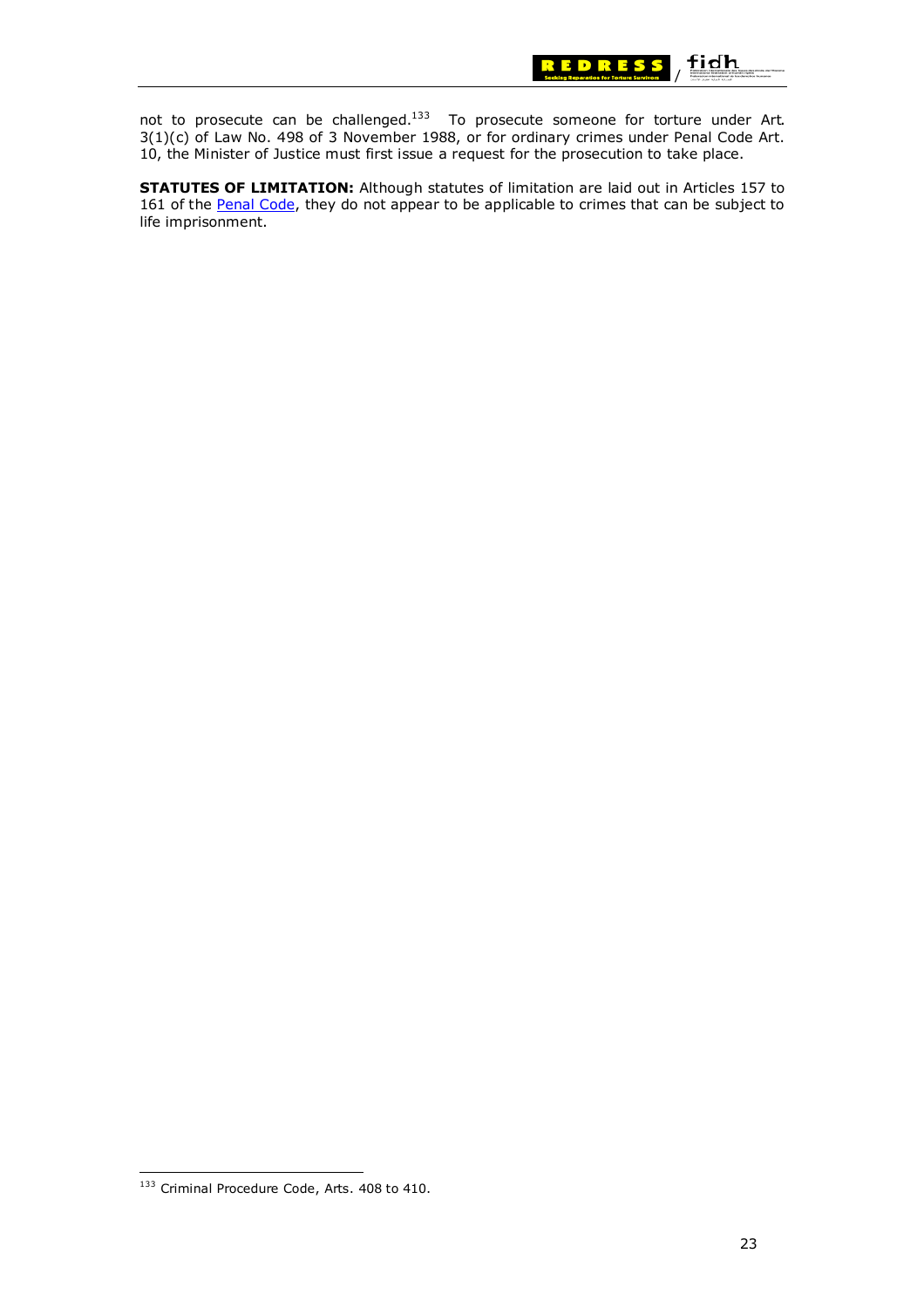not to prosecute can be challenged.[133] To prosecute someone for torture under Art. 3(1)(c) of Law No. 498 of 3 November 1988, or for ordinary crimes under Penal Code Art. 10, the Minister of Justice must first issue a request for the prosecution to take place.

**STATUTES OF LIMITATION:** Although statutes of limitation are laid out in Articles 157 to 161 of the Penal Code, they do not appear to be applicable to crimes that can be subject to life imprisonment.

---

[133] Criminal Procedure Code, Arts. 408 to 410.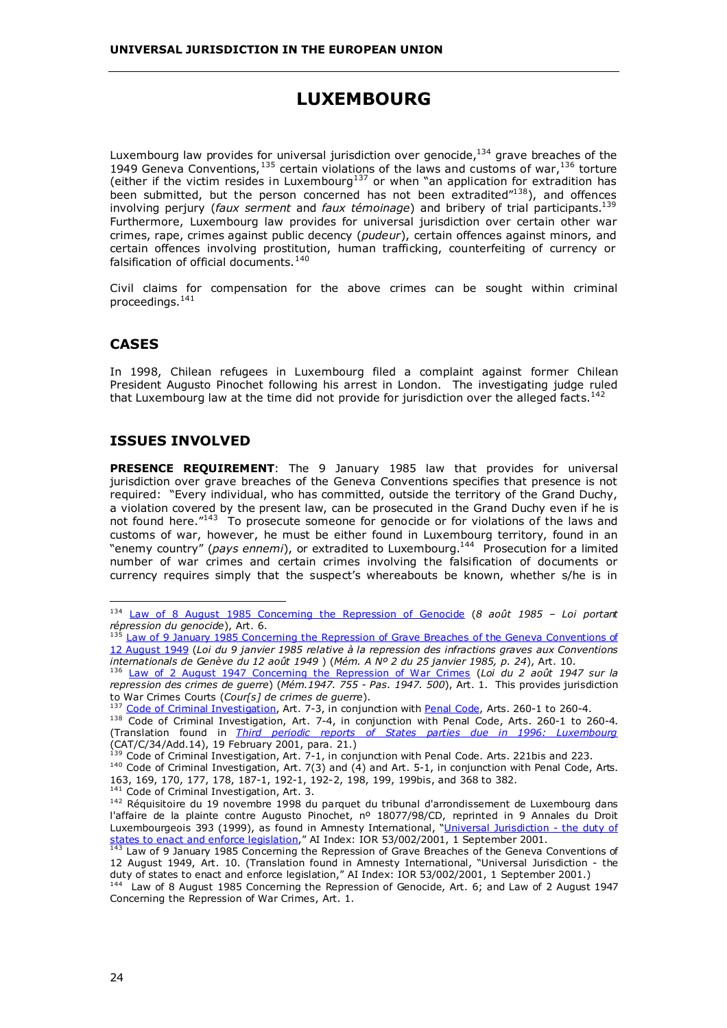# LUXEMBOURG

Luxembourg law provides for universal jurisdiction over genocide,[134] grave breaches of the 1949 Geneva Conventions,[135] certain violations of the laws and customs of war,[136] torture (either if the victim resides in Luxembourg[137] or when "an application for extradition has been submitted, but the person concerned has not been extradited"[138]), and offences involving perjury (*faux serment* and *faux témoinage*) and bribery of trial participants.[139] Furthermore, Luxembourg law provides for universal jurisdiction over certain other war crimes, rape, crimes against public decency (*pudeur*), certain offences against minors, and certain offences involving prostitution, human trafficking, counterfeiting of currency or falsification of official documents.[140]

Civil claims for compensation for the above crimes can be sought within criminal proceedings.[141]

## CASES

In 1998, Chilean refugees in Luxembourg filed a complaint against former Chilean President Augusto Pinochet following his arrest in London. The investigating judge ruled that Luxembourg law at the time did not provide for jurisdiction over the alleged facts.[142]

## ISSUES INVOLVED

**PRESENCE REQUIREMENT**: The 9 January 1985 law that provides for universal jurisdiction over grave breaches of the Geneva Conventions specifies that presence is not required: "Every individual, who has committed, outside the territory of the Grand Duchy, a violation covered by the present law, can be prosecuted in the Grand Duchy even if he is not found here."[143] To prosecute someone for genocide or for violations of the laws and customs of war, however, he must be either found in Luxembourg territory, found in an "enemy country" (*pays ennemi*), or extradited to Luxembourg.[144] Prosecution for a limited number of war crimes and certain crimes involving the falsification of documents or currency requires simply that the suspect's whereabouts be known, whether s/he is in

---

[134] Law of 8 August 1985 Concerning the Repression of Genocide (*8 août 1985 – Loi portant répression du genocide*), Art. 6.

[135] Law of 9 January 1985 Concerning the Repression of Grave Breaches of the Geneva Conventions of 12 August 1949 (*Loi du 9 janvier 1985 relative à la repression des infractions graves aux Conventions internationals de Genève du 12 août 1949* ) (*Mém. A Nº 2 du 25 janvier 1985, p. 24*), Art. 10.

[136] Law of 2 August 1947 Concerning the Repression of War Crimes (*Loi du 2 août 1947 sur la repression des crimes de guerre*) (*Mém.1947. 755 - Pas. 1947. 500*), Art. 1. This provides jurisdiction to War Crimes Courts (*Cour[s] de crimes de guerre*).

[137] Code of Criminal Investigation, Art. 7-3, in conjunction with Penal Code, Arts. 260-1 to 260-4.

[138] Code of Criminal Investigation, Art. 7-4, in conjunction with Penal Code, Arts. 260-1 to 260-4. (Translation found in *Third periodic reports of States parties due in 1996: Luxembourg* (CAT/C/34/Add.14), 19 February 2001, para. 21.)

[139] Code of Criminal Investigation, Art. 7-1, in conjunction with Penal Code. Arts. 221bis and 223.

[140] Code of Criminal Investigation, Art. 7(3) and (4) and Art. 5-1, in conjunction with Penal Code, Arts. 163, 169, 170, 177, 178, 187-1, 192-1, 192-2, 198, 199, 199bis, and 368 to 382.

[141] Code of Criminal Investigation, Art. 3.

[142] Réquisitoire du 19 novembre 1998 du parquet du tribunal d'arrondissement de Luxembourg dans l'affaire de la plainte contre Augusto Pinochet, nº 18077/98/CD, reprinted in 9 Annales du Droit Luxembourgeois 393 (1999), as found in Amnesty International, "Universal Jurisdiction - the duty of states to enact and enforce legislation," AI Index: IOR 53/002/2001, 1 September 2001.

[143] Law of 9 January 1985 Concerning the Repression of Grave Breaches of the Geneva Conventions of 12 August 1949, Art. 10. (Translation found in Amnesty International, "Universal Jurisdiction - the duty of states to enact and enforce legislation," AI Index: IOR 53/002/2001, 1 September 2001.)

[144] Law of 8 August 1985 Concerning the Repression of Genocide, Art. 6; and Law of 2 August 1947 Concerning the Repression of War Crimes, Art. 1.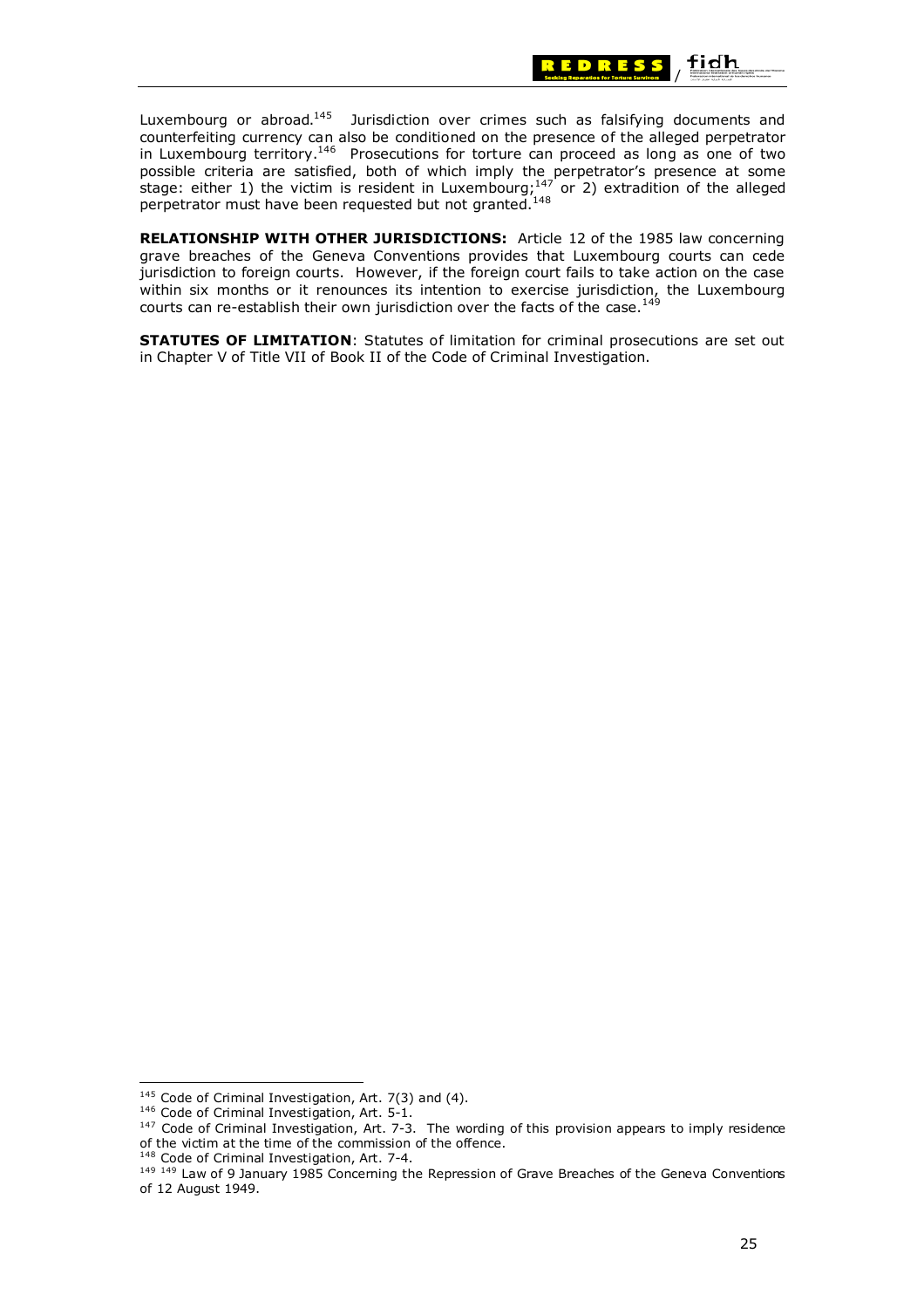Luxembourg or abroad.[145] Jurisdiction over crimes such as falsifying documents and counterfeiting currency can also be conditioned on the presence of the alleged perpetrator in Luxembourg territory.[146] Prosecutions for torture can proceed as long as one of two possible criteria are satisfied, both of which imply the perpetrator's presence at some stage: either 1) the victim is resident in Luxembourg;[147] or 2) extradition of the alleged perpetrator must have been requested but not granted.[148]

**RELATIONSHIP WITH OTHER JURISDICTIONS:** Article 12 of the 1985 law concerning grave breaches of the Geneva Conventions provides that Luxembourg courts can cede jurisdiction to foreign courts. However, if the foreign court fails to take action on the case within six months or it renounces its intention to exercise jurisdiction, the Luxembourg courts can re-establish their own jurisdiction over the facts of the case.[149]

**STATUTES OF LIMITATION**: Statutes of limitation for criminal prosecutions are set out in Chapter V of Title VII of Book II of the Code of Criminal Investigation.

---

[145] Code of Criminal Investigation, Art. 7(3) and (4).

[146] Code of Criminal Investigation, Art. 5-1.

[147] Code of Criminal Investigation, Art. 7-3. The wording of this provision appears to imply residence of the victim at the time of the commission of the offence.

[148] Code of Criminal Investigation, Art. 7-4.

[149] [149] Law of 9 January 1985 Concerning the Repression of Grave Breaches of the Geneva Conventions of 12 August 1949.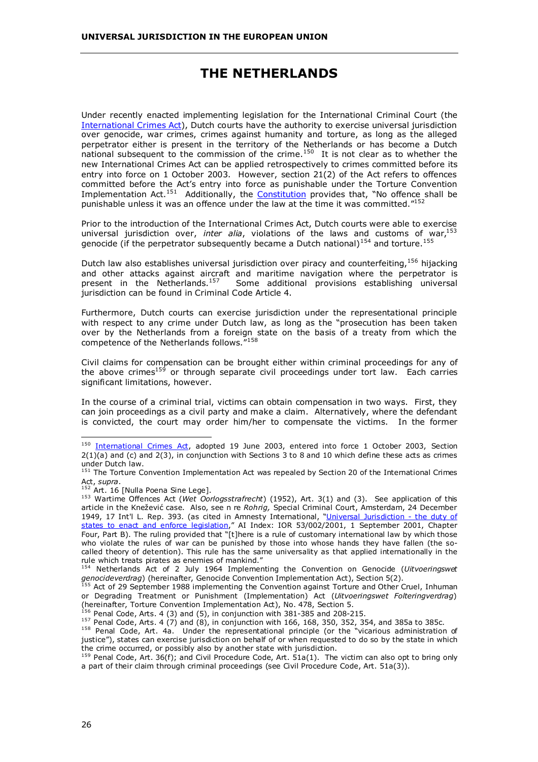# THE NETHERLANDS

Under recently enacted implementing legislation for the International Criminal Court (the International Crimes Act), Dutch courts have the authority to exercise universal jurisdiction over genocide, war crimes, crimes against humanity and torture, as long as the alleged perpetrator either is present in the territory of the Netherlands or has become a Dutch national subsequent to the commission of the crime.[150] It is not clear as to whether the new International Crimes Act can be applied retrospectively to crimes committed before its entry into force on 1 October 2003. However, section 21(2) of the Act refers to offences committed before the Act's entry into force as punishable under the Torture Convention Implementation Act.[151] Additionally, the Constitution provides that, "No offence shall be punishable unless it was an offence under the law at the time it was committed."[152]

Prior to the introduction of the International Crimes Act, Dutch courts were able to exercise universal jurisdiction over, *inter alia*, violations of the laws and customs of war,[153] genocide (if the perpetrator subsequently became a Dutch national)[154] and torture.[155]

Dutch law also establishes universal jurisdiction over piracy and counterfeiting,[156] hijacking and other attacks against aircraft and maritime navigation where the perpetrator is present in the Netherlands.[157] Some additional provisions establishing universal jurisdiction can be found in Criminal Code Article 4.

Furthermore, Dutch courts can exercise jurisdiction under the representational principle with respect to any crime under Dutch law, as long as the "prosecution has been taken over by the Netherlands from a foreign state on the basis of a treaty from which the competence of the Netherlands follows."[158]

Civil claims for compensation can be brought either within criminal proceedings for any of the above crimes[159] or through separate civil proceedings under tort law. Each carries significant limitations, however.

In the course of a criminal trial, victims can obtain compensation in two ways. First, they can join proceedings as a civil party and make a claim. Alternatively, where the defendant is convicted, the court may order him/her to compensate the victims. In the former

---

[150] International Crimes Act, adopted 19 June 2003, entered into force 1 October 2003, Section 2(1)(a) and (c) and 2(3), in conjunction with Sections 3 to 8 and 10 which define these acts as crimes under Dutch law.

[151] The Torture Convention Implementation Act was repealed by Section 20 of the International Crimes Act, *supra*.

[152] Art. 16 [Nulla Poena Sine Lege].

[153] Wartime Offences Act (*Wet Oorlogsstrafrecht*) (1952), Art. 3(1) and (3). See application of this article in the Knežević case. Also, see n re *Rohrig,* Special Criminal Court, Amsterdam, 24 December 1949, 17 Int'l L. Rep. 393. (as cited in Amnesty International, "Universal Jurisdiction - the duty of states to enact and enforce legislation," AI Index: IOR 53/002/2001, 1 September 2001, Chapter Four, Part B). The ruling provided that "[t]here is a rule of customary international law by which those who violate the rules of war can be punished by those into whose hands they have fallen (the so-called theory of detention). This rule has the same universality as that applied internationally in the rule which treats pirates as enemies of mankind."

[154] Netherlands Act of 2 July 1964 Implementing the Convention on Genocide (*Uitvoeringswet genocideverdrag*) (hereinafter, Genocide Convention Implementation Act), Section 5(2).

[155] Act of 29 September 1988 implementing the Convention against Torture and Other Cruel, Inhuman or Degrading Treatment or Punishment (Implementation) Act (*Uitvoeringswet Folteringverdrag*) (hereinafter, Torture Convention Implementation Act), No. 478, Section 5.

[156] Penal Code, Arts. 4 (3) and (5), in conjunction with 381-385 and 208-215.

[157] Penal Code, Arts. 4 (7) and (8), in conjunction with 166, 168, 350, 352, 354, and 385a to 385c.

[158] Penal Code, Art. 4a. Under the representational principle (or the "vicarious administration of justice"), states can exercise jurisdiction on behalf of or when requested to do so by the state in which the crime occurred, or possibly also by another state with jurisdiction.

[159] Penal Code, Art. 36(f); and Civil Procedure Code, Art. 51a(1). The victim can also opt to bring only a part of their claim through criminal proceedings (see Civil Procedure Code, Art. 51a(3)).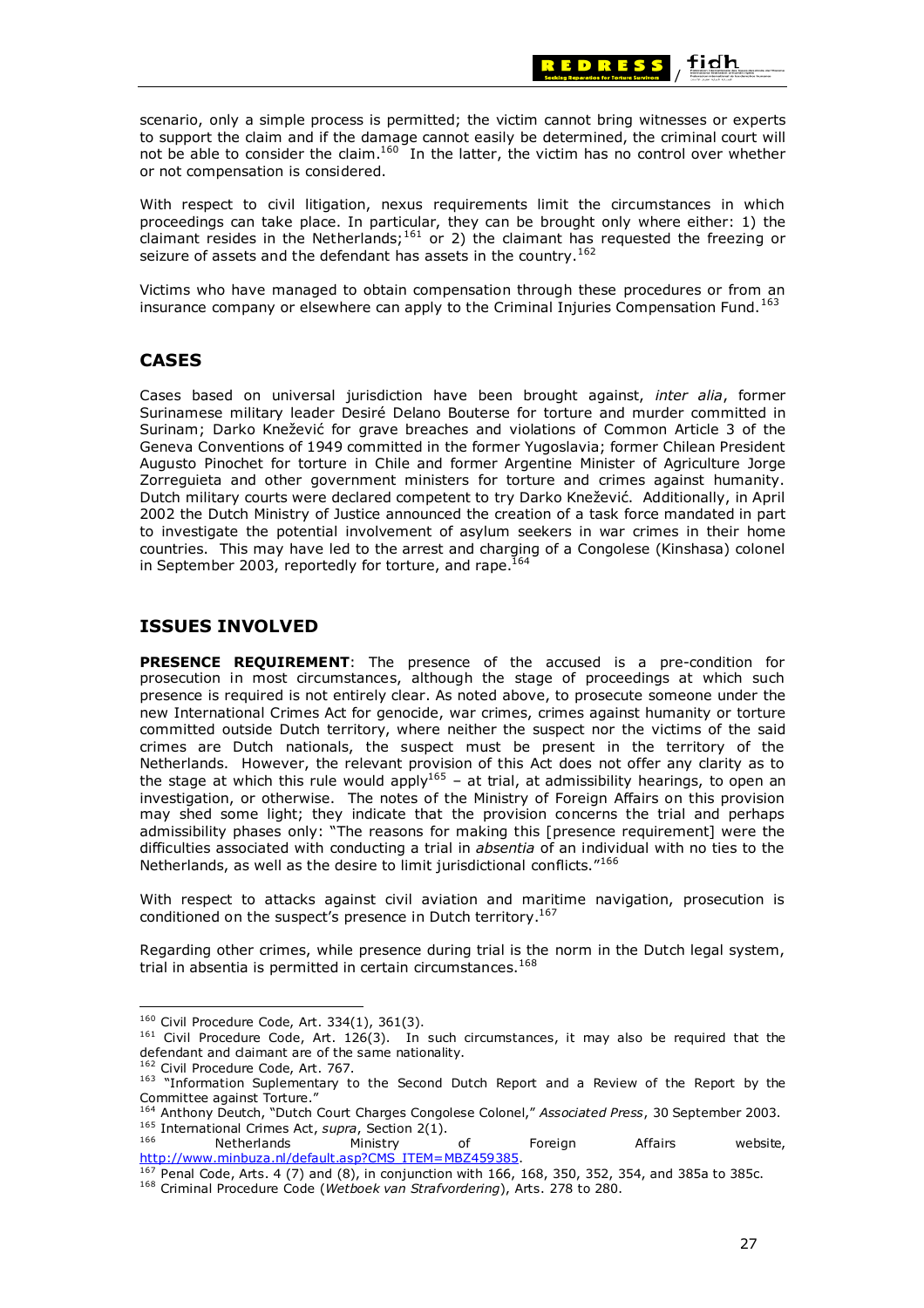scenario, only a simple process is permitted; the victim cannot bring witnesses or experts to support the claim and if the damage cannot easily be determined, the criminal court will not be able to consider the claim.[160] In the latter, the victim has no control over whether or not compensation is considered.

With respect to civil litigation, nexus requirements limit the circumstances in which proceedings can take place. In particular, they can be brought only where either: 1) the claimant resides in the Netherlands;[161] or 2) the claimant has requested the freezing or seizure of assets and the defendant has assets in the country.[162]

Victims who have managed to obtain compensation through these procedures or from an insurance company or elsewhere can apply to the Criminal Injuries Compensation Fund.[163]

## CASES

Cases based on universal jurisdiction have been brought against, *inter alia*, former Surinamese military leader Desiré Delano Bouterse for torture and murder committed in Surinam; Darko Knežević for grave breaches and violations of Common Article 3 of the Geneva Conventions of 1949 committed in the former Yugoslavia; former Chilean President Augusto Pinochet for torture in Chile and former Argentine Minister of Agriculture Jorge Zorreguieta and other government ministers for torture and crimes against humanity. Dutch military courts were declared competent to try Darko Knežević. Additionally, in April 2002 the Dutch Ministry of Justice announced the creation of a task force mandated in part to investigate the potential involvement of asylum seekers in war crimes in their home countries. This may have led to the arrest and charging of a Congolese (Kinshasa) colonel in September 2003, reportedly for torture, and rape.[164]

## ISSUES INVOLVED

**PRESENCE REQUIREMENT**: The presence of the accused is a pre-condition for prosecution in most circumstances, although the stage of proceedings at which such presence is required is not entirely clear. As noted above, to prosecute someone under the new International Crimes Act for genocide, war crimes, crimes against humanity or torture committed outside Dutch territory, where neither the suspect nor the victims of the said crimes are Dutch nationals, the suspect must be present in the territory of the Netherlands. However, the relevant provision of this Act does not offer any clarity as to the stage at which this rule would apply[165] – at trial, at admissibility hearings, to open an investigation, or otherwise. The notes of the Ministry of Foreign Affairs on this provision may shed some light; they indicate that the provision concerns the trial and perhaps admissibility phases only: "The reasons for making this [presence requirement] were the difficulties associated with conducting a trial in *absentia* of an individual with no ties to the Netherlands, as well as the desire to limit jurisdictional conflicts."[166]

With respect to attacks against civil aviation and maritime navigation, prosecution is conditioned on the suspect's presence in Dutch territory.[167]

Regarding other crimes, while presence during trial is the norm in the Dutch legal system, trial in absentia is permitted in certain circumstances.[168]

---

[160] Civil Procedure Code, Art. 334(1), 361(3).

[161] Civil Procedure Code, Art. 126(3). In such circumstances, it may also be required that the defendant and claimant are of the same nationality.

[162] Civil Procedure Code, Art. 767.

[163] "Information Suplementary to the Second Dutch Report and a Review of the Report by the Committee against Torture."

[164] Anthony Deutch, "Dutch Court Charges Congolese Colonel," *Associated Press*, 30 September 2003.

[165] International Crimes Act, *supra*, Section 2(1).

[166] Netherlands Ministry of Foreign Affairs website, http://www.minbuza.nl/default.asp?CMS_ITEM=MBZ459385.

[167] Penal Code, Arts. 4 (7) and (8), in conjunction with 166, 168, 350, 352, 354, and 385a to 385c.

[168] Criminal Procedure Code (*Wetboek van Strafvordering*), Arts. 278 to 280.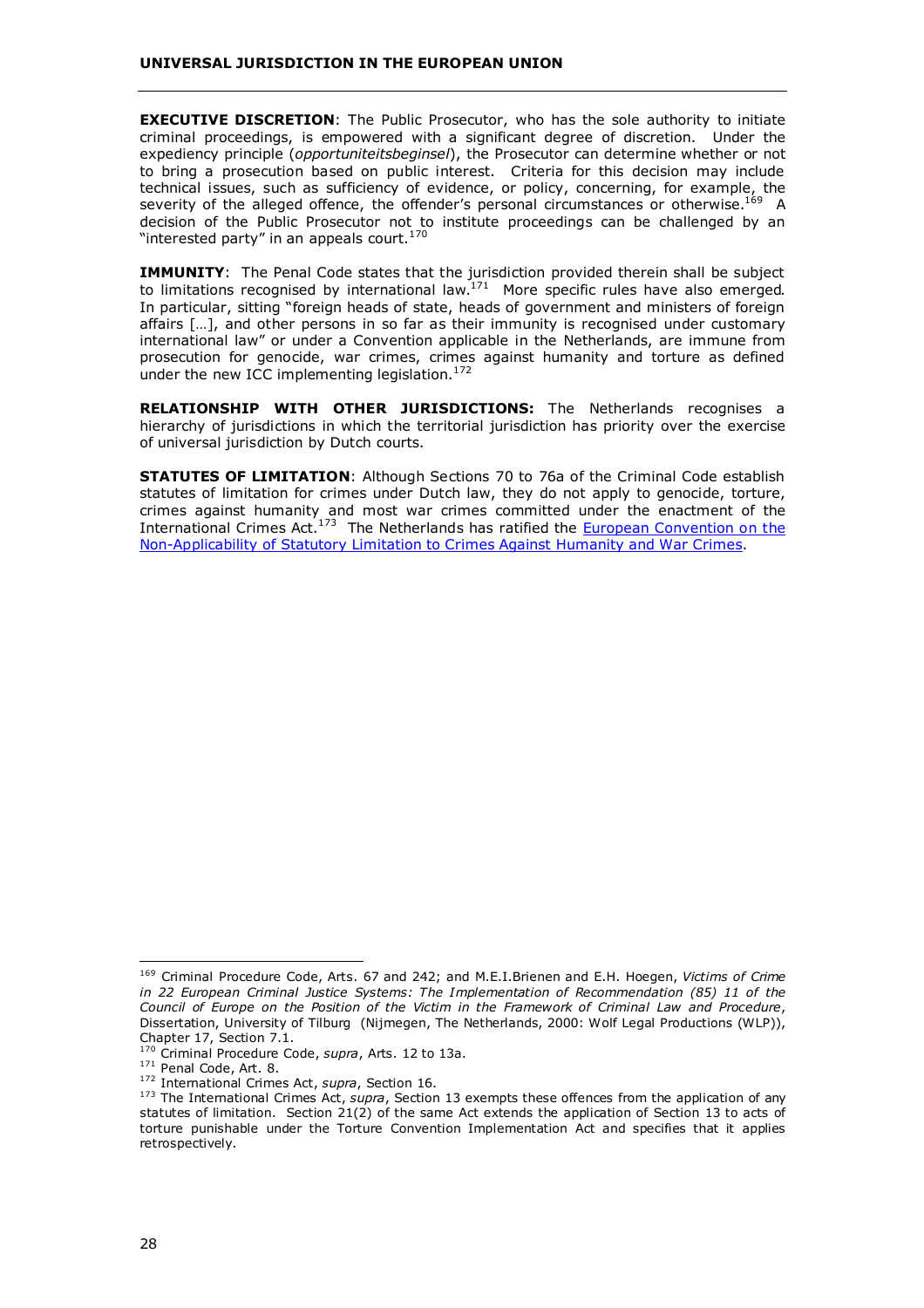**EXECUTIVE DISCRETION**: The Public Prosecutor, who has the sole authority to initiate criminal proceedings, is empowered with a significant degree of discretion. Under the expediency principle (*opportuniteitsbeginsel*), the Prosecutor can determine whether or not to bring a prosecution based on public interest. Criteria for this decision may include technical issues, such as sufficiency of evidence, or policy, concerning, for example, the severity of the alleged offence, the offender's personal circumstances or otherwise.[169] A decision of the Public Prosecutor not to institute proceedings can be challenged by an "interested party" in an appeals court.[170]

**IMMUNITY**: The Penal Code states that the jurisdiction provided therein shall be subject to limitations recognised by international law.[171] More specific rules have also emerged. In particular, sitting "foreign heads of state, heads of government and ministers of foreign affairs […], and other persons in so far as their immunity is recognised under customary international law" or under a Convention applicable in the Netherlands, are immune from prosecution for genocide, war crimes, crimes against humanity and torture as defined under the new ICC implementing legislation.[172]

**RELATIONSHIP WITH OTHER JURISDICTIONS:** The Netherlands recognises a hierarchy of jurisdictions in which the territorial jurisdiction has priority over the exercise of universal jurisdiction by Dutch courts.

**STATUTES OF LIMITATION**: Although Sections 70 to 76a of the Criminal Code establish statutes of limitation for crimes under Dutch law, they do not apply to genocide, torture, crimes against humanity and most war crimes committed under the enactment of the International Crimes Act.[173] The Netherlands has ratified the European Convention on the Non-Applicability of Statutory Limitation to Crimes Against Humanity and War Crimes.

---

[169] Criminal Procedure Code, Arts. 67 and 242; and M.E.I.Brienen and E.H. Hoegen, *Victims of Crime in 22 European Criminal Justice Systems: The Implementation of Recommendation (85) 11 of the Council of Europe on the Position of the Victim in the Framework of Criminal Law and Procedure*, Dissertation, University of Tilburg (Nijmegen, The Netherlands, 2000: Wolf Legal Productions (WLP)), Chapter 17, Section 7.1.

[170] Criminal Procedure Code, *supra*, Arts. 12 to 13a.

[171] Penal Code, Art. 8.

[172] International Crimes Act, *supra*, Section 16.

[173] The International Crimes Act, *supra*, Section 13 exempts these offences from the application of any statutes of limitation. Section 21(2) of the same Act extends the application of Section 13 to acts of torture punishable under the Torture Convention Implementation Act and specifies that it applies retrospectively.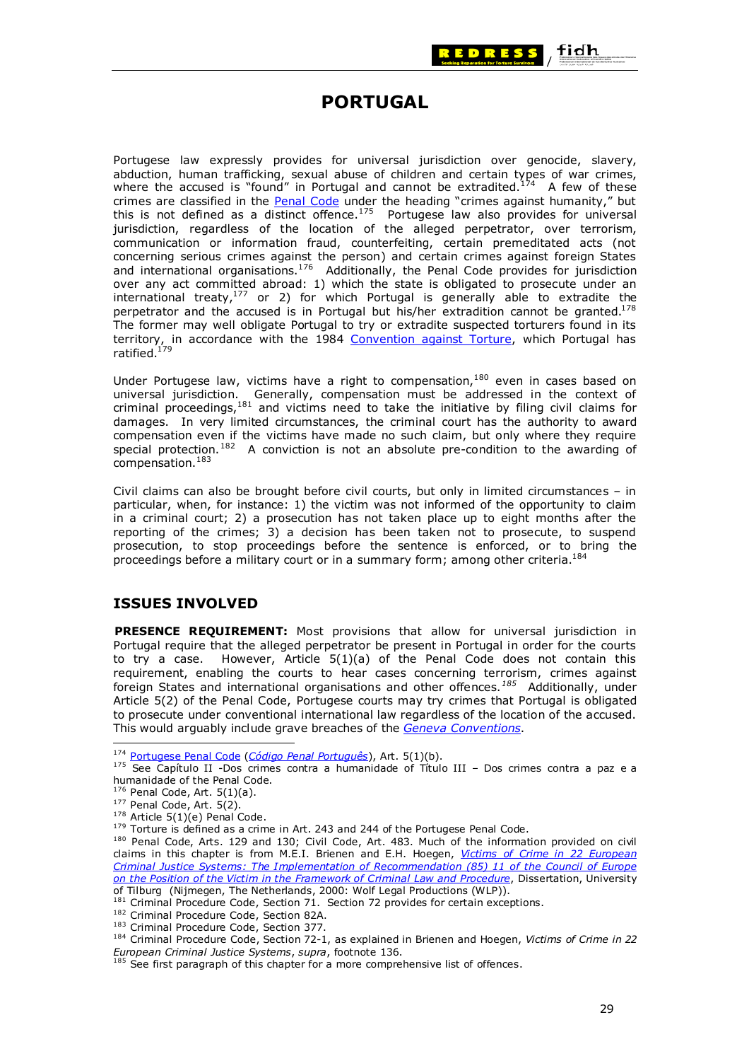# PORTUGAL

Portugese law expressly provides for universal jurisdiction over genocide, slavery, abduction, human trafficking, sexual abuse of children and certain types of war crimes, where the accused is "found" in Portugal and cannot be extradited.[174] A few of these crimes are classified in the Penal Code under the heading "crimes against humanity," but this is not defined as a distinct offence.[175] Portugese law also provides for universal jurisdiction, regardless of the location of the alleged perpetrator, over terrorism, communication or information fraud, counterfeiting, certain premeditated acts (not concerning serious crimes against the person) and certain crimes against foreign States and international organisations.[176] Additionally, the Penal Code provides for jurisdiction over any act committed abroad: 1) which the state is obligated to prosecute under an international treaty,[177] or 2) for which Portugal is generally able to extradite the perpetrator and the accused is in Portugal but his/her extradition cannot be granted.[178] The former may well obligate Portugal to try or extradite suspected torturers found in its territory, in accordance with the 1984 Convention against Torture, which Portugal has ratified.[179]

Under Portugese law, victims have a right to compensation,[180] even in cases based on universal jurisdiction. Generally, compensation must be addressed in the context of criminal proceedings,[181] and victims need to take the initiative by filing civil claims for damages. In very limited circumstances, the criminal court has the authority to award compensation even if the victims have made no such claim, but only where they require special protection.[182] A conviction is not an absolute pre-condition to the awarding of compensation.[183]

Civil claims can also be brought before civil courts, but only in limited circumstances – in particular, when, for instance: 1) the victim was not informed of the opportunity to claim in a criminal court; 2) a prosecution has not taken place up to eight months after the reporting of the crimes; 3) a decision has been taken not to prosecute, to suspend prosecution, to stop proceedings before the sentence is enforced, or to bring the proceedings before a military court or in a summary form; among other criteria.[184]

## ISSUES INVOLVED

**PRESENCE REQUIREMENT:** Most provisions that allow for universal jurisdiction in Portugal require that the alleged perpetrator be present in Portugal in order for the courts to try a case. However, Article 5(1)(a) of the Penal Code does not contain this requirement, enabling the courts to hear cases concerning terrorism, crimes against foreign States and international organisations and other offences.[185] Additionally, under Article 5(2) of the Penal Code, Portugese courts may try crimes that Portugal is obligated to prosecute under conventional international law regardless of the location of the accused. This would arguably include grave breaches of the *Geneva Conventions*.

---

[174] Portugese Penal Code (*Código Penal Português*), Art. 5(1)(b).

[175] See Capítulo II -Dos crimes contra a humanidade of Título III – Dos crimes contra a paz e a humanidade of the Penal Code.

[176] Penal Code, Art. 5(1)(a).

[177] Penal Code, Art. 5(2).

[178] Article 5(1)(e) Penal Code.

[179] Torture is defined as a crime in Art. 243 and 244 of the Portugese Penal Code.

[180] Penal Code, Arts. 129 and 130; Civil Code, Art. 483. Much of the information provided on civil claims in this chapter is from M.E.I. Brienen and E.H. Hoegen, *Victims of Crime in 22 European Criminal Justice Systems: The Implementation of Recommendation (85) 11 of the Council of Europe on the Position of the Victim in the Framework of Criminal Law and Procedure*, Dissertation, University of Tilburg (Nijmegen, The Netherlands, 2000: Wolf Legal Productions (WLP)).

[181] Criminal Procedure Code, Section 71. Section 72 provides for certain exceptions.

[182] Criminal Procedure Code, Section 82A.

[183] Criminal Procedure Code, Section 377.

[184] Criminal Procedure Code, Section 72-1, as explained in Brienen and Hoegen, *Victims of Crime in 22 European Criminal Justice Systems*, *supra*, footnote 136.

[185] See first paragraph of this chapter for a more comprehensive list of offences.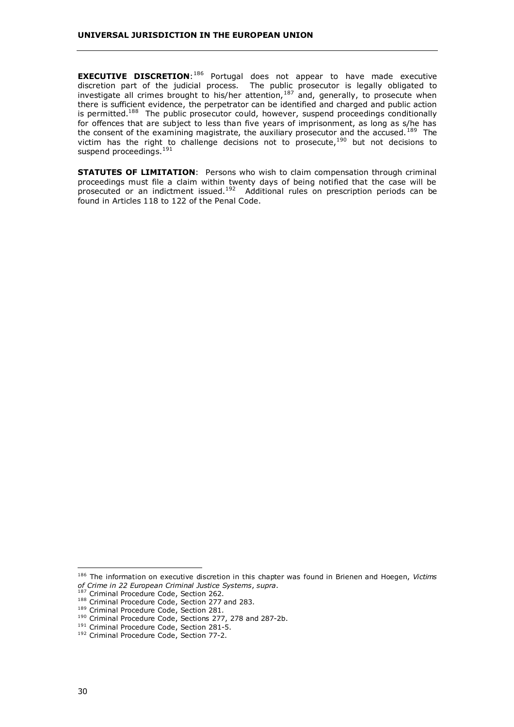**EXECUTIVE DISCRETION**:[186] Portugal does not appear to have made executive discretion part of the judicial process. The public prosecutor is legally obligated to investigate all crimes brought to his/her attention,[187] and, generally, to prosecute when there is sufficient evidence, the perpetrator can be identified and charged and public action is permitted.[188] The public prosecutor could, however, suspend proceedings conditionally for offences that are subject to less than five years of imprisonment, as long as s/he has the consent of the examining magistrate, the auxiliary prosecutor and the accused.[189] The victim has the right to challenge decisions not to prosecute,[190] but not decisions to suspend proceedings.[191]

**STATUTES OF LIMITATION**: Persons who wish to claim compensation through criminal proceedings must file a claim within twenty days of being notified that the case will be prosecuted or an indictment issued.[192] Additional rules on prescription periods can be found in Articles 118 to 122 of the Penal Code.

---

[186] The information on executive discretion in this chapter was found in Brienen and Hoegen, *Victims of Crime in 22 European Criminal Justice Systems*, *supra*.

[187] Criminal Procedure Code, Section 262.

[188] Criminal Procedure Code, Section 277 and 283.

[189] Criminal Procedure Code, Section 281.

[190] Criminal Procedure Code, Sections 277, 278 and 287-2b.

[191] Criminal Procedure Code, Section 281-5.

[192] Criminal Procedure Code, Section 77-2.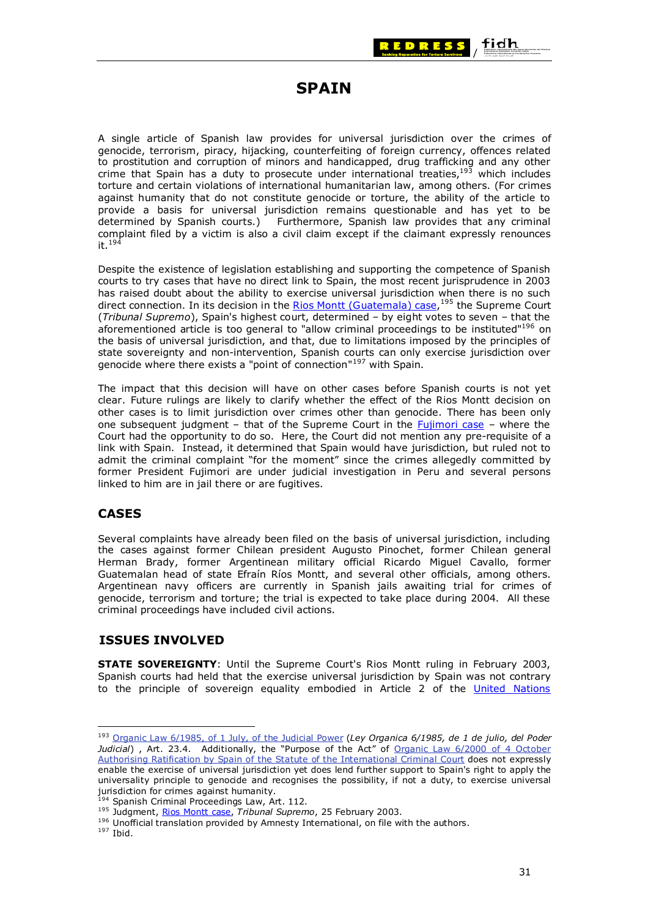# SPAIN

A single article of Spanish law provides for universal jurisdiction over the crimes of genocide, terrorism, piracy, hijacking, counterfeiting of foreign currency, offences related to prostitution and corruption of minors and handicapped, drug trafficking and any other crime that Spain has a duty to prosecute under international treaties,[193] which includes torture and certain violations of international humanitarian law, among others. (For crimes against humanity that do not constitute genocide or torture, the ability of the article to provide a basis for universal jurisdiction remains questionable and has yet to be determined by Spanish courts.) Furthermore, Spanish law provides that any criminal complaint filed by a victim is also a civil claim except if the claimant expressly renounces it.[194]

Despite the existence of legislation establishing and supporting the competence of Spanish courts to try cases that have no direct link to Spain, the most recent jurisprudence in 2003 has raised doubt about the ability to exercise universal jurisdiction when there is no such direct connection. In its decision in the Rios Montt (Guatemala) case,[195] the Supreme Court (*Tribunal Supremo*), Spain's highest court, determined – by eight votes to seven – that the aforementioned article is too general to "allow criminal proceedings to be instituted"[196] on the basis of universal jurisdiction, and that, due to limitations imposed by the principles of state sovereignty and non-intervention, Spanish courts can only exercise jurisdiction over genocide where there exists a "point of connection"[197] with Spain.

The impact that this decision will have on other cases before Spanish courts is not yet clear. Future rulings are likely to clarify whether the effect of the Rios Montt decision on other cases is to limit jurisdiction over crimes other than genocide. There has been only one subsequent judgment – that of the Supreme Court in the Fujimori case – where the Court had the opportunity to do so. Here, the Court did not mention any pre-requisite of a link with Spain. Instead, it determined that Spain would have jurisdiction, but ruled not to admit the criminal complaint "for the moment" since the crimes allegedly committed by former President Fujimori are under judicial investigation in Peru and several persons linked to him are in jail there or are fugitives.

## CASES

Several complaints have already been filed on the basis of universal jurisdiction, including the cases against former Chilean president Augusto Pinochet, former Chilean general Herman Brady, former Argentinean military official Ricardo Miguel Cavallo, former Guatemalan head of state Efraín Ríos Montt, and several other officials, among others. Argentinean navy officers are currently in Spanish jails awaiting trial for crimes of genocide, terrorism and torture; the trial is expected to take place during 2004. All these criminal proceedings have included civil actions.

## ISSUES INVOLVED

**STATE SOVEREIGNTY**: Until the Supreme Court's Rios Montt ruling in February 2003, Spanish courts had held that the exercise universal jurisdiction by Spain was not contrary to the principle of sovereign equality embodied in Article 2 of the United Nations

---

[193] Organic Law 6/1985, of 1 July, of the Judicial Power (*Ley Organica 6/1985, de 1 de julio, del Poder Judicial*) , Art. 23.4. Additionally, the "Purpose of the Act" of Organic Law 6/2000 of 4 October Authorising Ratification by Spain of the Statute of the International Criminal Court does not expressly enable the exercise of universal jurisdiction yet does lend further support to Spain's right to apply the universality principle to genocide and recognises the possibility, if not a duty, to exercise universal jurisdiction for crimes against humanity.

[194] Spanish Criminal Proceedings Law, Art. 112.

[195] Judgment, Rios Montt case, *Tribunal Supremo*, 25 February 2003.

[196] Unofficial translation provided by Amnesty International, on file with the authors.

[197] Ibid.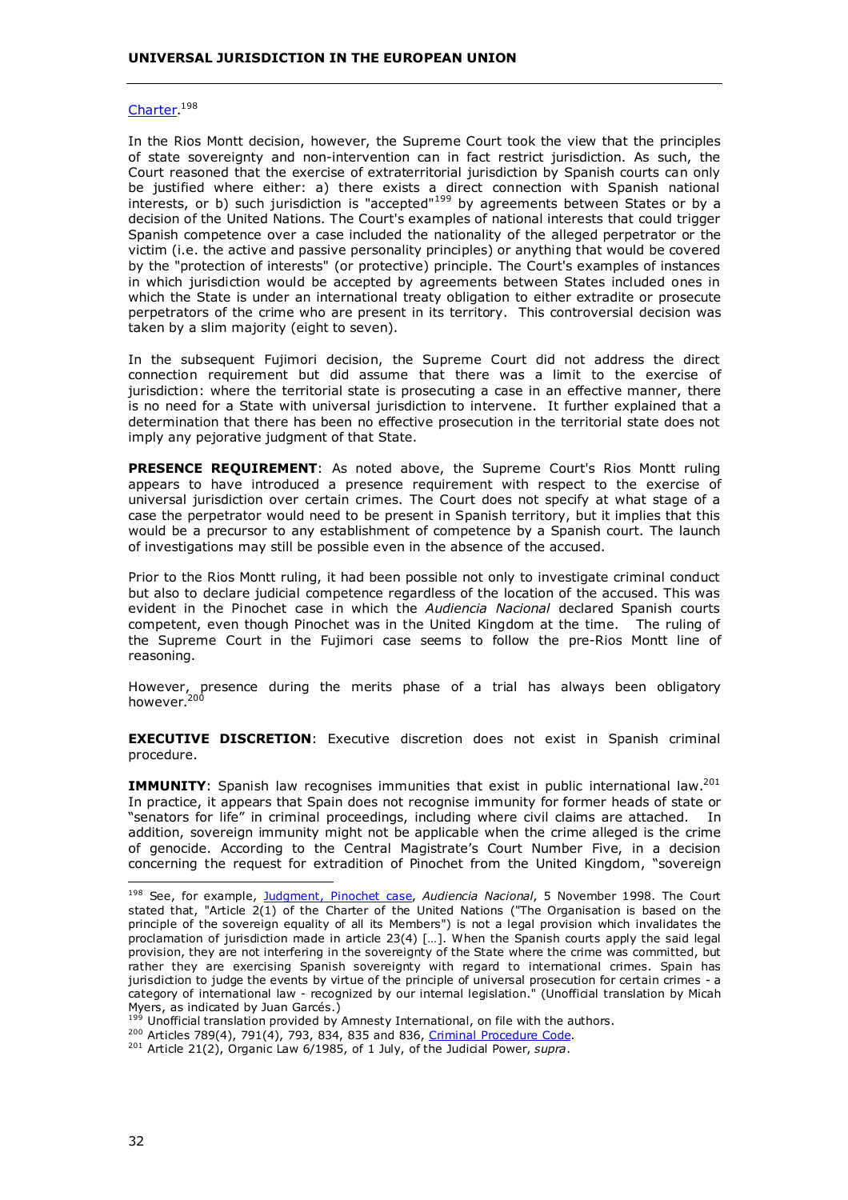[Charter](#).[198]

In the Rios Montt decision, however, the Supreme Court took the view that the principles of state sovereignty and non-intervention can in fact restrict jurisdiction. As such, the Court reasoned that the exercise of extraterritorial jurisdiction by Spanish courts can only be justified where either: a) there exists a direct connection with Spanish national interests, or b) such jurisdiction is "accepted"[199] by agreements between States or by a decision of the United Nations. The Court's examples of national interests that could trigger Spanish competence over a case included the nationality of the alleged perpetrator or the victim (i.e. the active and passive personality principles) or anything that would be covered by the "protection of interests" (or protective) principle. The Court's examples of instances in which jurisdiction would be accepted by agreements between States included ones in which the State is under an international treaty obligation to either extradite or prosecute perpetrators of the crime who are present in its territory. This controversial decision was taken by a slim majority (eight to seven).

In the subsequent Fujimori decision, the Supreme Court did not address the direct connection requirement but did assume that there was a limit to the exercise of jurisdiction: where the territorial state is prosecuting a case in an effective manner, there is no need for a State with universal jurisdiction to intervene. It further explained that a determination that there has been no effective prosecution in the territorial state does not imply any pejorative judgment of that State.

**PRESENCE REQUIREMENT**: As noted above, the Supreme Court's Rios Montt ruling appears to have introduced a presence requirement with respect to the exercise of universal jurisdiction over certain crimes. The Court does not specify at what stage of a case the perpetrator would need to be present in Spanish territory, but it implies that this would be a precursor to any establishment of competence by a Spanish court. The launch of investigations may still be possible even in the absence of the accused.

Prior to the Rios Montt ruling, it had been possible not only to investigate criminal conduct but also to declare judicial competence regardless of the location of the accused. This was evident in the Pinochet case in which the *Audiencia Nacional* declared Spanish courts competent, even though Pinochet was in the United Kingdom at the time. The ruling of the Supreme Court in the Fujimori case seems to follow the pre-Rios Montt line of reasoning.

However, presence during the merits phase of a trial has always been obligatory however.[200]

**EXECUTIVE DISCRETION**: Executive discretion does not exist in Spanish criminal procedure.

**IMMUNITY**: Spanish law recognises immunities that exist in public international law.[201] In practice, it appears that Spain does not recognise immunity for former heads of state or "senators for life" in criminal proceedings, including where civil claims are attached. In addition, sovereign immunity might not be applicable when the crime alleged is the crime of genocide. According to the Central Magistrate's Court Number Five, in a decision concerning the request for extradition of Pinochet from the United Kingdom, "sovereign

---

[198] See, for example, [Judgment, Pinochet case](#), *Audiencia Nacional*, 5 November 1998. The Court stated that, "Article 2(1) of the Charter of the United Nations ("The Organisation is based on the principle of the sovereign equality of all its Members") is not a legal provision which invalidates the proclamation of jurisdiction made in article 23(4) […]. When the Spanish courts apply the said legal provision, they are not interfering in the sovereignty of the State where the crime was committed, but rather they are exercising Spanish sovereignty with regard to international crimes. Spain has jurisdiction to judge the events by virtue of the principle of universal prosecution for certain crimes - a category of international law - recognized by our internal legislation." (Unofficial translation by Micah Myers, as indicated by Juan Garcés.)

[199] Unofficial translation provided by Amnesty International, on file with the authors.

[200] Articles 789(4), 791(4), 793, 834, 835 and 836, [Criminal Procedure Code](#).

[201] Article 21(2), Organic Law 6/1985, of 1 July, of the Judicial Power, *supra*.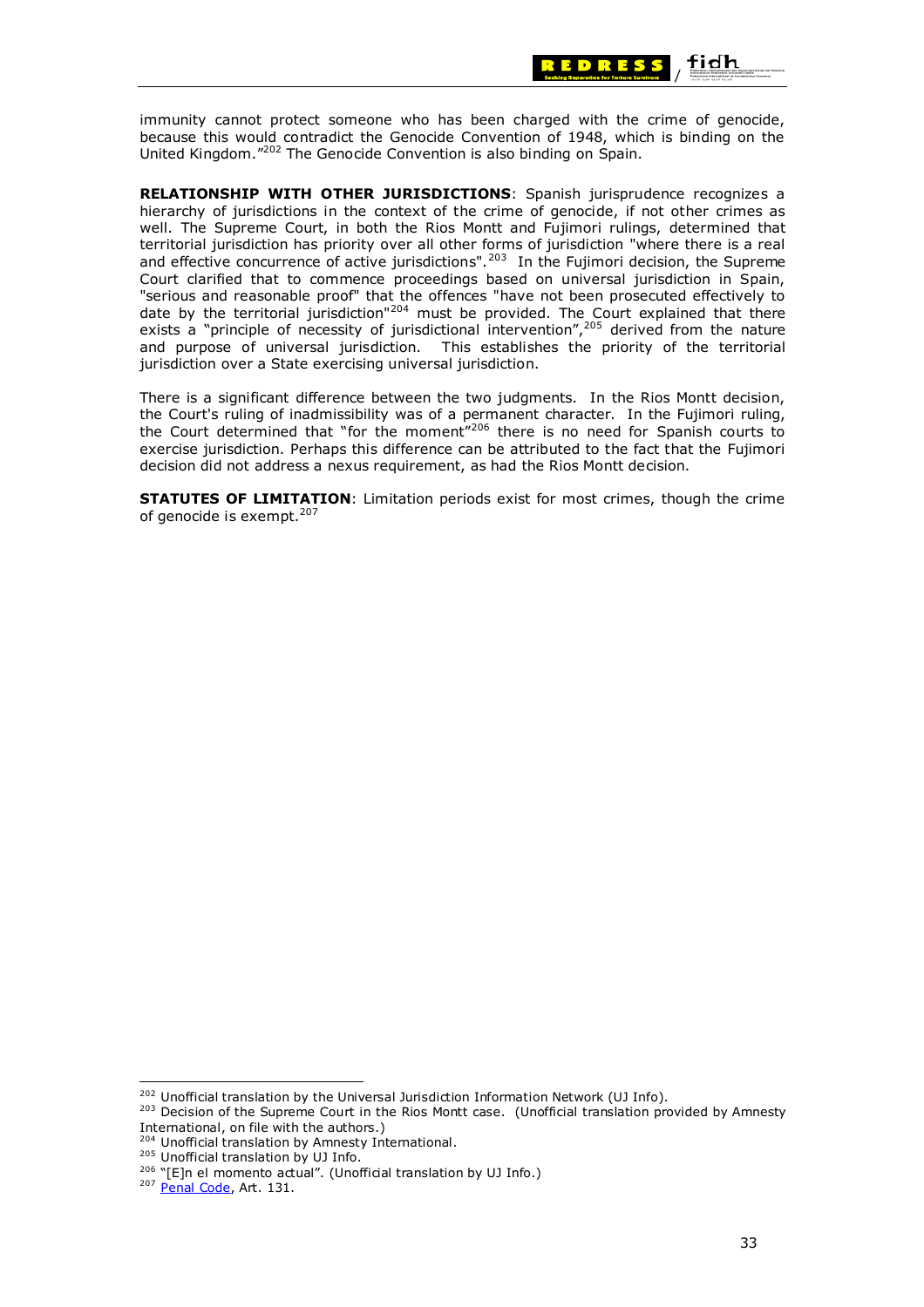immunity cannot protect someone who has been charged with the crime of genocide, because this would contradict the Genocide Convention of 1948, which is binding on the United Kingdom."[202] The Genocide Convention is also binding on Spain.

**RELATIONSHIP WITH OTHER JURISDICTIONS**: Spanish jurisprudence recognizes a hierarchy of jurisdictions in the context of the crime of genocide, if not other crimes as well. The Supreme Court, in both the Rios Montt and Fujimori rulings, determined that territorial jurisdiction has priority over all other forms of jurisdiction "where there is a real and effective concurrence of active jurisdictions".[203] In the Fujimori decision, the Supreme Court clarified that to commence proceedings based on universal jurisdiction in Spain, "serious and reasonable proof" that the offences "have not been prosecuted effectively to date by the territorial jurisdiction"[204] must be provided. The Court explained that there exists a "principle of necessity of jurisdictional intervention",[205] derived from the nature and purpose of universal jurisdiction. This establishes the priority of the territorial jurisdiction over a State exercising universal jurisdiction.

There is a significant difference between the two judgments. In the Rios Montt decision, the Court's ruling of inadmissibility was of a permanent character. In the Fujimori ruling, the Court determined that "for the moment"[206] there is no need for Spanish courts to exercise jurisdiction. Perhaps this difference can be attributed to the fact that the Fujimori decision did not address a nexus requirement, as had the Rios Montt decision.

**STATUTES OF LIMITATION**: Limitation periods exist for most crimes, though the crime of genocide is exempt.[207]

---

[202] Unofficial translation by the Universal Jurisdiction Information Network (UJ Info).

[203] Decision of the Supreme Court in the Rios Montt case. (Unofficial translation provided by Amnesty International, on file with the authors.)

[204] Unofficial translation by Amnesty International.

[205] Unofficial translation by UJ Info.

[206] "[E]n el momento actual". (Unofficial translation by UJ Info.)

[207] Penal Code, Art. 131.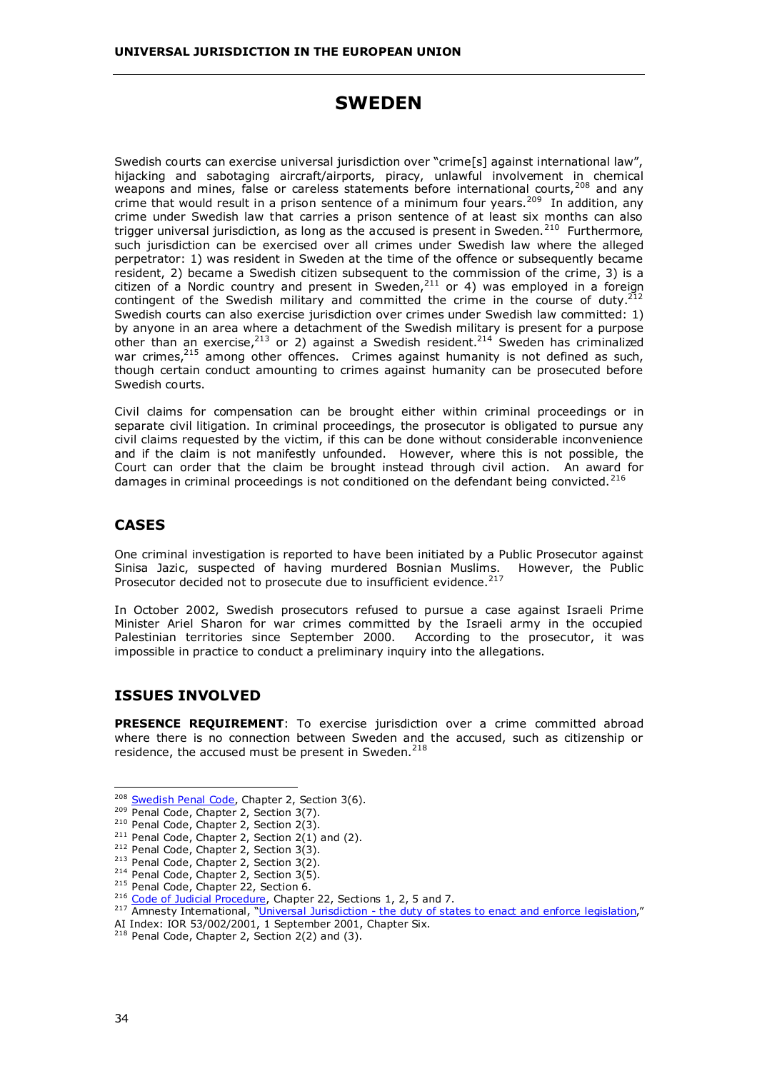# SWEDEN

Swedish courts can exercise universal jurisdiction over "crime[s] against international law", hijacking and sabotaging aircraft/airports, piracy, unlawful involvement in chemical weapons and mines, false or careless statements before international courts,[208] and any crime that would result in a prison sentence of a minimum four years.[209] In addition, any crime under Swedish law that carries a prison sentence of at least six months can also trigger universal jurisdiction, as long as the accused is present in Sweden.[210] Furthermore, such jurisdiction can be exercised over all crimes under Swedish law where the alleged perpetrator: 1) was resident in Sweden at the time of the offence or subsequently became resident, 2) became a Swedish citizen subsequent to the commission of the crime, 3) is a citizen of a Nordic country and present in Sweden,[211] or 4) was employed in a foreign contingent of the Swedish military and committed the crime in the course of duty.[212] Swedish courts can also exercise jurisdiction over crimes under Swedish law committed: 1) by anyone in an area where a detachment of the Swedish military is present for a purpose other than an exercise,[213] or 2) against a Swedish resident.[214] Sweden has criminalized war crimes,[215] among other offences. Crimes against humanity is not defined as such, though certain conduct amounting to crimes against humanity can be prosecuted before Swedish courts.

Civil claims for compensation can be brought either within criminal proceedings or in separate civil litigation. In criminal proceedings, the prosecutor is obligated to pursue any civil claims requested by the victim, if this can be done without considerable inconvenience and if the claim is not manifestly unfounded. However, where this is not possible, the Court can order that the claim be brought instead through civil action. An award for damages in criminal proceedings is not conditioned on the defendant being convicted.[216]

## CASES

One criminal investigation is reported to have been initiated by a Public Prosecutor against Sinisa Jazic, suspected of having murdered Bosnian Muslims. However, the Public Prosecutor decided not to prosecute due to insufficient evidence.[217]

In October 2002, Swedish prosecutors refused to pursue a case against Israeli Prime Minister Ariel Sharon for war crimes committed by the Israeli army in the occupied Palestinian territories since September 2000. According to the prosecutor, it was impossible in practice to conduct a preliminary inquiry into the allegations.

## ISSUES INVOLVED

**PRESENCE REQUIREMENT**: To exercise jurisdiction over a crime committed abroad where there is no connection between Sweden and the accused, such as citizenship or residence, the accused must be present in Sweden.[218]

---

[208] Swedish Penal Code, Chapter 2, Section 3(6).
[209] Penal Code, Chapter 2, Section 3(7).
[210] Penal Code, Chapter 2, Section 2(3).
[211] Penal Code, Chapter 2, Section 2(1) and (2).
[212] Penal Code, Chapter 2, Section 3(3).
[213] Penal Code, Chapter 2, Section 3(2).
[214] Penal Code, Chapter 2, Section 3(5).
[215] Penal Code, Chapter 22, Section 6.
[216] Code of Judicial Procedure, Chapter 22, Sections 1, 2, 5 and 7.
[217] Amnesty International, "Universal Jurisdiction - the duty of states to enact and enforce legislation," AI Index: IOR 53/002/2001, 1 September 2001, Chapter Six.
[218] Penal Code, Chapter 2, Section 2(2) and (3).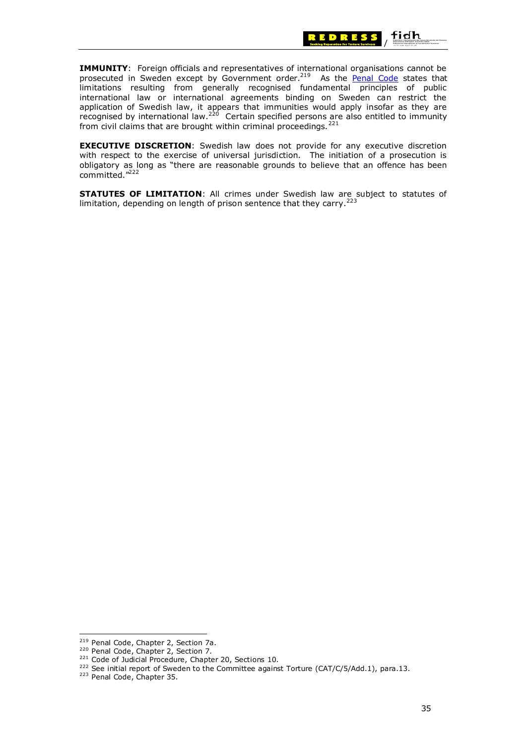**IMMUNITY**: Foreign officials and representatives of international organisations cannot be prosecuted in Sweden except by Government order.[219] As the Penal Code states that limitations resulting from generally recognised fundamental principles of public international law or international agreements binding on Sweden can restrict the application of Swedish law, it appears that immunities would apply insofar as they are recognised by international law.[220] Certain specified persons are also entitled to immunity from civil claims that are brought within criminal proceedings.[221]

**EXECUTIVE DISCRETION**: Swedish law does not provide for any executive discretion with respect to the exercise of universal jurisdiction. The initiation of a prosecution is obligatory as long as "there are reasonable grounds to believe that an offence has been committed."[222]

**STATUTES OF LIMITATION**: All crimes under Swedish law are subject to statutes of limitation, depending on length of prison sentence that they carry.[223]

---

[219] Penal Code, Chapter 2, Section 7a.

[220] Penal Code, Chapter 2, Section 7.

[221] Code of Judicial Procedure, Chapter 20, Sections 10.

[222] See initial report of Sweden to the Committee against Torture (CAT/C/5/Add.1), para.13.

[223] Penal Code, Chapter 35.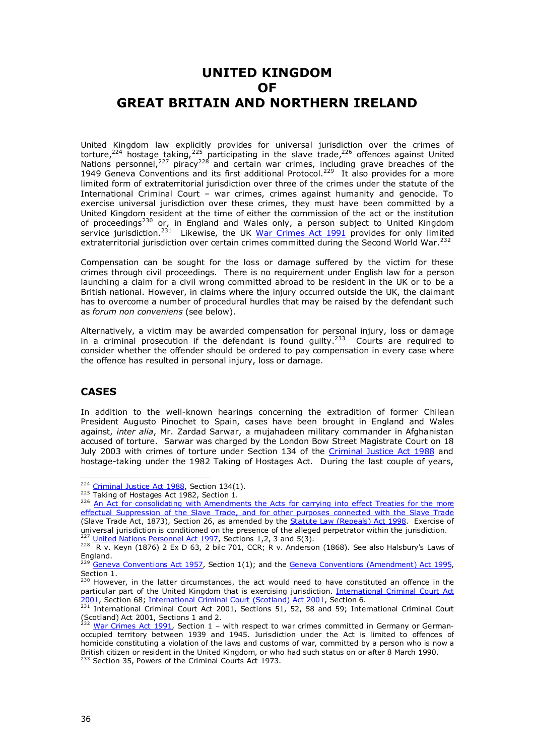# UNITED KINGDOM OF GREAT BRITAIN AND NORTHERN IRELAND

United Kingdom law explicitly provides for universal jurisdiction over the crimes of torture,[224] hostage taking,[225] participating in the slave trade,[226] offences against United Nations personnel,[227] piracy[228] and certain war crimes, including grave breaches of the 1949 Geneva Conventions and its first additional Protocol.[229] It also provides for a more limited form of extraterritorial jurisdiction over three of the crimes under the statute of the International Criminal Court – war crimes, crimes against humanity and genocide. To exercise universal jurisdiction over these crimes, they must have been committed by a United Kingdom resident at the time of either the commission of the act or the institution of proceedings[230] or, in England and Wales only, a person subject to United Kingdom service jurisdiction.[231] Likewise, the UK War Crimes Act 1991 provides for only limited extraterritorial jurisdiction over certain crimes committed during the Second World War.[232]

Compensation can be sought for the loss or damage suffered by the victim for these crimes through civil proceedings. There is no requirement under English law for a person launching a claim for a civil wrong committed abroad to be resident in the UK or to be a British national. However, in claims where the injury occurred outside the UK, the claimant has to overcome a number of procedural hurdles that may be raised by the defendant such as *forum non conveniens* (see below).

Alternatively, a victim may be awarded compensation for personal injury, loss or damage in a criminal prosecution if the defendant is found guilty.[233] Courts are required to consider whether the offender should be ordered to pay compensation in every case where the offence has resulted in personal injury, loss or damage.

## CASES

In addition to the well-known hearings concerning the extradition of former Chilean President Augusto Pinochet to Spain, cases have been brought in England and Wales against, *inter alia*, Mr. Zardad Sarwar, a mujahadeen military commander in Afghanistan accused of torture. Sarwar was charged by the London Bow Street Magistrate Court on 18 July 2003 with crimes of torture under Section 134 of the Criminal Justice Act 1988 and hostage-taking under the 1982 Taking of Hostages Act. During the last couple of years,

---

[224] Criminal Justice Act 1988, Section 134(1).

[225] Taking of Hostages Act 1982, Section 1.

[226] An Act for consolidating with Amendments the Acts for carrying into effect Treaties for the more effectual Suppression of the Slave Trade, and for other purposes connected with the Slave Trade (Slave Trade Act, 1873), Section 26, as amended by the Statute Law (Repeals) Act 1998. Exercise of universal jurisdiction is conditioned on the presence of the alleged perpetrator within the jurisdiction.

[227] United Nations Personnel Act 1997, Sections 1,2, 3 and 5(3).

[228] R v. Keyn (1876) 2 Ex D 63, 2 bilc 701, CCR; R v. Anderson (1868). See also Halsbury's Laws of England.

[229] Geneva Conventions Act 1957, Section 1(1); and the Geneva Conventions (Amendment) Act 1995, Section 1.

[230] However, in the latter circumstances, the act would need to have constituted an offence in the particular part of the United Kingdom that is exercising jurisdiction. International Criminal Court Act 2001, Section 68; International Criminal Court (Scotland) Act 2001, Section 6.

[231] International Criminal Court Act 2001, Sections 51, 52, 58 and 59; International Criminal Court (Scotland) Act 2001, Sections 1 and 2.

[232] War Crimes Act 1991, Section 1 – with respect to war crimes committed in Germany or German-occupied territory between 1939 and 1945. Jurisdiction under the Act is limited to offences of homicide constituting a violation of the laws and customs of war, committed by a person who is now a British citizen or resident in the United Kingdom, or who had such status on or after 8 March 1990.

[233] Section 35, Powers of the Criminal Courts Act 1973.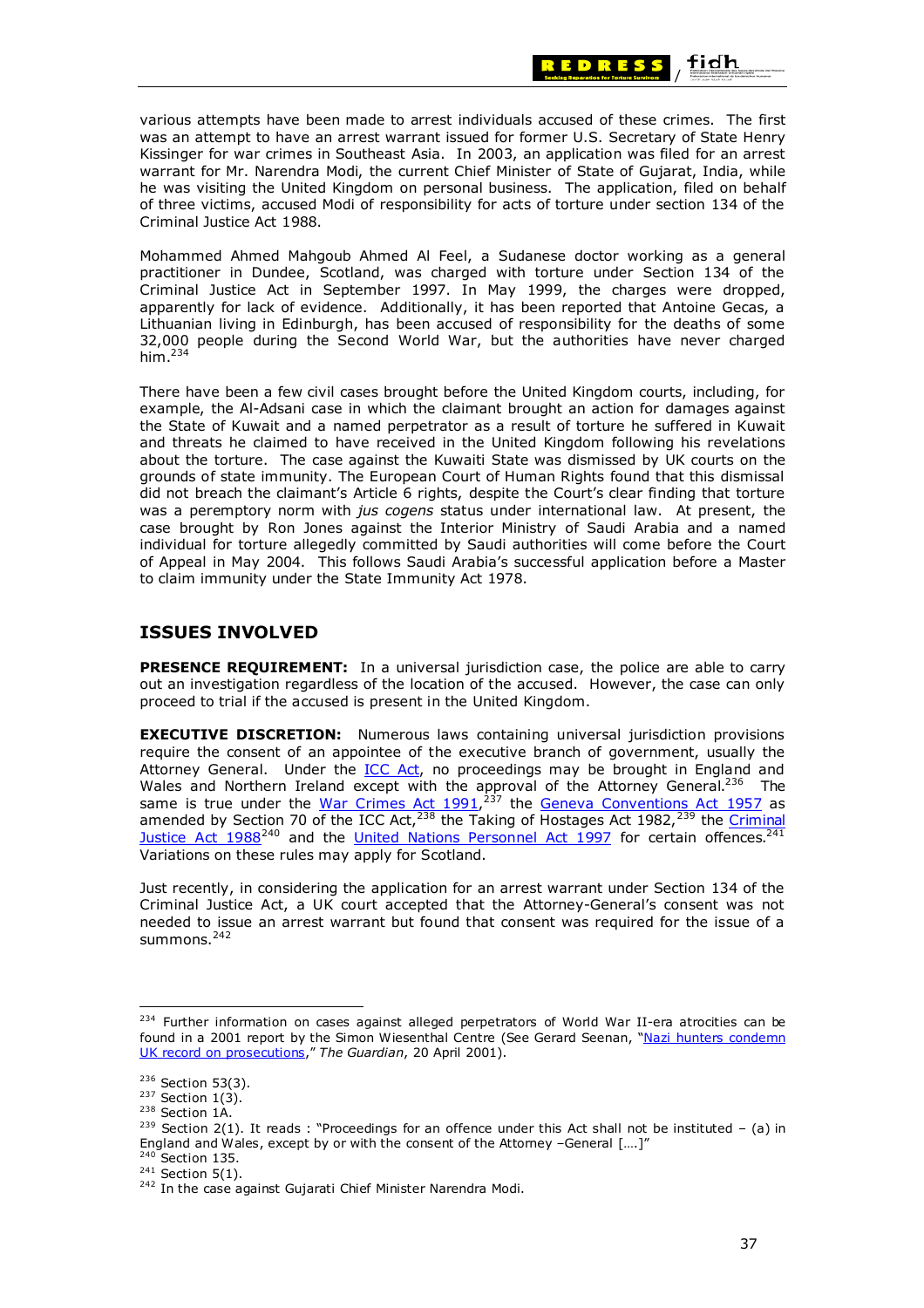various attempts have been made to arrest individuals accused of these crimes. The first was an attempt to have an arrest warrant issued for former U.S. Secretary of State Henry Kissinger for war crimes in Southeast Asia. In 2003, an application was filed for an arrest warrant for Mr. Narendra Modi, the current Chief Minister of State of Gujarat, India, while he was visiting the United Kingdom on personal business. The application, filed on behalf of three victims, accused Modi of responsibility for acts of torture under section 134 of the Criminal Justice Act 1988.

Mohammed Ahmed Mahgoub Ahmed Al Feel, a Sudanese doctor working as a general practitioner in Dundee, Scotland, was charged with torture under Section 134 of the Criminal Justice Act in September 1997. In May 1999, the charges were dropped, apparently for lack of evidence. Additionally, it has been reported that Antoine Gecas, a Lithuanian living in Edinburgh, has been accused of responsibility for the deaths of some 32,000 people during the Second World War, but the authorities have never charged him.[234]

There have been a few civil cases brought before the United Kingdom courts, including, for example, the Al-Adsani case in which the claimant brought an action for damages against the State of Kuwait and a named perpetrator as a result of torture he suffered in Kuwait and threats he claimed to have received in the United Kingdom following his revelations about the torture. The case against the Kuwaiti State was dismissed by UK courts on the grounds of state immunity. The European Court of Human Rights found that this dismissal did not breach the claimant's Article 6 rights, despite the Court's clear finding that torture was a peremptory norm with *jus cogens* status under international law. At present, the case brought by Ron Jones against the Interior Ministry of Saudi Arabia and a named individual for torture allegedly committed by Saudi authorities will come before the Court of Appeal in May 2004. This follows Saudi Arabia's successful application before a Master to claim immunity under the State Immunity Act 1978.

## ISSUES INVOLVED

**PRESENCE REQUIREMENT:** In a universal jurisdiction case, the police are able to carry out an investigation regardless of the location of the accused. However, the case can only proceed to trial if the accused is present in the United Kingdom.

**EXECUTIVE DISCRETION:** Numerous laws containing universal jurisdiction provisions require the consent of an appointee of the executive branch of government, usually the Attorney General. Under the ICC Act, no proceedings may be brought in England and Wales and Northern Ireland except with the approval of the Attorney General.[236] The same is true under the War Crimes Act 1991,[237] the Geneva Conventions Act 1957 as amended by Section 70 of the ICC Act,[238] the Taking of Hostages Act 1982,[239] the Criminal Justice Act 1988[240] and the United Nations Personnel Act 1997 for certain offences.[241] Variations on these rules may apply for Scotland.

Just recently, in considering the application for an arrest warrant under Section 134 of the Criminal Justice Act, a UK court accepted that the Attorney-General's consent was not needed to issue an arrest warrant but found that consent was required for the issue of a summons.[242]

---

[234] Further information on cases against alleged perpetrators of World War II-era atrocities can be found in a 2001 report by the Simon Wiesenthal Centre (See Gerard Seenan, "Nazi hunters condemn UK record on prosecutions," *The Guardian*, 20 April 2001).

[236] Section 53(3).
[237] Section 1(3).
[238] Section 1A.
[239] Section 2(1). It reads : "Proceedings for an offence under this Act shall not be instituted – (a) in England and Wales, except by or with the consent of the Attorney –General [….]"
[240] Section 135.
[241] Section 5(1).
[242] In the case against Gujarati Chief Minister Narendra Modi.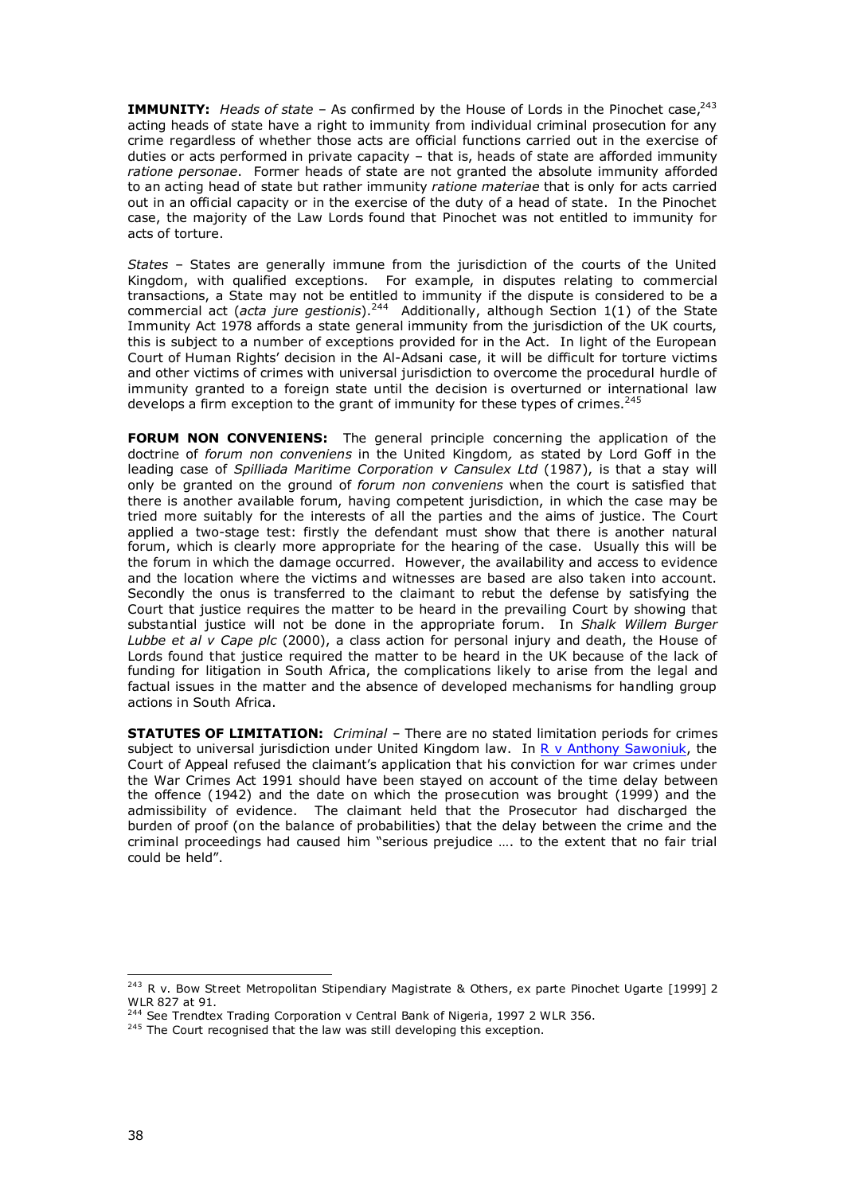**IMMUNITY:** *Heads of state* – As confirmed by the House of Lords in the Pinochet case,[243] acting heads of state have a right to immunity from individual criminal prosecution for any crime regardless of whether those acts are official functions carried out in the exercise of duties or acts performed in private capacity – that is, heads of state are afforded immunity *ratione personae*. Former heads of state are not granted the absolute immunity afforded to an acting head of state but rather immunity *ratione materiae* that is only for acts carried out in an official capacity or in the exercise of the duty of a head of state. In the Pinochet case, the majority of the Law Lords found that Pinochet was not entitled to immunity for acts of torture.

*States* – States are generally immune from the jurisdiction of the courts of the United Kingdom, with qualified exceptions. For example, in disputes relating to commercial transactions, a State may not be entitled to immunity if the dispute is considered to be a commercial act (*acta jure gestionis*).[244] Additionally, although Section 1(1) of the State Immunity Act 1978 affords a state general immunity from the jurisdiction of the UK courts, this is subject to a number of exceptions provided for in the Act. In light of the European Court of Human Rights' decision in the Al-Adsani case, it will be difficult for torture victims and other victims of crimes with universal jurisdiction to overcome the procedural hurdle of immunity granted to a foreign state until the decision is overturned or international law develops a firm exception to the grant of immunity for these types of crimes.[245]

**FORUM NON CONVENIENS:** The general principle concerning the application of the doctrine of *forum non conveniens* in the United Kingdom, as stated by Lord Goff in the leading case of *Spilliada Maritime Corporation v Cansulex Ltd* (1987), is that a stay will only be granted on the ground of *forum non conveniens* when the court is satisfied that there is another available forum, having competent jurisdiction, in which the case may be tried more suitably for the interests of all the parties and the aims of justice. The Court applied a two-stage test: firstly the defendant must show that there is another natural forum, which is clearly more appropriate for the hearing of the case. Usually this will be the forum in which the damage occurred. However, the availability and access to evidence and the location where the victims and witnesses are based are also taken into account. Secondly the onus is transferred to the claimant to rebut the defense by satisfying the Court that justice requires the matter to be heard in the prevailing Court by showing that substantial justice will not be done in the appropriate forum. In *Shalk Willem Burger Lubbe et al v Cape plc* (2000), a class action for personal injury and death, the House of Lords found that justice required the matter to be heard in the UK because of the lack of funding for litigation in South Africa, the complications likely to arise from the legal and factual issues in the matter and the absence of developed mechanisms for handling group actions in South Africa.

**STATUTES OF LIMITATION:** *Criminal* – There are no stated limitation periods for crimes subject to universal jurisdiction under United Kingdom law. In R v Anthony Sawoniuk, the Court of Appeal refused the claimant's application that his conviction for war crimes under the War Crimes Act 1991 should have been stayed on account of the time delay between the offence (1942) and the date on which the prosecution was brought (1999) and the admissibility of evidence. The claimant held that the Prosecutor had discharged the burden of proof (on the balance of probabilities) that the delay between the crime and the criminal proceedings had caused him "serious prejudice …. to the extent that no fair trial could be held".

---

[243] R v. Bow Street Metropolitan Stipendiary Magistrate & Others, ex parte Pinochet Ugarte [1999] 2 WLR 827 at 91.

[244] See Trendtex Trading Corporation v Central Bank of Nigeria, 1997 2 WLR 356.

[245] The Court recognised that the law was still developing this exception.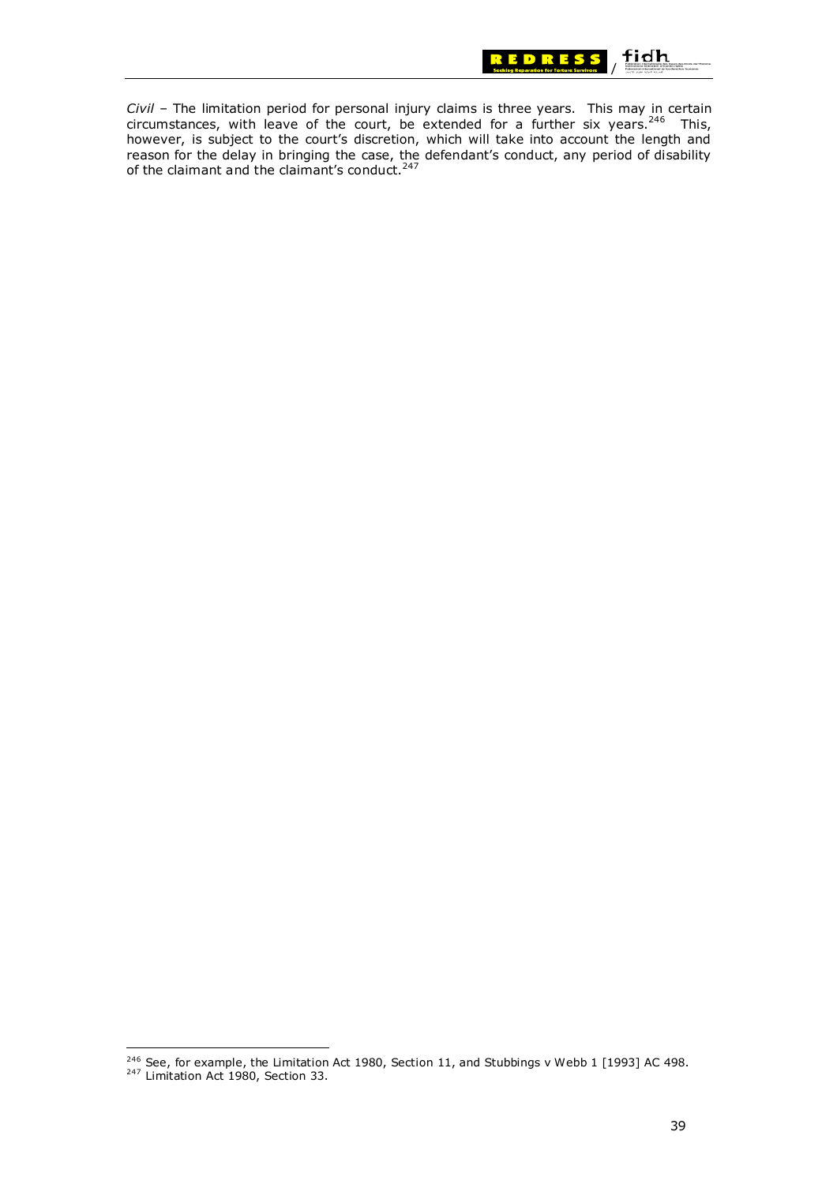*Civil* – The limitation period for personal injury claims is three years. This may in certain circumstances, with leave of the court, be extended for a further six years.[246] This, however, is subject to the court's discretion, which will take into account the length and reason for the delay in bringing the case, the defendant's conduct, any period of disability of the claimant and the claimant's conduct.[247]

---

[246] See, for example, the Limitation Act 1980, Section 11, and Stubbings v Webb 1 [1993] AC 498.

[247] Limitation Act 1980, Section 33.